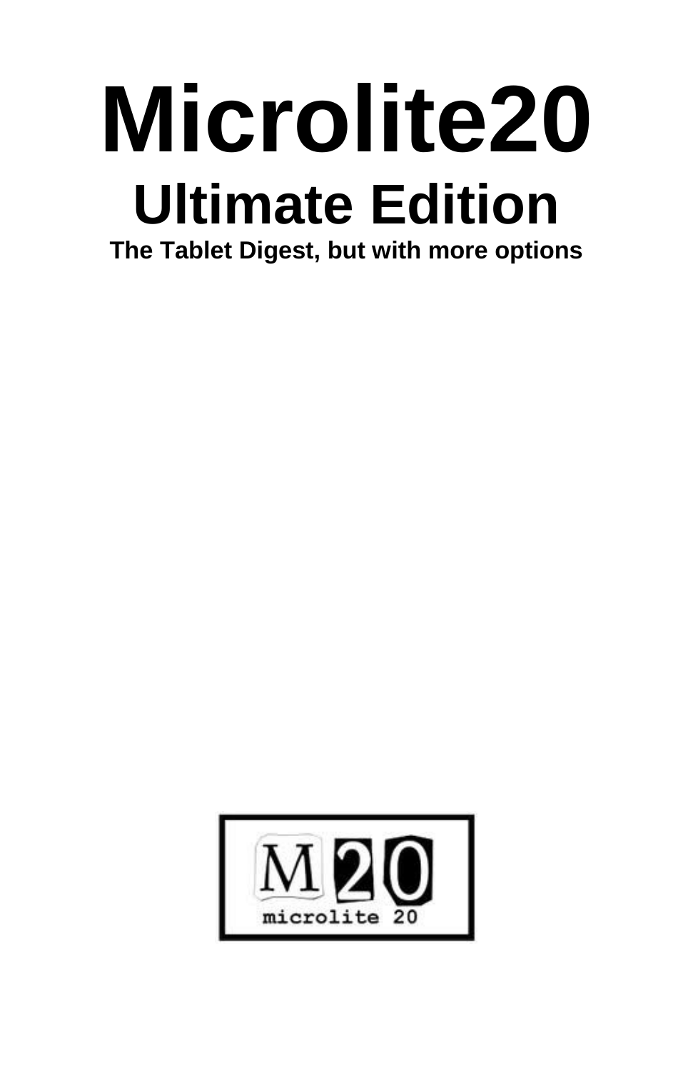# Microlite20

## Ultimate Edition

**The Tablet Digest, but with more options**

M 20

microlite 20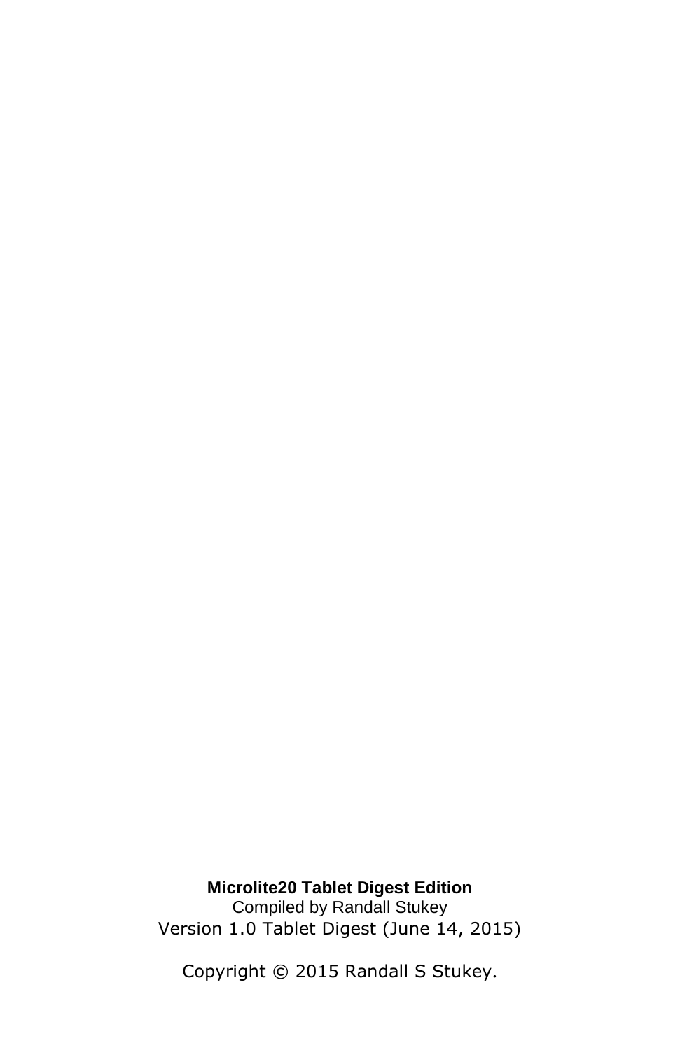**Microlite20 Tablet Digest Edition**

Compiled by Randall Stukey

Version 1.0 Tablet Digest (June 14, 2015)

Copyright © 2015 Randall S Stukey.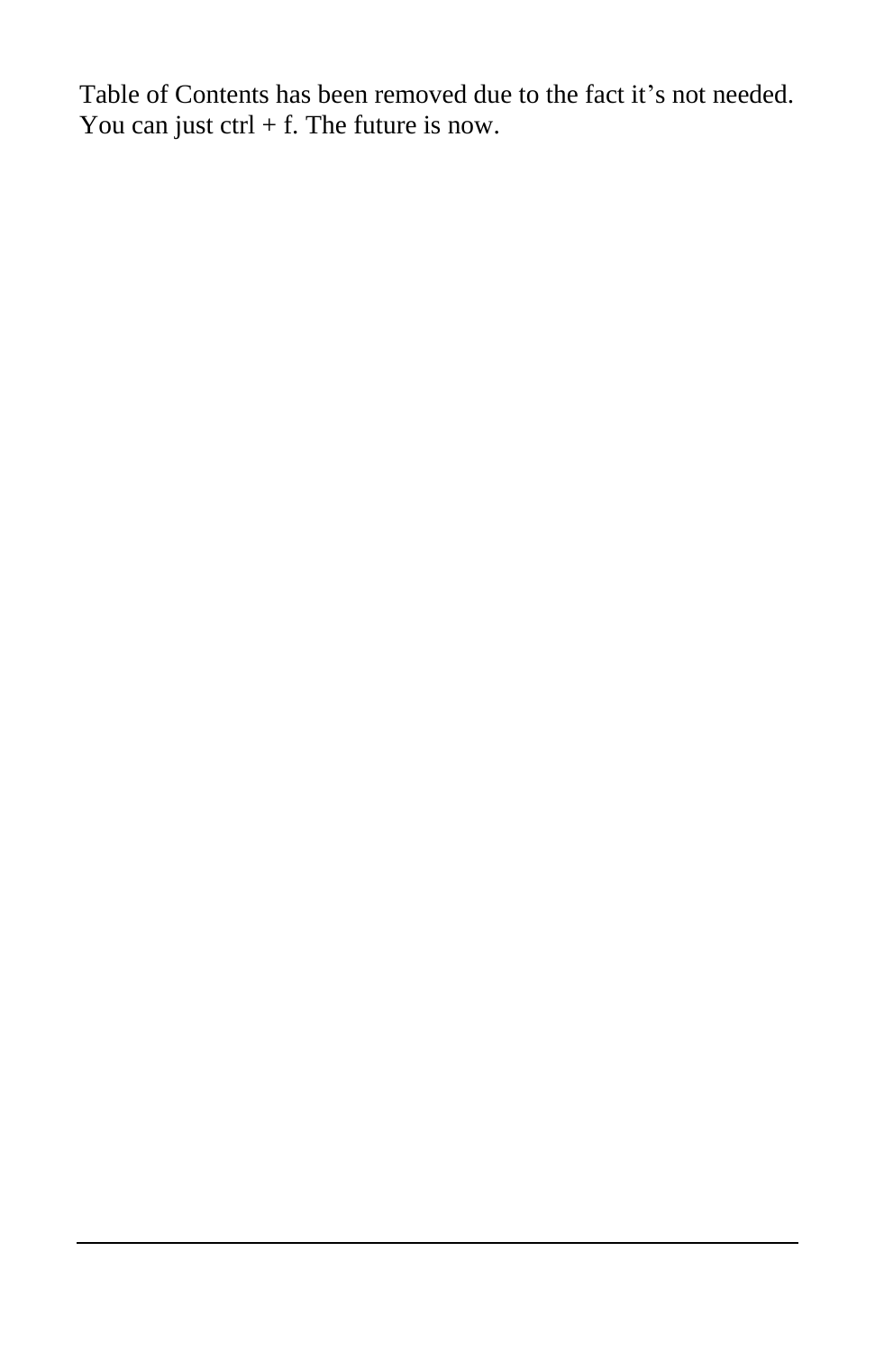Table of Contents has been removed due to the fact it's not needed. You can just ctrl + f. The future is now.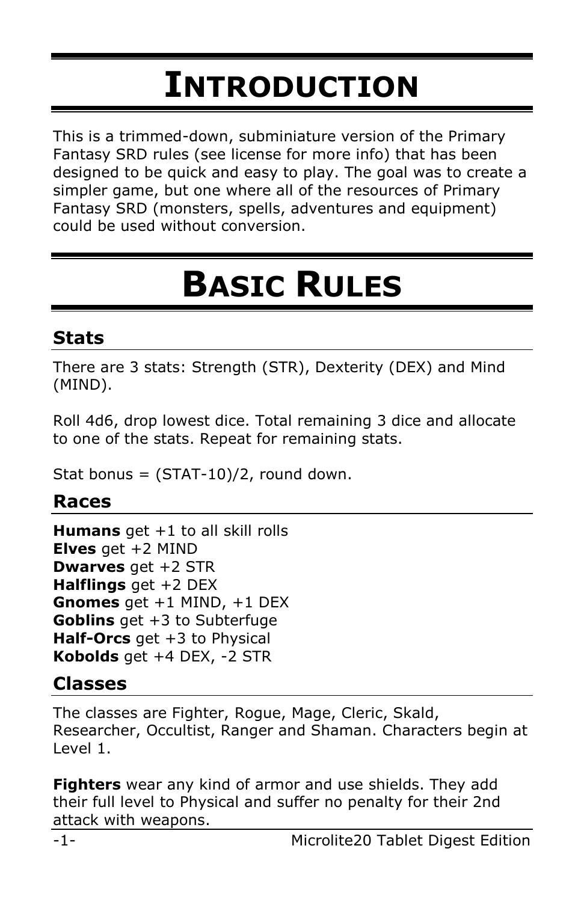# Introduction

This is a trimmed-down, subminiature version of the Primary Fantasy SRD rules (see license for more info) that has been designed to be quick and easy to play. The goal was to create a simpler game, but one where all of the resources of Primary Fantasy SRD (monsters, spells, adventures and equipment) could be used without conversion.

# Basic Rules

## Stats

There are 3 stats: Strength (STR), Dexterity (DEX) and Mind (MIND).

Roll 4d6, drop lowest dice. Total remaining 3 dice and allocate to one of the stats. Repeat for remaining stats.

Stat bonus = (STAT-10)/2, round down.

## Races

**Humans** get +1 to all skill rolls
**Elves** get +2 MIND
**Dwarves** get +2 STR
**Halflings** get +2 DEX
**Gnomes** get +1 MIND, +1 DEX
**Goblins** get +3 to Subterfuge
**Half-Orcs** get +3 to Physical
**Kobolds** get +4 DEX, -2 STR

## Classes

The classes are Fighter, Rogue, Mage, Cleric, Skald, Researcher, Occultist, Ranger and Shaman. Characters begin at Level 1.

**Fighters** wear any kind of armor and use shields. They add their full level to Physical and suffer no penalty for their 2nd attack with weapons.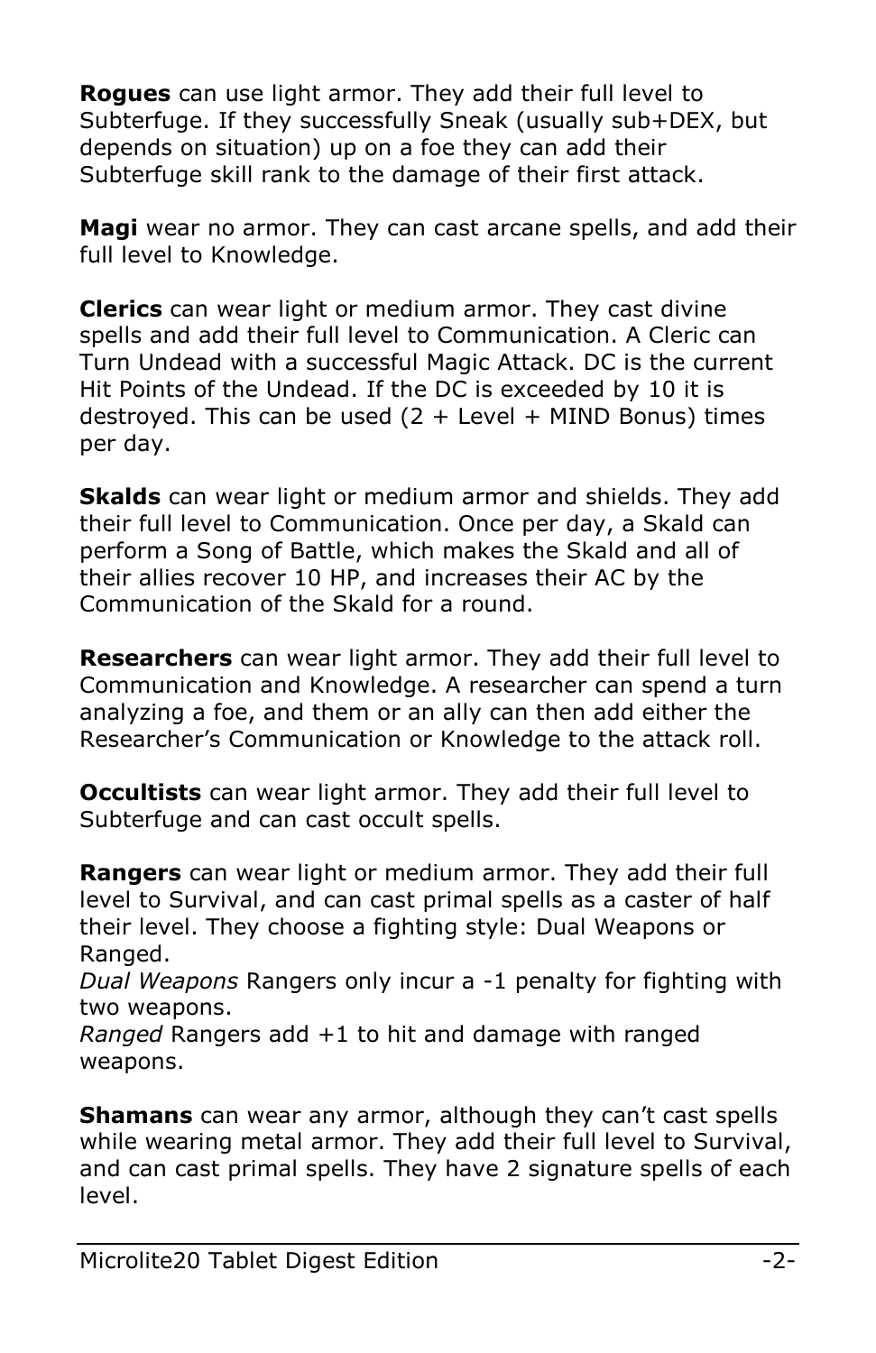**Rogues** can use light armor. They add their full level to Subterfuge. If they successfully Sneak (usually sub+DEX, but depends on situation) up on a foe they can add their Subterfuge skill rank to the damage of their first attack.

**Magi** wear no armor. They can cast arcane spells, and add their full level to Knowledge.

**Clerics** can wear light or medium armor. They cast divine spells and add their full level to Communication. A Cleric can Turn Undead with a successful Magic Attack. DC is the current Hit Points of the Undead. If the DC is exceeded by 10 it is destroyed. This can be used (2 + Level + MIND Bonus) times per day.

**Skalds** can wear light or medium armor and shields. They add their full level to Communication. Once per day, a Skald can perform a Song of Battle, which makes the Skald and all of their allies recover 10 HP, and increases their AC by the Communication of the Skald for a round.

**Researchers** can wear light armor. They add their full level to Communication and Knowledge. A researcher can spend a turn analyzing a foe, and them or an ally can then add either the Researcher's Communication or Knowledge to the attack roll.

**Occultists** can wear light armor. They add their full level to Subterfuge and can cast occult spells.

**Rangers** can wear light or medium armor. They add their full level to Survival, and can cast primal spells as a caster of half their level. They choose a fighting style: Dual Weapons or Ranged.
*Dual Weapons* Rangers only incur a -1 penalty for fighting with two weapons.
*Ranged* Rangers add +1 to hit and damage with ranged weapons.

**Shamans** can wear any armor, although they can't cast spells while wearing metal armor. They add their full level to Survival, and can cast primal spells. They have 2 signature spells of each level.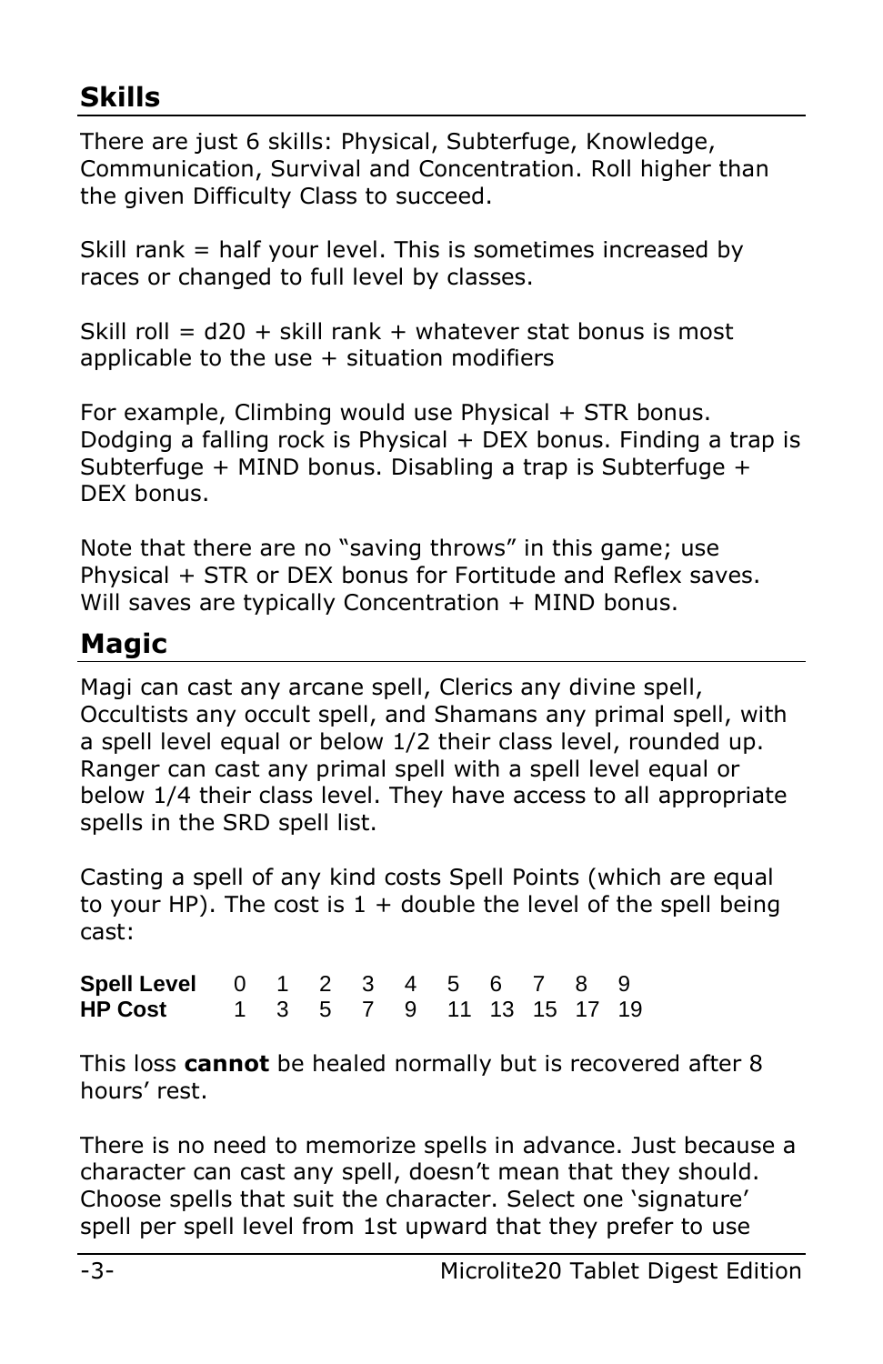## Skills

There are just 6 skills: Physical, Subterfuge, Knowledge, Communication, Survival and Concentration. Roll higher than the given Difficulty Class to succeed.

Skill rank = half your level. This is sometimes increased by races or changed to full level by classes.

Skill roll = d20 + skill rank + whatever stat bonus is most applicable to the use + situation modifiers

For example, Climbing would use Physical + STR bonus. Dodging a falling rock is Physical + DEX bonus. Finding a trap is Subterfuge + MIND bonus. Disabling a trap is Subterfuge + DEX bonus.

Note that there are no “saving throws” in this game; use Physical + STR or DEX bonus for Fortitude and Reflex saves. Will saves are typically Concentration + MIND bonus.

## Magic

Magi can cast any arcane spell, Clerics any divine spell, Occultists any occult spell, and Shamans any primal spell, with a spell level equal or below 1/2 their class level, rounded up. Ranger can cast any primal spell with a spell level equal or below 1/4 their class level. They have access to all appropriate spells in the SRD spell list.

Casting a spell of any kind costs Spell Points (which are equal to your HP). The cost is 1 + double the level of the spell being cast:

| **Spell Level** | 0 | 1 | 2 | 3 | 4 | 5 | 6 | 7 | 8 | 9 |
|---|---|---|---|---|---|---|---|---|---|---|
| **HP Cost** | 1 | 3 | 5 | 7 | 9 | 11 | 13 | 15 | 17 | 19 |

This loss **cannot** be healed normally but is recovered after 8 hours’ rest.

There is no need to memorize spells in advance. Just because a character can cast any spell, doesn’t mean that they should. Choose spells that suit the character. Select one ‘signature’ spell per spell level from 1st upward that they prefer to use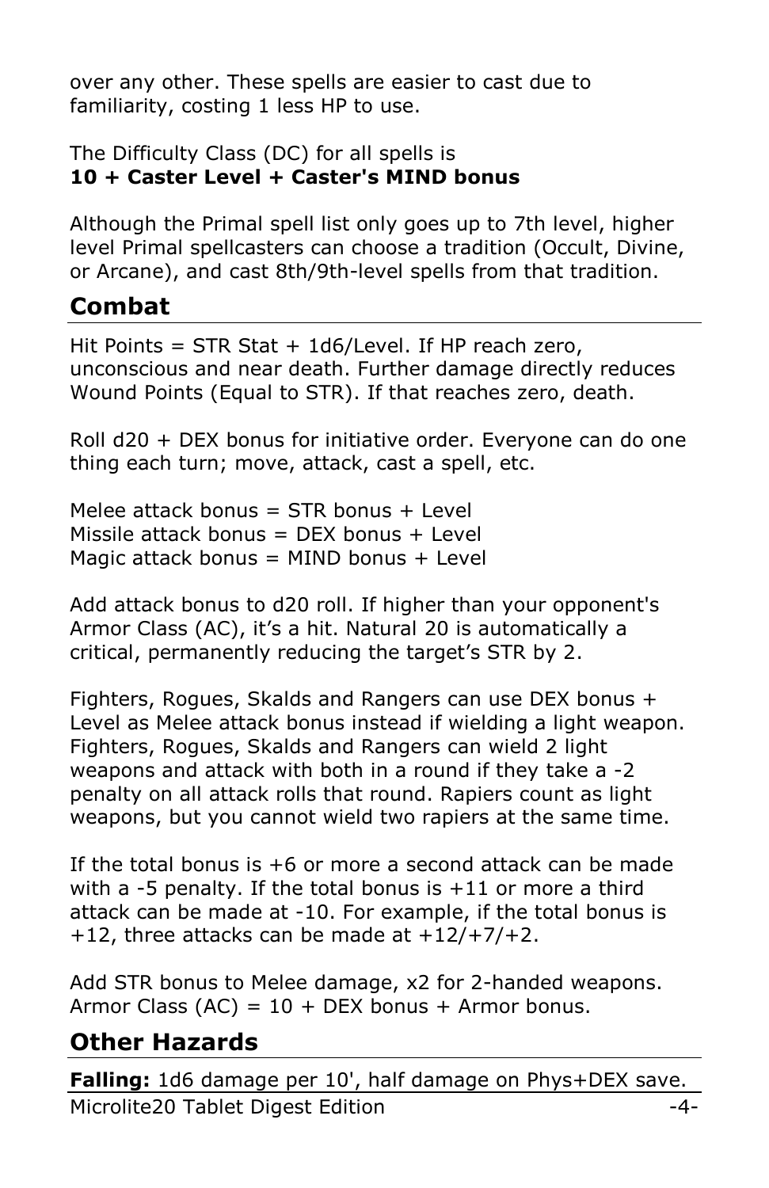over any other. These spells are easier to cast due to familiarity, costing 1 less HP to use.

The Difficulty Class (DC) for all spells is
**10 + Caster Level + Caster's MIND bonus**

Although the Primal spell list only goes up to 7th level, higher level Primal spellcasters can choose a tradition (Occult, Divine, or Arcane), and cast 8th/9th-level spells from that tradition.

## Combat

Hit Points = STR Stat + 1d6/Level. If HP reach zero, unconscious and near death. Further damage directly reduces Wound Points (Equal to STR). If that reaches zero, death.

Roll d20 + DEX bonus for initiative order. Everyone can do one thing each turn; move, attack, cast a spell, etc.

Melee attack bonus = STR bonus + Level
Missile attack bonus = DEX bonus + Level
Magic attack bonus = MIND bonus + Level

Add attack bonus to d20 roll. If higher than your opponent's Armor Class (AC), it's a hit. Natural 20 is automatically a critical, permanently reducing the target's STR by 2.

Fighters, Rogues, Skalds and Rangers can use DEX bonus + Level as Melee attack bonus instead if wielding a light weapon. Fighters, Rogues, Skalds and Rangers can wield 2 light weapons and attack with both in a round if they take a -2 penalty on all attack rolls that round. Rapiers count as light weapons, but you cannot wield two rapiers at the same time.

If the total bonus is +6 or more a second attack can be made with a -5 penalty. If the total bonus is +11 or more a third attack can be made at -10. For example, if the total bonus is +12, three attacks can be made at +12/+7/+2.

Add STR bonus to Melee damage, x2 for 2-handed weapons.
Armor Class (AC) = 10 + DEX bonus + Armor bonus.

## Other Hazards

**Falling:** 1d6 damage per 10', half damage on Phys+DEX save.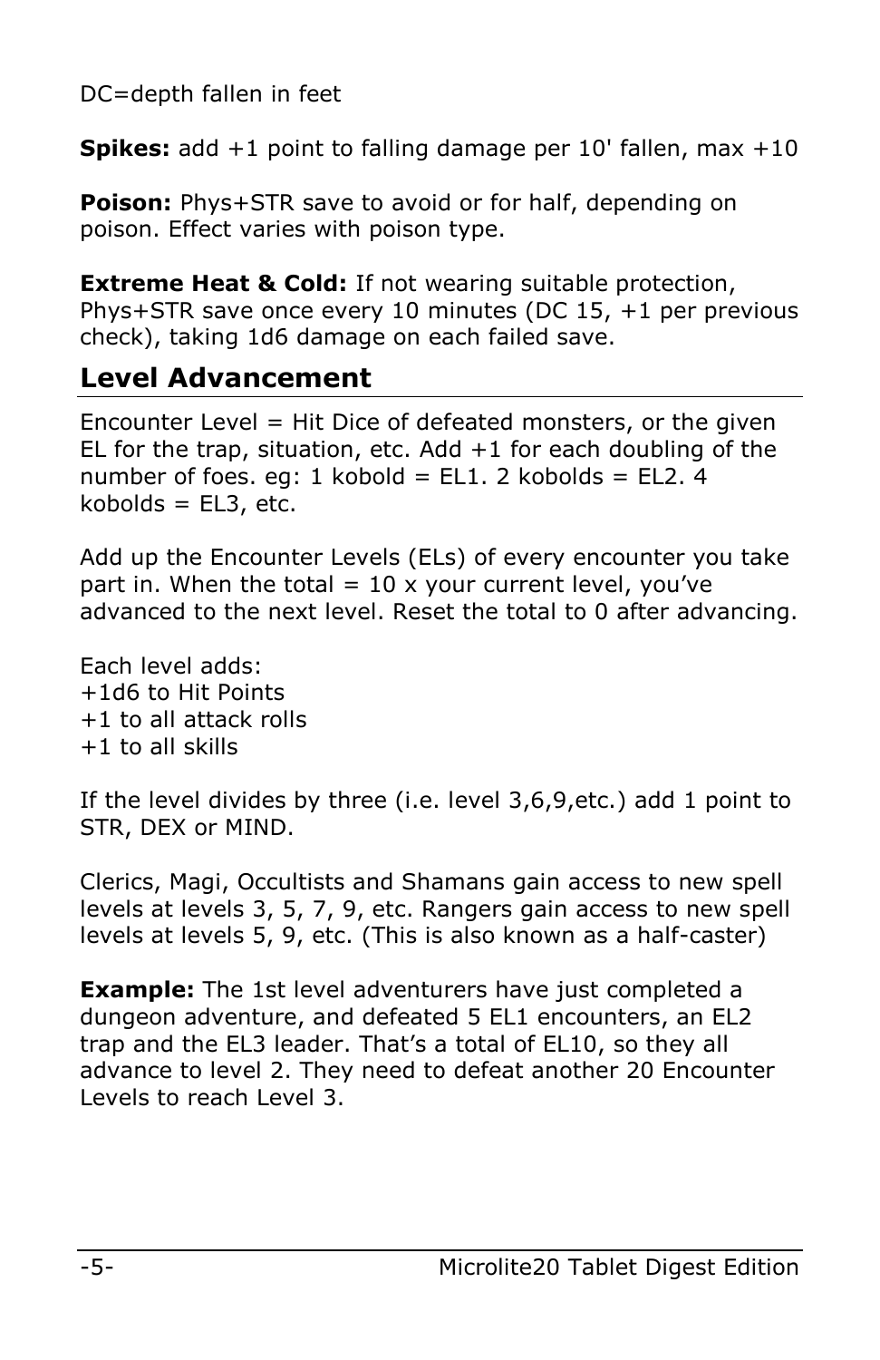DC=depth fallen in feet

**Spikes:** add +1 point to falling damage per 10' fallen, max +10

**Poison:** Phys+STR save to avoid or for half, depending on poison. Effect varies with poison type.

**Extreme Heat & Cold:** If not wearing suitable protection, Phys+STR save once every 10 minutes (DC 15, +1 per previous check), taking 1d6 damage on each failed save.

## Level Advancement

Encounter Level = Hit Dice of defeated monsters, or the given EL for the trap, situation, etc. Add +1 for each doubling of the number of foes. eg: 1 kobold = EL1. 2 kobolds = EL2. 4 kobolds = EL3, etc.

Add up the Encounter Levels (ELs) of every encounter you take part in. When the total = 10 x your current level, you've advanced to the next level. Reset the total to 0 after advancing.

Each level adds:
+1d6 to Hit Points
+1 to all attack rolls
+1 to all skills

If the level divides by three (i.e. level 3,6,9,etc.) add 1 point to STR, DEX or MIND.

Clerics, Magi, Occultists and Shamans gain access to new spell levels at levels 3, 5, 7, 9, etc. Rangers gain access to new spell levels at levels 5, 9, etc. (This is also known as a half-caster)

**Example:** The 1st level adventurers have just completed a dungeon adventure, and defeated 5 EL1 encounters, an EL2 trap and the EL3 leader. That's a total of EL10, so they all advance to level 2. They need to defeat another 20 Encounter Levels to reach Level 3.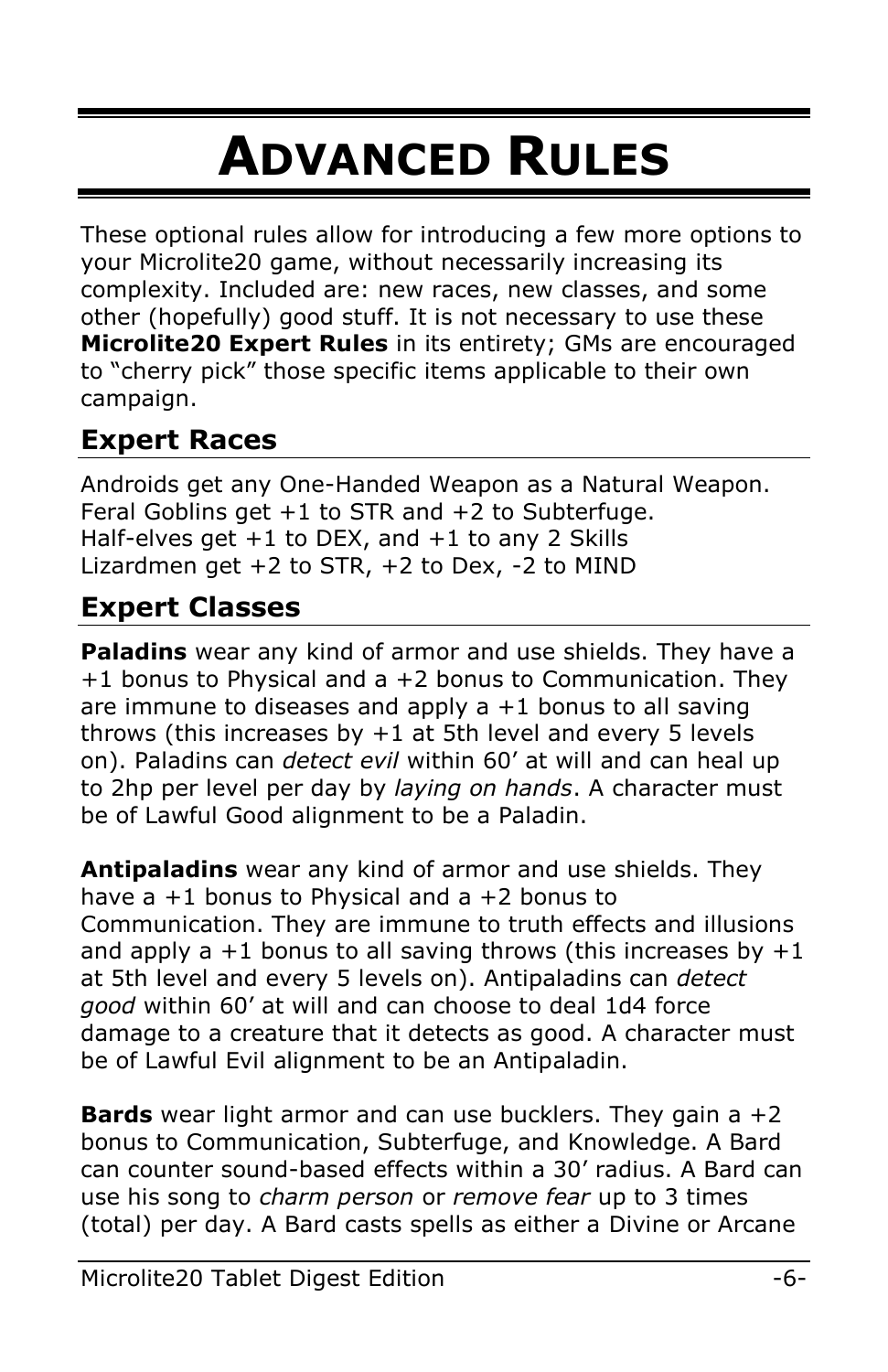# Advanced Rules

These optional rules allow for introducing a few more options to your Microlite20 game, without necessarily increasing its complexity. Included are: new races, new classes, and some other (hopefully) good stuff. It is not necessary to use these **Microlite20 Expert Rules** in its entirety; GMs are encouraged to "cherry pick" those specific items applicable to their own campaign.

## Expert Races

Androids get any One-Handed Weapon as a Natural Weapon.
Feral Goblins get +1 to STR and +2 to Subterfuge.
Half-elves get +1 to DEX, and +1 to any 2 Skills
Lizardmen get +2 to STR, +2 to Dex, -2 to MIND

## Expert Classes

**Paladins** wear any kind of armor and use shields. They have a +1 bonus to Physical and a +2 bonus to Communication. They are immune to diseases and apply a +1 bonus to all saving throws (this increases by +1 at 5th level and every 5 levels on). Paladins can *detect evil* within 60' at will and can heal up to 2hp per level per day by *laying on hands*. A character must be of Lawful Good alignment to be a Paladin.

**Antipaladins** wear any kind of armor and use shields. They have a +1 bonus to Physical and a +2 bonus to Communication. They are immune to truth effects and illusions and apply a +1 bonus to all saving throws (this increases by +1 at 5th level and every 5 levels on). Antipaladins can *detect good* within 60' at will and can choose to deal 1d4 force damage to a creature that it detects as good. A character must be of Lawful Evil alignment to be an Antipaladin.

**Bards** wear light armor and can use bucklers. They gain a +2 bonus to Communication, Subterfuge, and Knowledge. A Bard can counter sound-based effects within a 30' radius. A Bard can use his song to *charm person* or *remove fear* up to 3 times (total) per day. A Bard casts spells as either a Divine or Arcane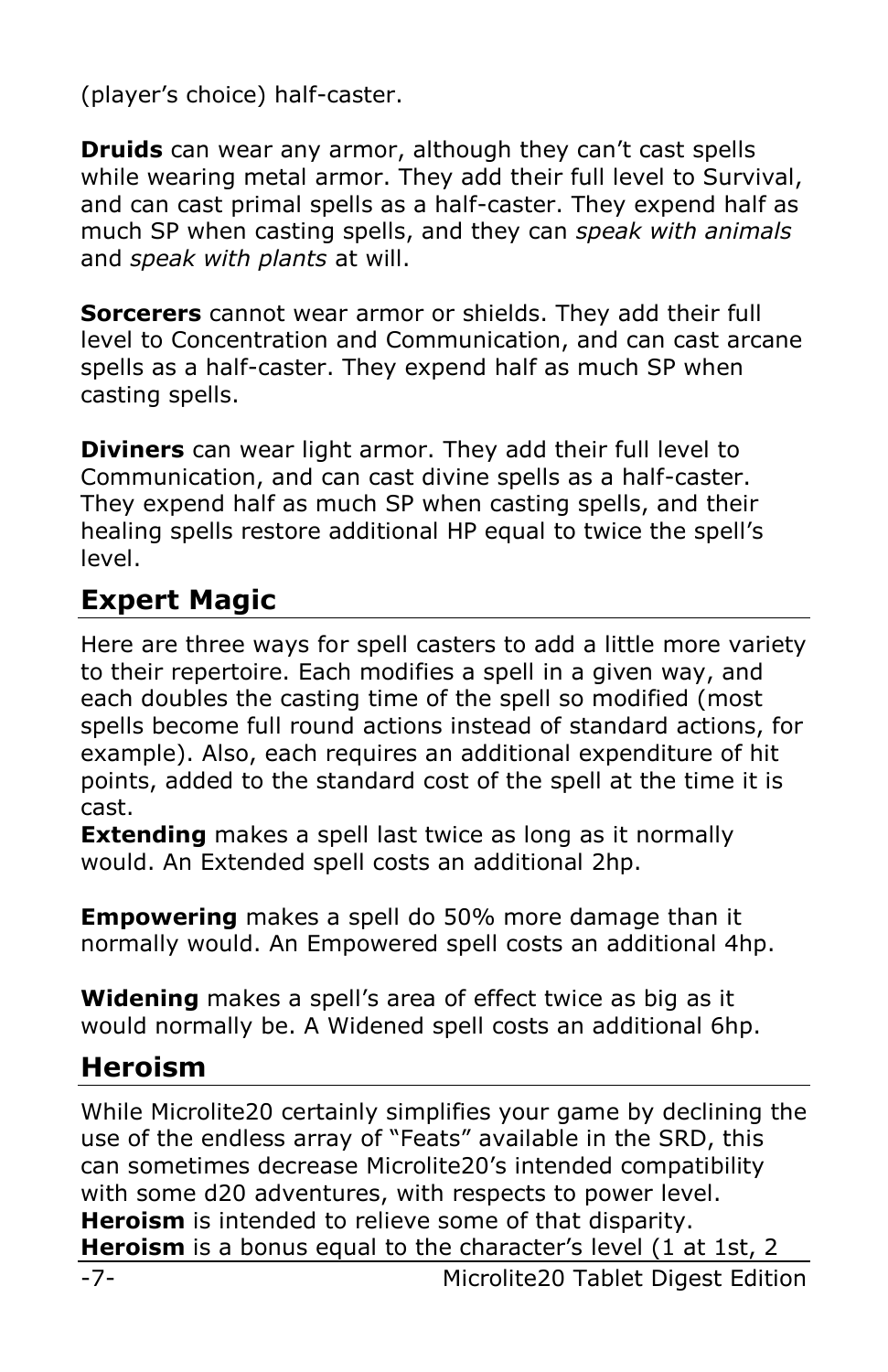(player's choice) half-caster.

**Druids** can wear any armor, although they can't cast spells while wearing metal armor. They add their full level to Survival, and can cast primal spells as a half-caster. They expend half as much SP when casting spells, and they can *speak with animals* and *speak with plants* at will.

**Sorcerers** cannot wear armor or shields. They add their full level to Concentration and Communication, and can cast arcane spells as a half-caster. They expend half as much SP when casting spells.

**Diviners** can wear light armor. They add their full level to Communication, and can cast divine spells as a half-caster. They expend half as much SP when casting spells, and their healing spells restore additional HP equal to twice the spell's level.

## Expert Magic

Here are three ways for spell casters to add a little more variety to their repertoire. Each modifies a spell in a given way, and each doubles the casting time of the spell so modified (most spells become full round actions instead of standard actions, for example). Also, each requires an additional expenditure of hit points, added to the standard cost of the spell at the time it is cast.

**Extending** makes a spell last twice as long as it normally would. An Extended spell costs an additional 2hp.

**Empowering** makes a spell do 50% more damage than it normally would. An Empowered spell costs an additional 4hp.

**Widening** makes a spell's area of effect twice as big as it would normally be. A Widened spell costs an additional 6hp.

## Heroism

While Microlite20 certainly simplifies your game by declining the use of the endless array of "Feats" available in the SRD, this can sometimes decrease Microlite20's intended compatibility with some d20 adventures, with respects to power level. **Heroism** is intended to relieve some of that disparity. **Heroism** is a bonus equal to the character's level (1 at 1st, 2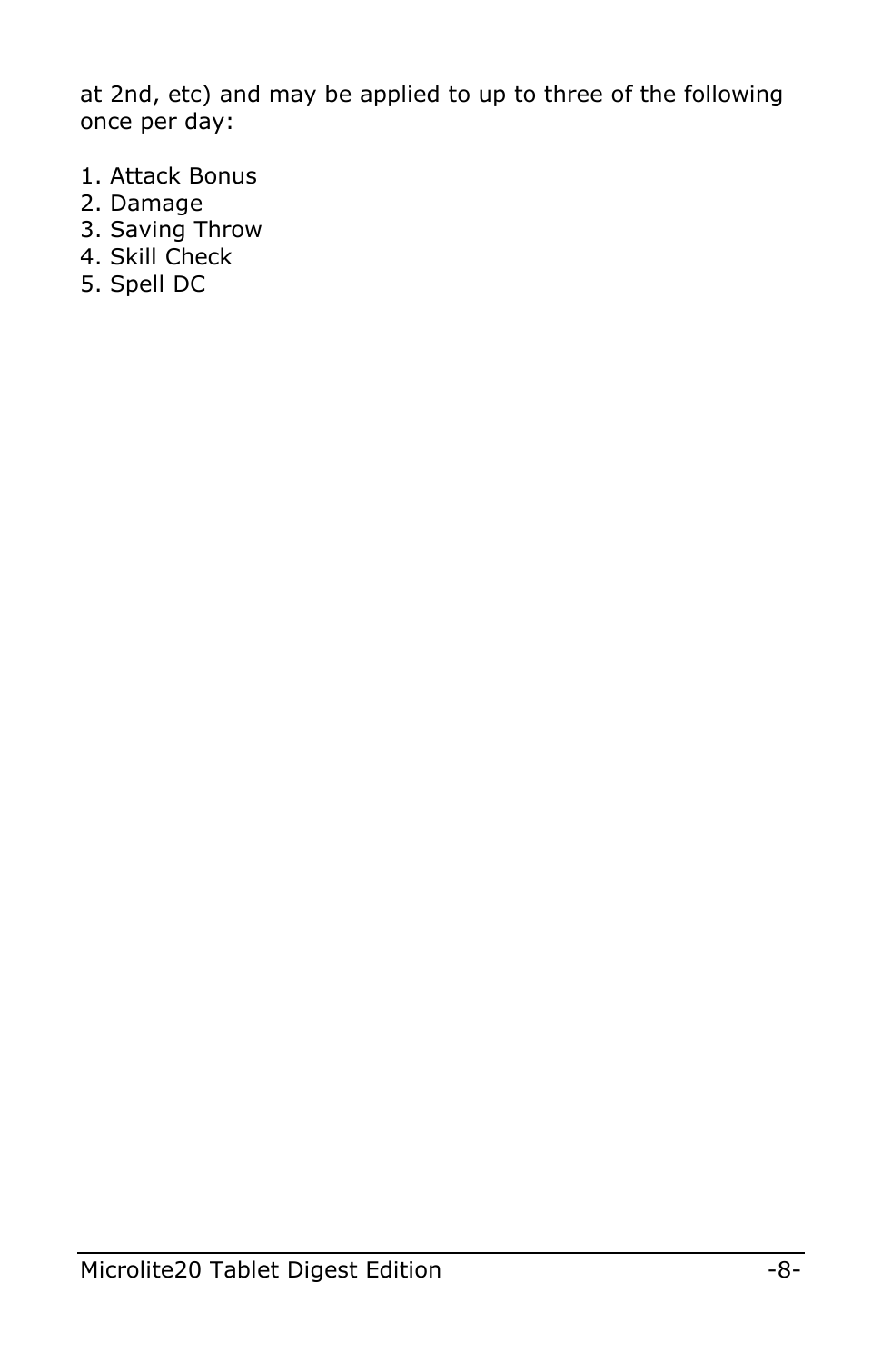at 2nd, etc) and may be applied to up to three of the following once per day:

1. Attack Bonus
2. Damage
3. Saving Throw
4. Skill Check
5. Spell DC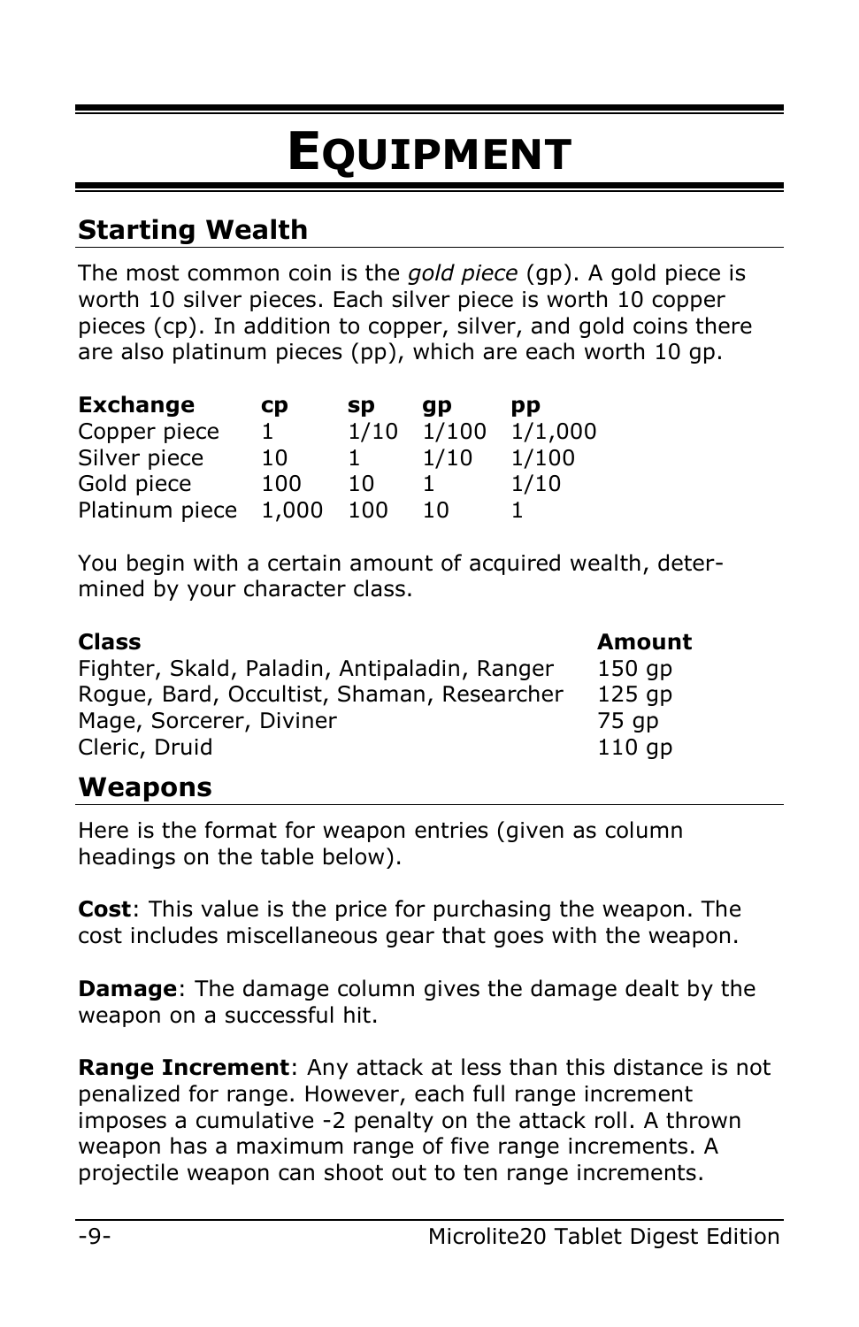# Equipment

## Starting Wealth

The most common coin is the *gold piece* (gp). A gold piece is worth 10 silver pieces. Each silver piece is worth 10 copper pieces (cp). In addition to copper, silver, and gold coins there are also platinum pieces (pp), which are each worth 10 gp.

| Exchange | cp | sp | gp | pp |
|---|---|---|---|---|
| Copper piece | 1 | 1/10 | 1/100 | 1/1,000 |
| Silver piece | 10 | 1 | 1/10 | 1/100 |
| Gold piece | 100 | 10 | 1 | 1/10 |
| Platinum piece | 1,000 | 100 | 10 | 1 |

You begin with a certain amount of acquired wealth, determined by your character class.

| Class | Amount |
|---|---|
| Fighter, Skald, Paladin, Antipaladin, Ranger | 150 gp |
| Rogue, Bard, Occultist, Shaman, Researcher | 125 gp |
| Mage, Sorcerer, Diviner | 75 gp |
| Cleric, Druid | 110 gp |

## Weapons

Here is the format for weapon entries (given as column headings on the table below).

**Cost**: This value is the price for purchasing the weapon. The cost includes miscellaneous gear that goes with the weapon.

**Damage**: The damage column gives the damage dealt by the weapon on a successful hit.

**Range Increment**: Any attack at less than this distance is not penalized for range. However, each full range increment imposes a cumulative -2 penalty on the attack roll. A thrown weapon has a maximum range of five range increments. A projectile weapon can shoot out to ten range increments.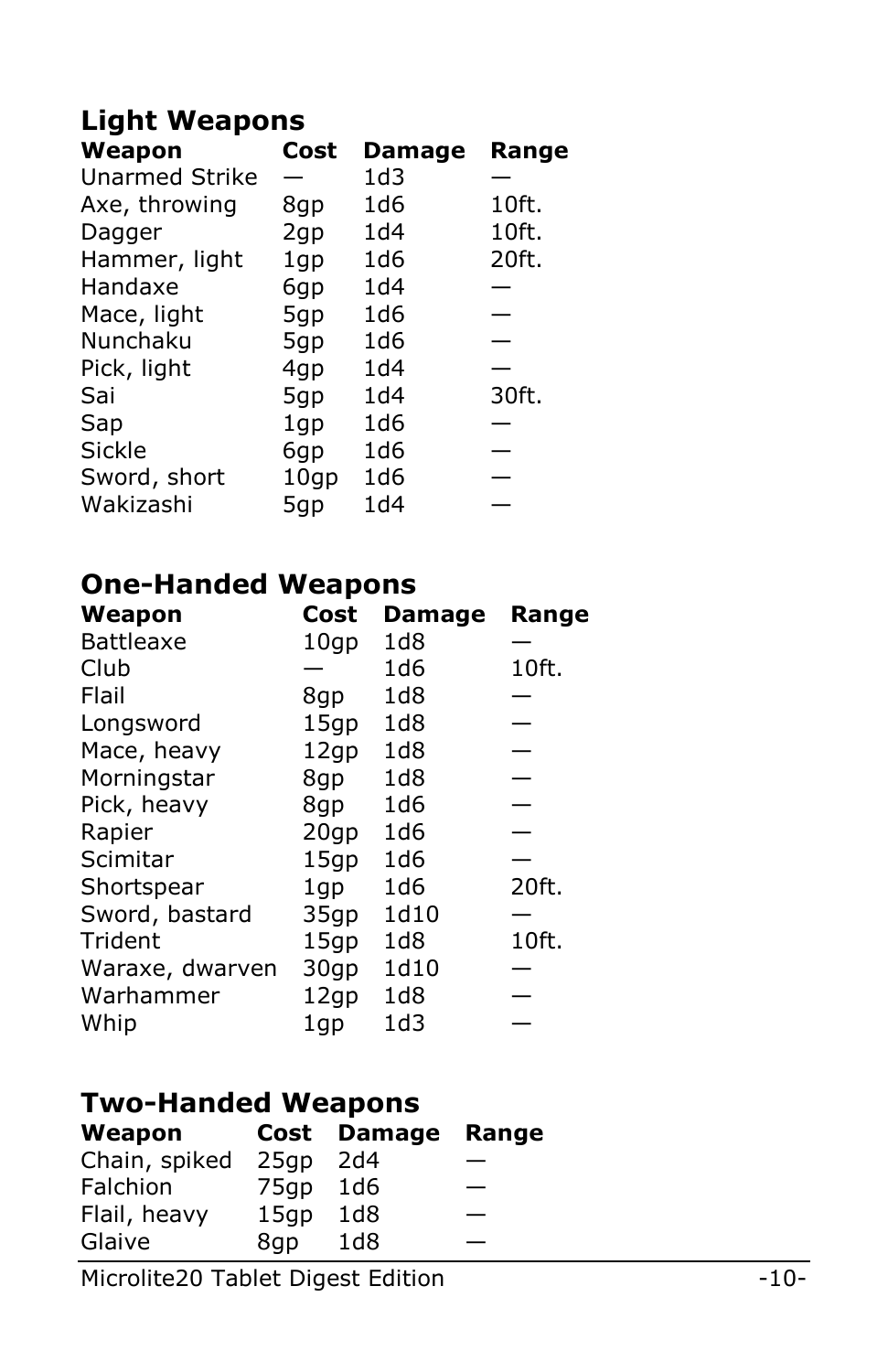## Light Weapons

| Weapon | Cost | Damage | Range |
| --- | --- | --- | --- |
| Unarmed Strike | — | 1d3 | — |
| Axe, throwing | 8gp | 1d6 | 10ft. |
| Dagger | 2gp | 1d4 | 10ft. |
| Hammer, light | 1gp | 1d6 | 20ft. |
| Handaxe | 6gp | 1d4 | — |
| Mace, light | 5gp | 1d6 | — |
| Nunchaku | 5gp | 1d6 | — |
| Pick, light | 4gp | 1d4 | — |
| Sai | 5gp | 1d4 | 30ft. |
| Sap | 1gp | 1d6 | — |
| Sickle | 6gp | 1d6 | — |
| Sword, short | 10gp | 1d6 | — |
| Wakizashi | 5gp | 1d4 | — |

## One-Handed Weapons

| Weapon | Cost | Damage | Range |
| --- | --- | --- | --- |
| Battleaxe | 10gp | 1d8 | — |
| Club | — | 1d6 | 10ft. |
| Flail | 8gp | 1d8 | — |
| Longsword | 15gp | 1d8 | — |
| Mace, heavy | 12gp | 1d8 | — |
| Morningstar | 8gp | 1d8 | — |
| Pick, heavy | 8gp | 1d6 | — |
| Rapier | 20gp | 1d6 | — |
| Scimitar | 15gp | 1d6 | — |
| Shortspear | 1gp | 1d6 | 20ft. |
| Sword, bastard | 35gp | 1d10 | — |
| Trident | 15gp | 1d8 | 10ft. |
| Waraxe, dwarven | 30gp | 1d10 | — |
| Warhammer | 12gp | 1d8 | — |
| Whip | 1gp | 1d3 | — |

## Two-Handed Weapons

| Weapon | Cost | Damage | Range |
| --- | --- | --- | --- |
| Chain, spiked | 25gp | 2d4 | — |
| Falchion | 75gp | 1d6 | — |
| Flail, heavy | 15gp | 1d8 | — |
| Glaive | 8gp | 1d8 | — |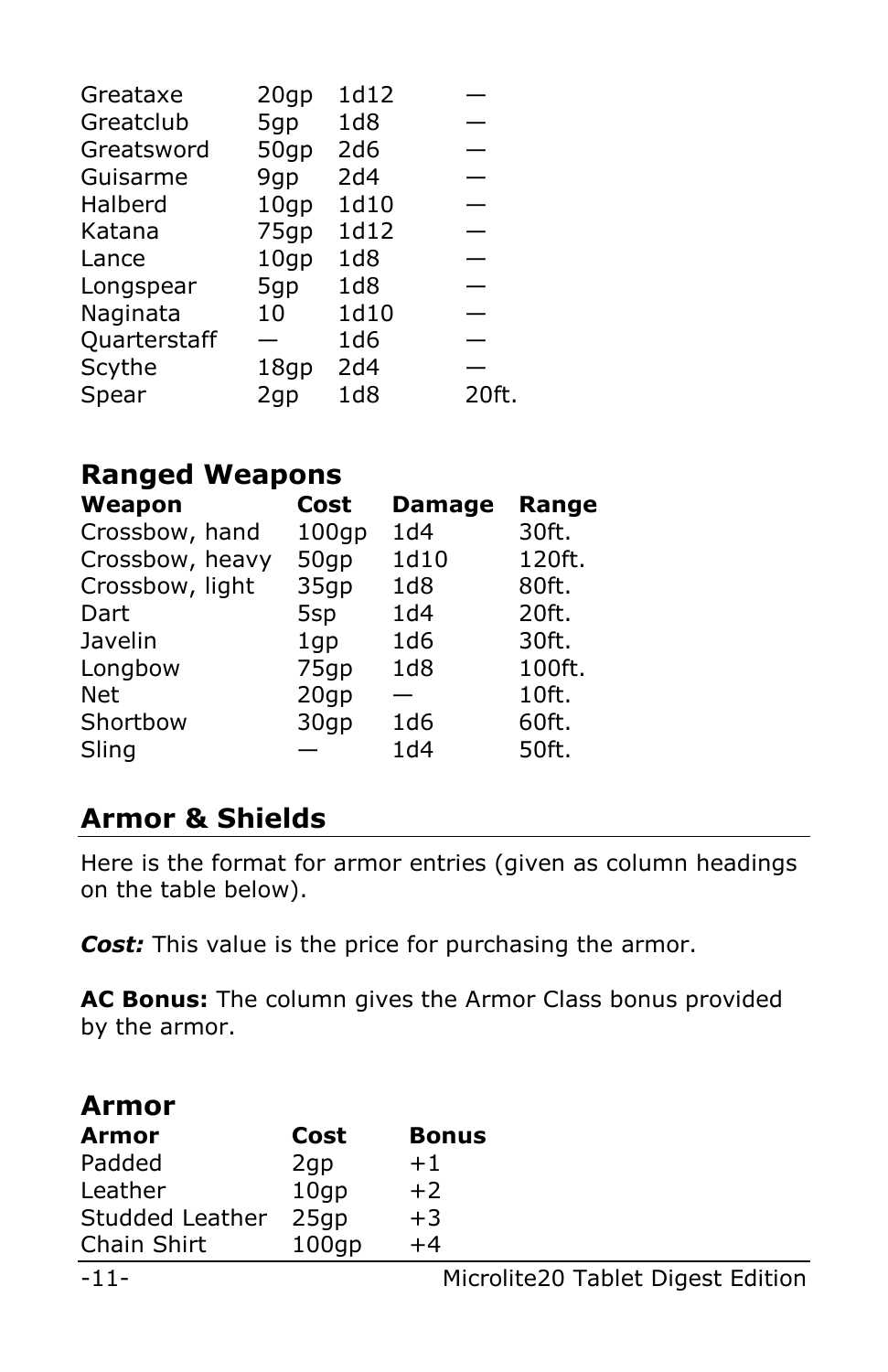| | | | |
|---|---|---|---|
| Greataxe | 20gp | 1d12 | — |
| Greatclub | 5gp | 1d8 | — |
| Greatsword | 50gp | 2d6 | — |
| Guisarme | 9gp | 2d4 | — |
| Halberd | 10gp | 1d10 | — |
| Katana | 75gp | 1d12 | — |
| Lance | 10gp | 1d8 | — |
| Longspear | 5gp | 1d8 | — |
| Naginata | 10 | 1d10 | — |
| Quarterstaff | — | 1d6 | — |
| Scythe | 18gp | 2d4 | — |
| Spear | 2gp | 1d8 | 20ft. |

### Ranged Weapons

| Weapon | Cost | Damage | Range |
|---|---|---|---|
| Crossbow, hand | 100gp | 1d4 | 30ft. |
| Crossbow, heavy | 50gp | 1d10 | 120ft. |
| Crossbow, light | 35gp | 1d8 | 80ft. |
| Dart | 5sp | 1d4 | 20ft. |
| Javelin | 1gp | 1d6 | 30ft. |
| Longbow | 75gp | 1d8 | 100ft. |
| Net | 20gp | — | 10ft. |
| Shortbow | 30gp | 1d6 | 60ft. |
| Sling | — | 1d4 | 50ft. |

## Armor & Shields

Here is the format for armor entries (given as column headings on the table below).

***Cost:*** This value is the price for purchasing the armor.

**AC Bonus:** The column gives the Armor Class bonus provided by the armor.

### Armor

| Armor | Cost | Bonus |
|---|---|---|
| Padded | 2gp | +1 |
| Leather | 10gp | +2 |
| Studded Leather | 25gp | +3 |
| Chain Shirt | 100gp | +4 |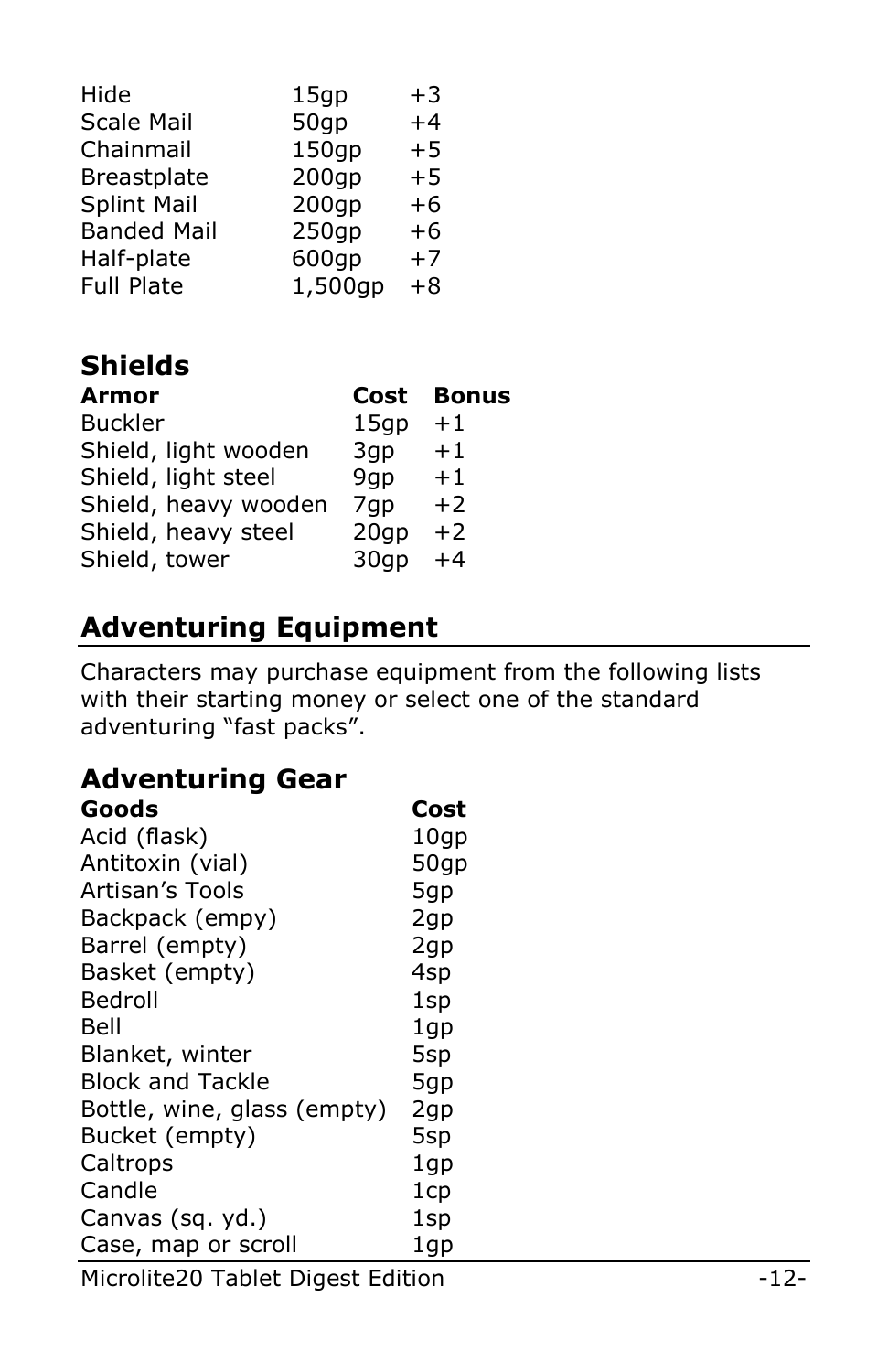| | | |
|---|---|---|
| Hide | 15gp | +3 |
| Scale Mail | 50gp | +4 |
| Chainmail | 150gp | +5 |
| Breastplate | 200gp | +5 |
| Splint Mail | 200gp | +6 |
| Banded Mail | 250gp | +6 |
| Half-plate | 600gp | +7 |
| Full Plate | 1,500gp | +8 |

## Shields

| Armor | Cost | Bonus |
|---|---|---|
| Buckler | 15gp | +1 |
| Shield, light wooden | 3gp | +1 |
| Shield, light steel | 9gp | +1 |
| Shield, heavy wooden | 7gp | +2 |
| Shield, heavy steel | 20gp | +2 |
| Shield, tower | 30gp | +4 |

## Adventuring Equipment

Characters may purchase equipment from the following lists with their starting money or select one of the standard adventuring "fast packs".

## Adventuring Gear

| Goods | Cost |
|---|---|
| Acid (flask) | 10gp |
| Antitoxin (vial) | 50gp |
| Artisan's Tools | 5gp |
| Backpack (empy) | 2gp |
| Barrel (empty) | 2gp |
| Basket (empty) | 4sp |
| Bedroll | 1sp |
| Bell | 1gp |
| Blanket, winter | 5sp |
| Block and Tackle | 5gp |
| Bottle, wine, glass (empty) | 2gp |
| Bucket (empty) | 5sp |
| Caltrops | 1gp |
| Candle | 1cp |
| Canvas (sq. yd.) | 1sp |
| Case, map or scroll | 1gp |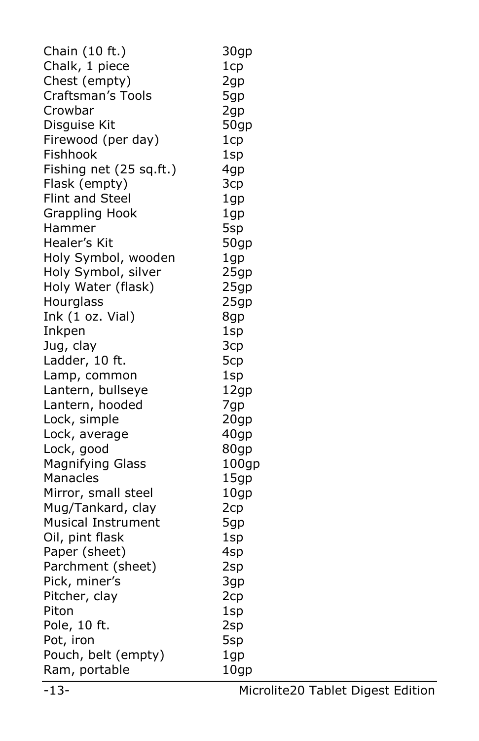| | |
|---|---|
| Chain (10 ft.) | 30gp |
| Chalk, 1 piece | 1cp |
| Chest (empty) | 2gp |
| Craftsman's Tools | 5gp |
| Crowbar | 2gp |
| Disguise Kit | 50gp |
| Firewood (per day) | 1cp |
| Fishhook | 1sp |
| Fishing net (25 sq.ft.) | 4gp |
| Flask (empty) | 3cp |
| Flint and Steel | 1gp |
| Grappling Hook | 1gp |
| Hammer | 5sp |
| Healer's Kit | 50gp |
| Holy Symbol, wooden | 1gp |
| Holy Symbol, silver | 25gp |
| Holy Water (flask) | 25gp |
| Hourglass | 25gp |
| Ink (1 oz. Vial) | 8gp |
| Inkpen | 1sp |
| Jug, clay | 3cp |
| Ladder, 10 ft. | 5cp |
| Lamp, common | 1sp |
| Lantern, bullseye | 12gp |
| Lantern, hooded | 7gp |
| Lock, simple | 20gp |
| Lock, average | 40gp |
| Lock, good | 80gp |
| Magnifying Glass | 100gp |
| Manacles | 15gp |
| Mirror, small steel | 10gp |
| Mug/Tankard, clay | 2cp |
| Musical Instrument | 5gp |
| Oil, pint flask | 1sp |
| Paper (sheet) | 4sp |
| Parchment (sheet) | 2sp |
| Pick, miner's | 3gp |
| Pitcher, clay | 2cp |
| Piton | 1sp |
| Pole, 10 ft. | 2sp |
| Pot, iron | 5sp |
| Pouch, belt (empty) | 1gp |
| Ram, portable | 10gp |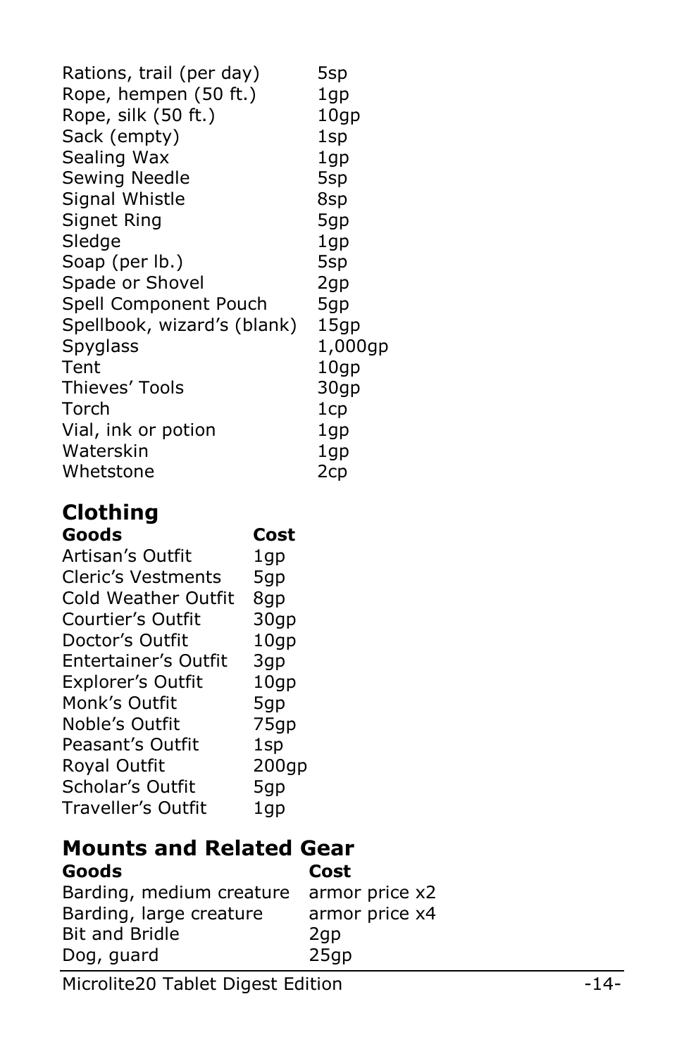| | |
|---|---|
| Rations, trail (per day) | 5sp |
| Rope, hempen (50 ft.) | 1gp |
| Rope, silk (50 ft.) | 10gp |
| Sack (empty) | 1sp |
| Sealing Wax | 1gp |
| Sewing Needle | 5sp |
| Signal Whistle | 8sp |
| Signet Ring | 5gp |
| Sledge | 1gp |
| Soap (per lb.) | 5sp |
| Spade or Shovel | 2gp |
| Spell Component Pouch | 5gp |
| Spellbook, wizard's (blank) | 15gp |
| Spyglass | 1,000gp |
| Tent | 10gp |
| Thieves' Tools | 30gp |
| Torch | 1cp |
| Vial, ink or potion | 1gp |
| Waterskin | 1gp |
| Whetstone | 2cp |

## Clothing

| Goods | Cost |
|---|---|
| Artisan's Outfit | 1gp |
| Cleric's Vestments | 5gp |
| Cold Weather Outfit | 8gp |
| Courtier's Outfit | 30gp |
| Doctor's Outfit | 10gp |
| Entertainer's Outfit | 3gp |
| Explorer's Outfit | 10gp |
| Monk's Outfit | 5gp |
| Noble's Outfit | 75gp |
| Peasant's Outfit | 1sp |
| Royal Outfit | 200gp |
| Scholar's Outfit | 5gp |
| Traveller's Outfit | 1gp |

## Mounts and Related Gear

| Goods | Cost |
|---|---|
| Barding, medium creature | armor price x2 |
| Barding, large creature | armor price x4 |
| Bit and Bridle | 2gp |
| Dog, guard | 25gp |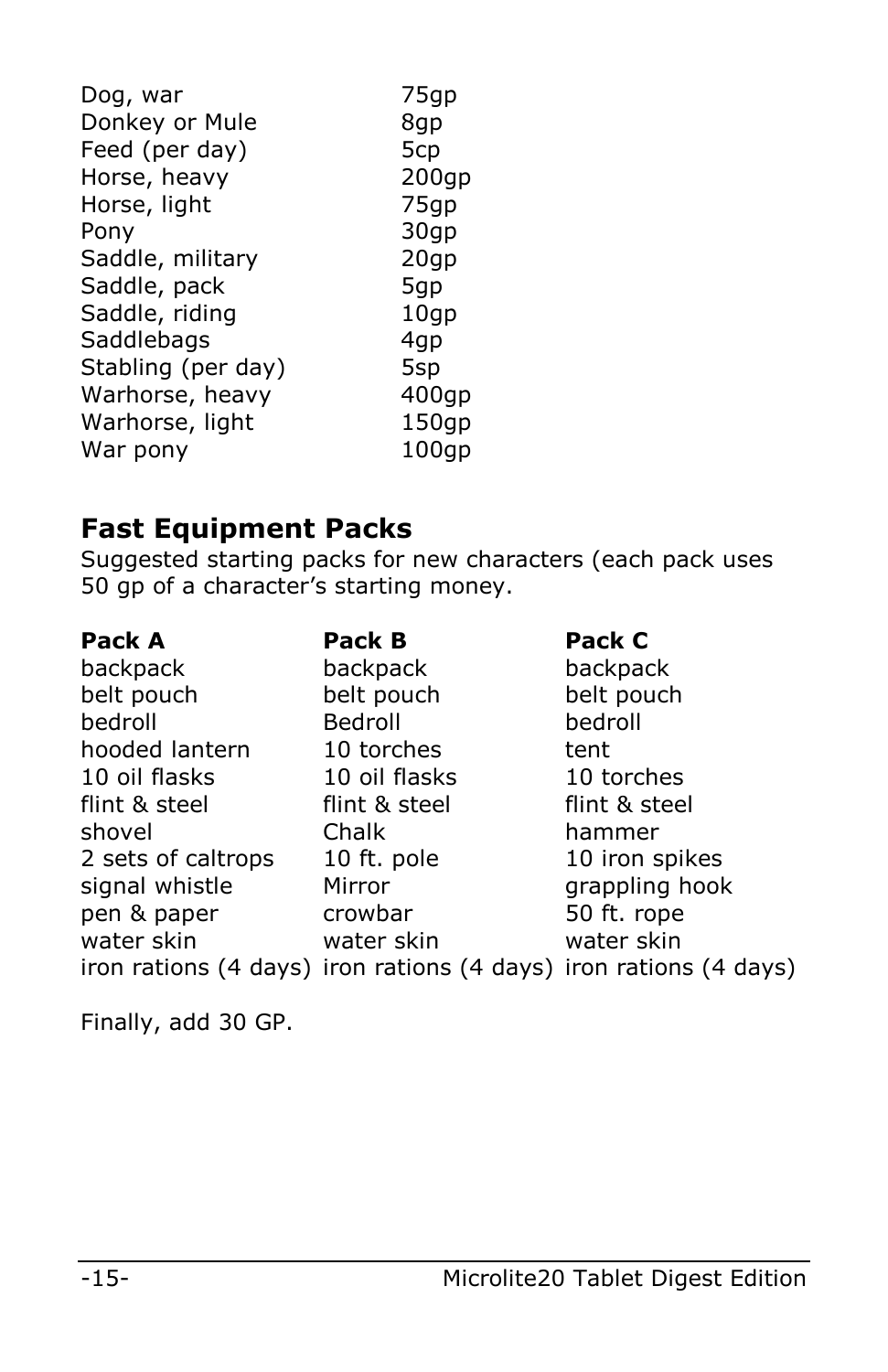| | |
|---|---|
| Dog, war | 75gp |
| Donkey or Mule | 8gp |
| Feed (per day) | 5cp |
| Horse, heavy | 200gp |
| Horse, light | 75gp |
| Pony | 30gp |
| Saddle, military | 20gp |
| Saddle, pack | 5gp |
| Saddle, riding | 10gp |
| Saddlebags | 4gp |
| Stabling (per day) | 5sp |
| Warhorse, heavy | 400gp |
| Warhorse, light | 150gp |
| War pony | 100gp |

## Fast Equipment Packs

Suggested starting packs for new characters (each pack uses 50 gp of a character's starting money.

| **Pack A** | **Pack B** | **Pack C** |
|---|---|---|
| backpack | backpack | backpack |
| belt pouch | belt pouch | belt pouch |
| bedroll | Bedroll | bedroll |
| hooded lantern | 10 torches | tent |
| 10 oil flasks | 10 oil flasks | 10 torches |
| flint & steel | flint & steel | flint & steel |
| shovel | Chalk | hammer |
| 2 sets of caltrops | 10 ft. pole | 10 iron spikes |
| signal whistle | Mirror | grappling hook |
| pen & paper | crowbar | 50 ft. rope |
| water skin | water skin | water skin |
| iron rations (4 days) | iron rations (4 days) | iron rations (4 days) |

Finally, add 30 GP.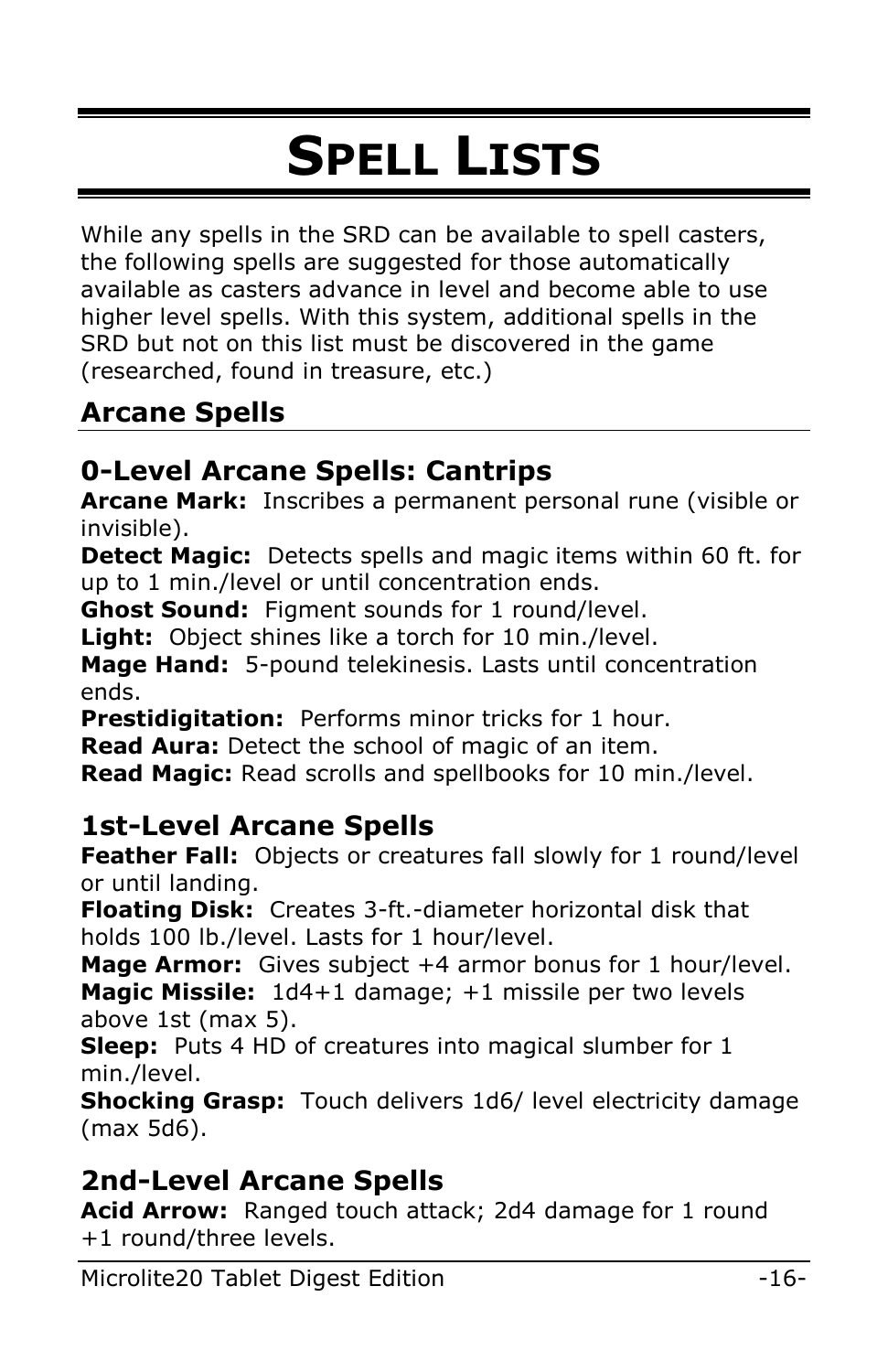# Spell Lists

While any spells in the SRD can be available to spell casters, the following spells are suggested for those automatically available as casters advance in level and become able to use higher level spells. With this system, additional spells in the SRD but not on this list must be discovered in the game (researched, found in treasure, etc.)

## Arcane Spells

### 0-Level Arcane Spells: Cantrips

**Arcane Mark:** Inscribes a permanent personal rune (visible or invisible).
**Detect Magic:** Detects spells and magic items within 60 ft. for up to 1 min./level or until concentration ends.
**Ghost Sound:** Figment sounds for 1 round/level.
**Light:** Object shines like a torch for 10 min./level.
**Mage Hand:** 5-pound telekinesis. Lasts until concentration ends.
**Prestidigitation:** Performs minor tricks for 1 hour.
**Read Aura:** Detect the school of magic of an item.
**Read Magic:** Read scrolls and spellbooks for 10 min./level.

### 1st-Level Arcane Spells

**Feather Fall:** Objects or creatures fall slowly for 1 round/level or until landing.
**Floating Disk:** Creates 3-ft.-diameter horizontal disk that holds 100 lb./level. Lasts for 1 hour/level.
**Mage Armor:** Gives subject +4 armor bonus for 1 hour/level.
**Magic Missile:** 1d4+1 damage; +1 missile per two levels above 1st (max 5).
**Sleep:** Puts 4 HD of creatures into magical slumber for 1 min./level.
**Shocking Grasp:** Touch delivers 1d6/ level electricity damage (max 5d6).

### 2nd-Level Arcane Spells

**Acid Arrow:** Ranged touch attack; 2d4 damage for 1 round +1 round/three levels.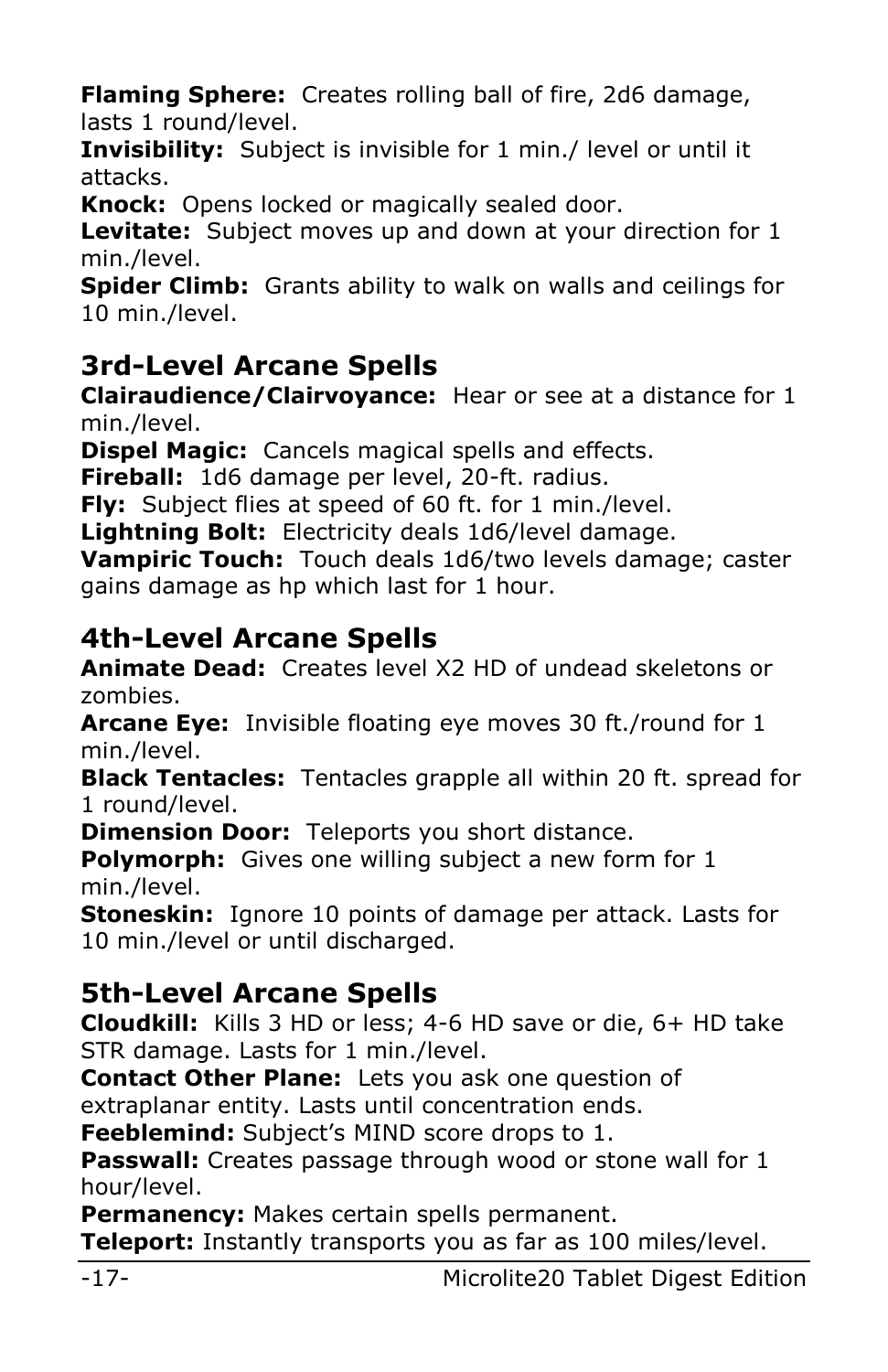**Flaming Sphere:** Creates rolling ball of fire, 2d6 damage, lasts 1 round/level.
**Invisibility:** Subject is invisible for 1 min./ level or until it attacks.
**Knock:** Opens locked or magically sealed door.
**Levitate:** Subject moves up and down at your direction for 1 min./level.
**Spider Climb:** Grants ability to walk on walls and ceilings for 10 min./level.

## 3rd-Level Arcane Spells

**Clairaudience/Clairvoyance:** Hear or see at a distance for 1 min./level.
**Dispel Magic:** Cancels magical spells and effects.
**Fireball:** 1d6 damage per level, 20-ft. radius.
**Fly:** Subject flies at speed of 60 ft. for 1 min./level.
**Lightning Bolt:** Electricity deals 1d6/level damage.
**Vampiric Touch:** Touch deals 1d6/two levels damage; caster gains damage as hp which last for 1 hour.

## 4th-Level Arcane Spells

**Animate Dead:** Creates level X2 HD of undead skeletons or zombies.
**Arcane Eye:** Invisible floating eye moves 30 ft./round for 1 min./level.
**Black Tentacles:** Tentacles grapple all within 20 ft. spread for 1 round/level.
**Dimension Door:** Teleports you short distance.
**Polymorph:** Gives one willing subject a new form for 1 min./level.
**Stoneskin:** Ignore 10 points of damage per attack. Lasts for 10 min./level or until discharged.

## 5th-Level Arcane Spells

**Cloudkill:** Kills 3 HD or less; 4-6 HD save or die, 6+ HD take STR damage. Lasts for 1 min./level.
**Contact Other Plane:** Lets you ask one question of extraplanar entity. Lasts until concentration ends.
**Feeblemind:** Subject's MIND score drops to 1.
**Passwall:** Creates passage through wood or stone wall for 1 hour/level.
**Permanency:** Makes certain spells permanent.
**Teleport:** Instantly transports you as far as 100 miles/level.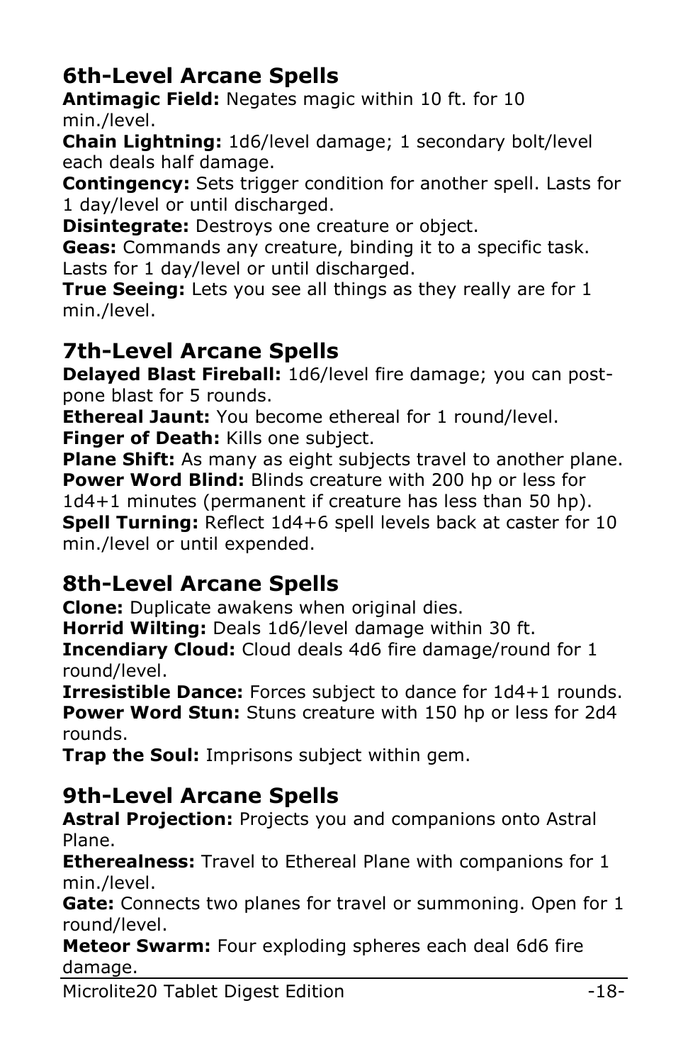## 6th-Level Arcane Spells

**Antimagic Field:** Negates magic within 10 ft. for 10 min./level.
**Chain Lightning:** 1d6/level damage; 1 secondary bolt/level each deals half damage.
**Contingency:** Sets trigger condition for another spell. Lasts for 1 day/level or until discharged.
**Disintegrate:** Destroys one creature or object.
**Geas:** Commands any creature, binding it to a specific task. Lasts for 1 day/level or until discharged.
**True Seeing:** Lets you see all things as they really are for 1 min./level.

## 7th-Level Arcane Spells

**Delayed Blast Fireball:** 1d6/level fire damage; you can postpone blast for 5 rounds.
**Ethereal Jaunt:** You become ethereal for 1 round/level.
**Finger of Death:** Kills one subject.
**Plane Shift:** As many as eight subjects travel to another plane.
**Power Word Blind:** Blinds creature with 200 hp or less for 1d4+1 minutes (permanent if creature has less than 50 hp).
**Spell Turning:** Reflect 1d4+6 spell levels back at caster for 10 min./level or until expended.

## 8th-Level Arcane Spells

**Clone:** Duplicate awakens when original dies.
**Horrid Wilting:** Deals 1d6/level damage within 30 ft.
**Incendiary Cloud:** Cloud deals 4d6 fire damage/round for 1 round/level.
**Irresistible Dance:** Forces subject to dance for 1d4+1 rounds.
**Power Word Stun:** Stuns creature with 150 hp or less for 2d4 rounds.
**Trap the Soul:** Imprisons subject within gem.

## 9th-Level Arcane Spells

**Astral Projection:** Projects you and companions onto Astral Plane.
**Etherealness:** Travel to Ethereal Plane with companions for 1 min./level.
**Gate:** Connects two planes for travel or summoning. Open for 1 round/level.
**Meteor Swarm:** Four exploding spheres each deal 6d6 fire damage.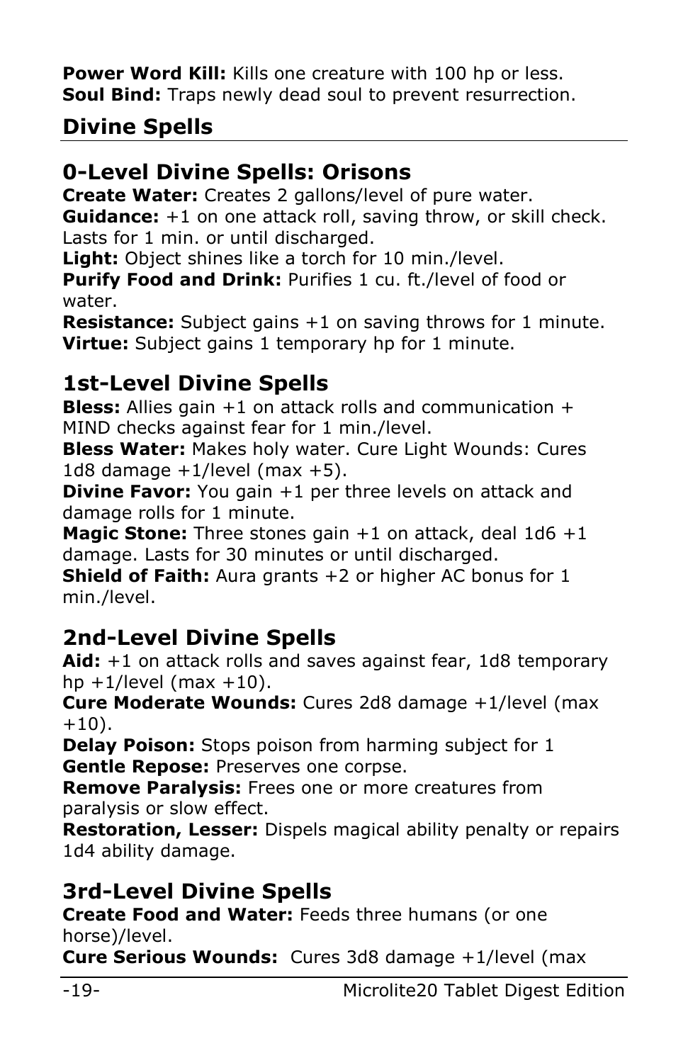**Power Word Kill:** Kills one creature with 100 hp or less.
**Soul Bind:** Traps newly dead soul to prevent resurrection.

## Divine Spells

### 0-Level Divine Spells: Orisons

**Create Water:** Creates 2 gallons/level of pure water.
**Guidance:** +1 on one attack roll, saving throw, or skill check. Lasts for 1 min. or until discharged.
**Light:** Object shines like a torch for 10 min./level.
**Purify Food and Drink:** Purifies 1 cu. ft./level of food or water.
**Resistance:** Subject gains +1 on saving throws for 1 minute.
**Virtue:** Subject gains 1 temporary hp for 1 minute.

### 1st-Level Divine Spells

**Bless:** Allies gain +1 on attack rolls and communication + MIND checks against fear for 1 min./level.
**Bless Water:** Makes holy water. Cure Light Wounds: Cures 1d8 damage +1/level (max +5).
**Divine Favor:** You gain +1 per three levels on attack and damage rolls for 1 minute.
**Magic Stone:** Three stones gain +1 on attack, deal 1d6 +1 damage. Lasts for 30 minutes or until discharged.
**Shield of Faith:** Aura grants +2 or higher AC bonus for 1 min./level.

### 2nd-Level Divine Spells

**Aid:** +1 on attack rolls and saves against fear, 1d8 temporary hp +1/level (max +10).
**Cure Moderate Wounds:** Cures 2d8 damage +1/level (max +10).
**Delay Poison:** Stops poison from harming subject for 1
**Gentle Repose:** Preserves one corpse.
**Remove Paralysis:** Frees one or more creatures from paralysis or slow effect.
**Restoration, Lesser:** Dispels magical ability penalty or repairs 1d4 ability damage.

### 3rd-Level Divine Spells

**Create Food and Water:** Feeds three humans (or one horse)/level.
**Cure Serious Wounds:** Cures 3d8 damage +1/level (max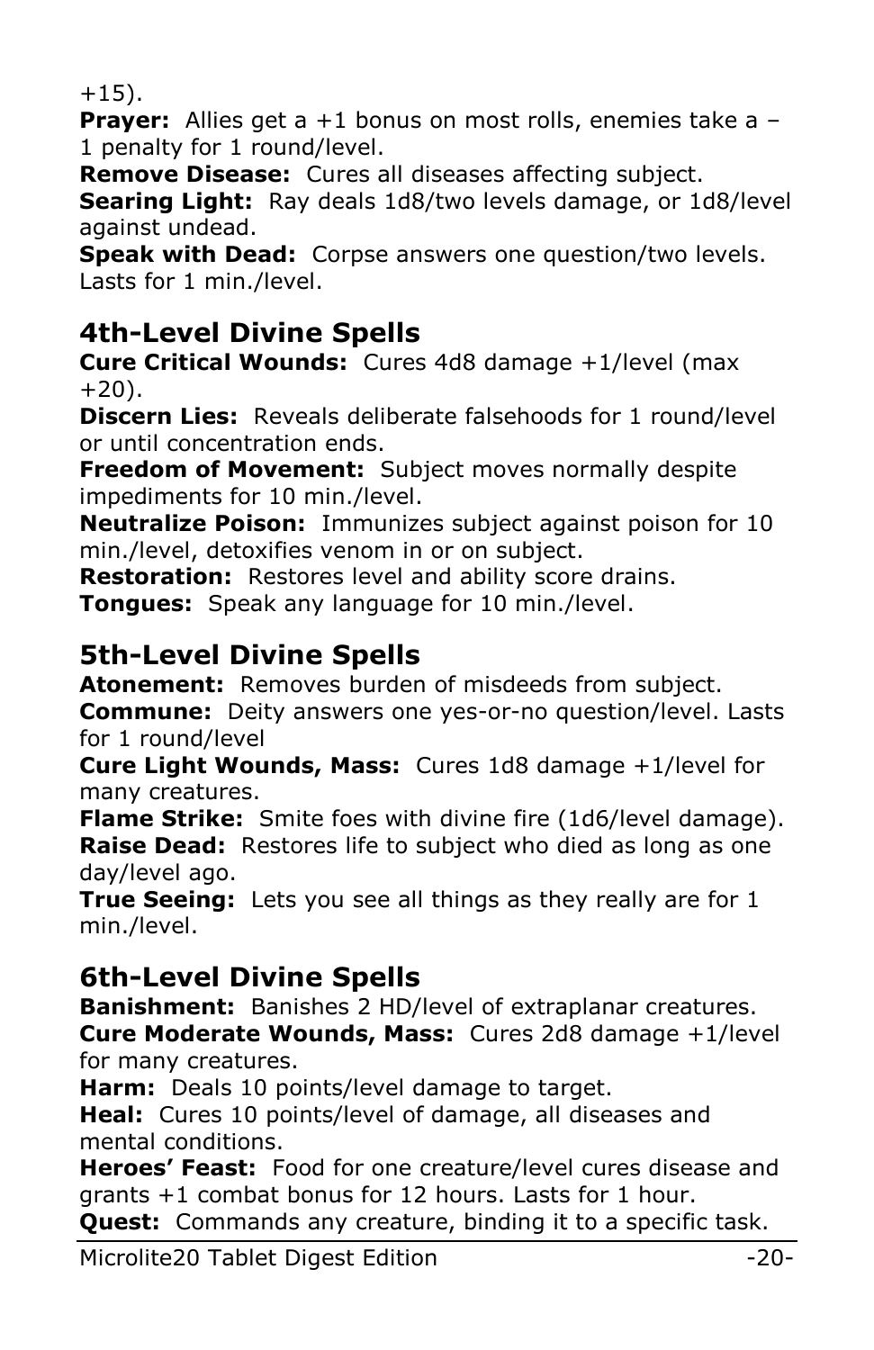+15).

**Prayer:** Allies get a +1 bonus on most rolls, enemies take a –1 penalty for 1 round/level.

**Remove Disease:** Cures all diseases affecting subject.

**Searing Light:** Ray deals 1d8/two levels damage, or 1d8/level against undead.

**Speak with Dead:** Corpse answers one question/two levels. Lasts for 1 min./level.

## 4th-Level Divine Spells

**Cure Critical Wounds:** Cures 4d8 damage +1/level (max +20).

**Discern Lies:** Reveals deliberate falsehoods for 1 round/level or until concentration ends.

**Freedom of Movement:** Subject moves normally despite impediments for 10 min./level.

**Neutralize Poison:** Immunizes subject against poison for 10 min./level, detoxifies venom in or on subject.

**Restoration:** Restores level and ability score drains.

**Tongues:** Speak any language for 10 min./level.

## 5th-Level Divine Spells

**Atonement:** Removes burden of misdeeds from subject.

**Commune:** Deity answers one yes-or-no question/level. Lasts for 1 round/level

**Cure Light Wounds, Mass:** Cures 1d8 damage +1/level for many creatures.

**Flame Strike:** Smite foes with divine fire (1d6/level damage).

**Raise Dead:** Restores life to subject who died as long as one day/level ago.

**True Seeing:** Lets you see all things as they really are for 1 min./level.

## 6th-Level Divine Spells

**Banishment:** Banishes 2 HD/level of extraplanar creatures.

**Cure Moderate Wounds, Mass:** Cures 2d8 damage +1/level for many creatures.

**Harm:** Deals 10 points/level damage to target.

**Heal:** Cures 10 points/level of damage, all diseases and mental conditions.

**Heroes' Feast:** Food for one creature/level cures disease and grants +1 combat bonus for 12 hours. Lasts for 1 hour.

**Quest:** Commands any creature, binding it to a specific task.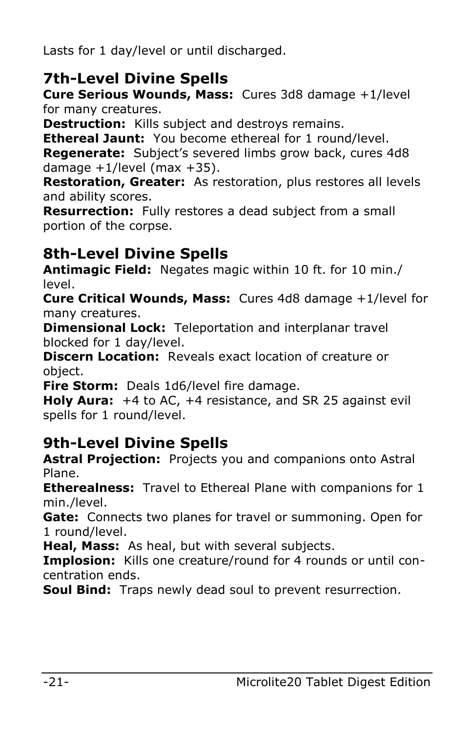Lasts for 1 day/level or until discharged.

## 7th-Level Divine Spells

**Cure Serious Wounds, Mass:** Cures 3d8 damage +1/level for many creatures.
**Destruction:** Kills subject and destroys remains.
**Ethereal Jaunt:** You become ethereal for 1 round/level.
**Regenerate:** Subject's severed limbs grow back, cures 4d8 damage +1/level (max +35).
**Restoration, Greater:** As restoration, plus restores all levels and ability scores.
**Resurrection:** Fully restores a dead subject from a small portion of the corpse.

## 8th-Level Divine Spells

**Antimagic Field:** Negates magic within 10 ft. for 10 min./level.
**Cure Critical Wounds, Mass:** Cures 4d8 damage +1/level for many creatures.
**Dimensional Lock:** Teleportation and interplanar travel blocked for 1 day/level.
**Discern Location:** Reveals exact location of creature or object.
**Fire Storm:** Deals 1d6/level fire damage.
**Holy Aura:** +4 to AC, +4 resistance, and SR 25 against evil spells for 1 round/level.

## 9th-Level Divine Spells

**Astral Projection:** Projects you and companions onto Astral Plane.
**Etherealness:** Travel to Ethereal Plane with companions for 1 min./level.
**Gate:** Connects two planes for travel or summoning. Open for 1 round/level.
**Heal, Mass:** As heal, but with several subjects.
**Implosion:** Kills one creature/round for 4 rounds or until concentration ends.
**Soul Bind:** Traps newly dead soul to prevent resurrection.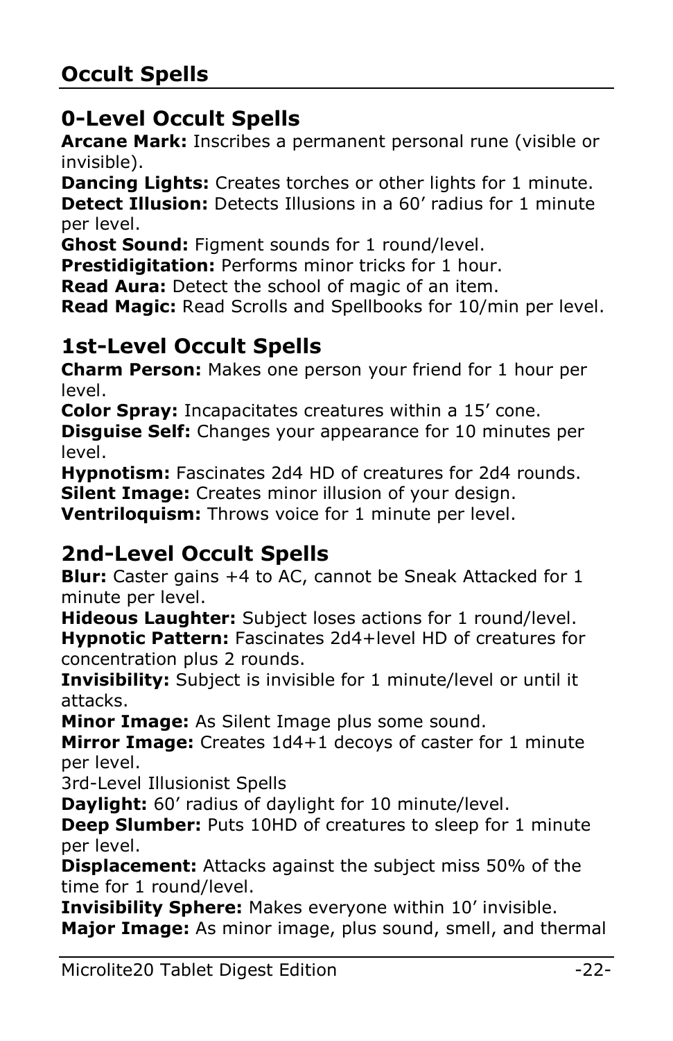## Occult Spells

### 0-Level Occult Spells

**Arcane Mark:** Inscribes a permanent personal rune (visible or invisible).
**Dancing Lights:** Creates torches or other lights for 1 minute.
**Detect Illusion:** Detects Illusions in a 60' radius for 1 minute per level.
**Ghost Sound:** Figment sounds for 1 round/level.
**Prestidigitation:** Performs minor tricks for 1 hour.
**Read Aura:** Detect the school of magic of an item.
**Read Magic:** Read Scrolls and Spellbooks for 10/min per level.

### 1st-Level Occult Spells

**Charm Person:** Makes one person your friend for 1 hour per level.
**Color Spray:** Incapacitates creatures within a 15' cone.
**Disguise Self:** Changes your appearance for 10 minutes per level.
**Hypnotism:** Fascinates 2d4 HD of creatures for 2d4 rounds.
**Silent Image:** Creates minor illusion of your design.
**Ventriloquism:** Throws voice for 1 minute per level.

### 2nd-Level Occult Spells

**Blur:** Caster gains +4 to AC, cannot be Sneak Attacked for 1 minute per level.
**Hideous Laughter:** Subject loses actions for 1 round/level.
**Hypnotic Pattern:** Fascinates 2d4+level HD of creatures for concentration plus 2 rounds.
**Invisibility:** Subject is invisible for 1 minute/level or until it attacks.
**Minor Image:** As Silent Image plus some sound.
**Mirror Image:** Creates 1d4+1 decoys of caster for 1 minute per level.

3rd-Level Illusionist Spells

**Daylight:** 60' radius of daylight for 10 minute/level.
**Deep Slumber:** Puts 10HD of creatures to sleep for 1 minute per level.
**Displacement:** Attacks against the subject miss 50% of the time for 1 round/level.
**Invisibility Sphere:** Makes everyone within 10' invisible.
**Major Image:** As minor image, plus sound, smell, and thermal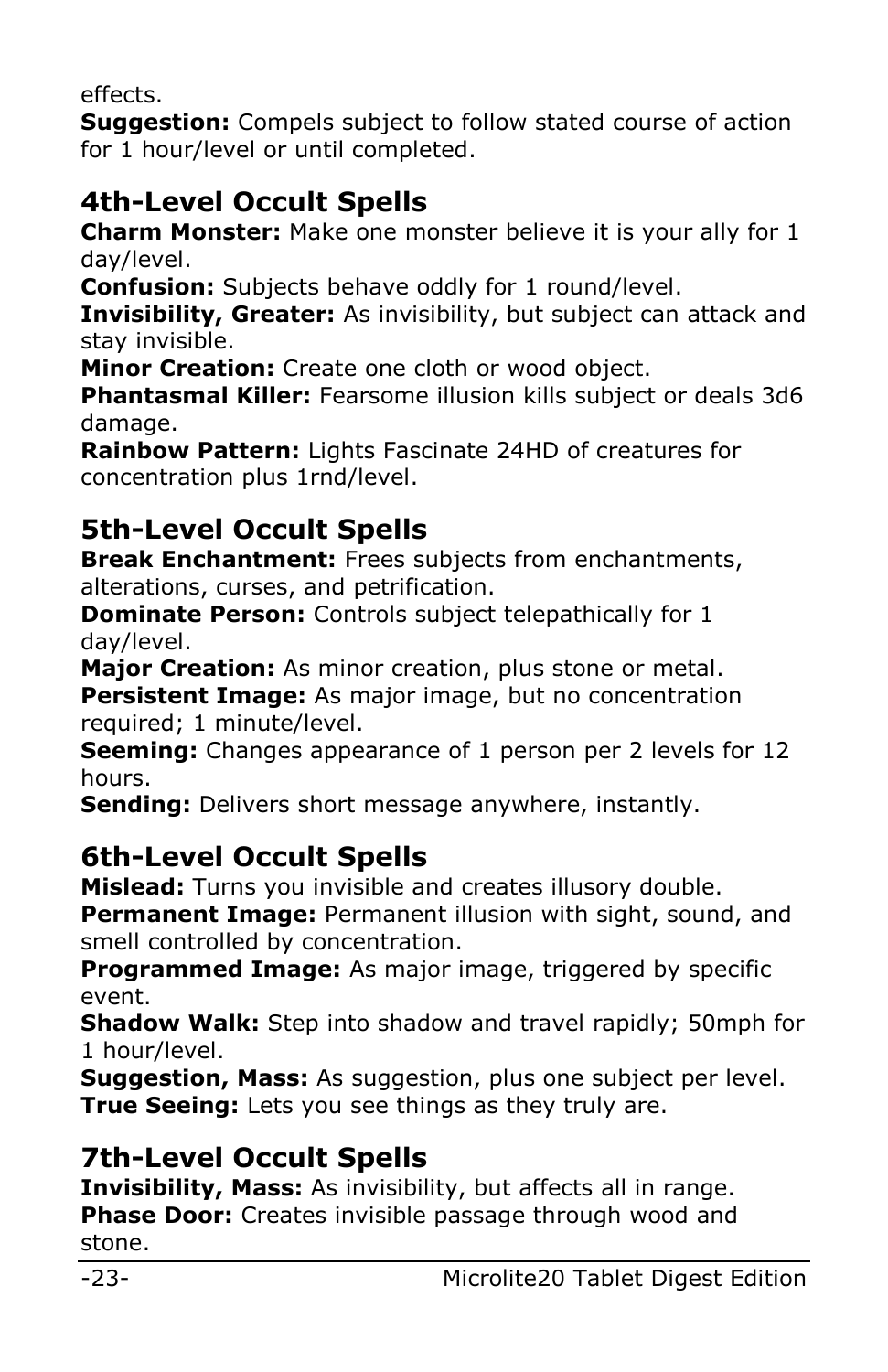effects.
**Suggestion:** Compels subject to follow stated course of action for 1 hour/level or until completed.

## 4th-Level Occult Spells

**Charm Monster:** Make one monster believe it is your ally for 1 day/level.
**Confusion:** Subjects behave oddly for 1 round/level.
**Invisibility, Greater:** As invisibility, but subject can attack and stay invisible.
**Minor Creation:** Create one cloth or wood object.
**Phantasmal Killer:** Fearsome illusion kills subject or deals 3d6 damage.
**Rainbow Pattern:** Lights Fascinate 24HD of creatures for concentration plus 1rnd/level.

## 5th-Level Occult Spells

**Break Enchantment:** Frees subjects from enchantments, alterations, curses, and petrification.
**Dominate Person:** Controls subject telepathically for 1 day/level.
**Major Creation:** As minor creation, plus stone or metal.
**Persistent Image:** As major image, but no concentration required; 1 minute/level.
**Seeming:** Changes appearance of 1 person per 2 levels for 12 hours.
**Sending:** Delivers short message anywhere, instantly.

## 6th-Level Occult Spells

**Mislead:** Turns you invisible and creates illusory double.
**Permanent Image:** Permanent illusion with sight, sound, and smell controlled by concentration.
**Programmed Image:** As major image, triggered by specific event.
**Shadow Walk:** Step into shadow and travel rapidly; 50mph for 1 hour/level.
**Suggestion, Mass:** As suggestion, plus one subject per level.
**True Seeing:** Lets you see things as they truly are.

## 7th-Level Occult Spells

**Invisibility, Mass:** As invisibility, but affects all in range.
**Phase Door:** Creates invisible passage through wood and stone.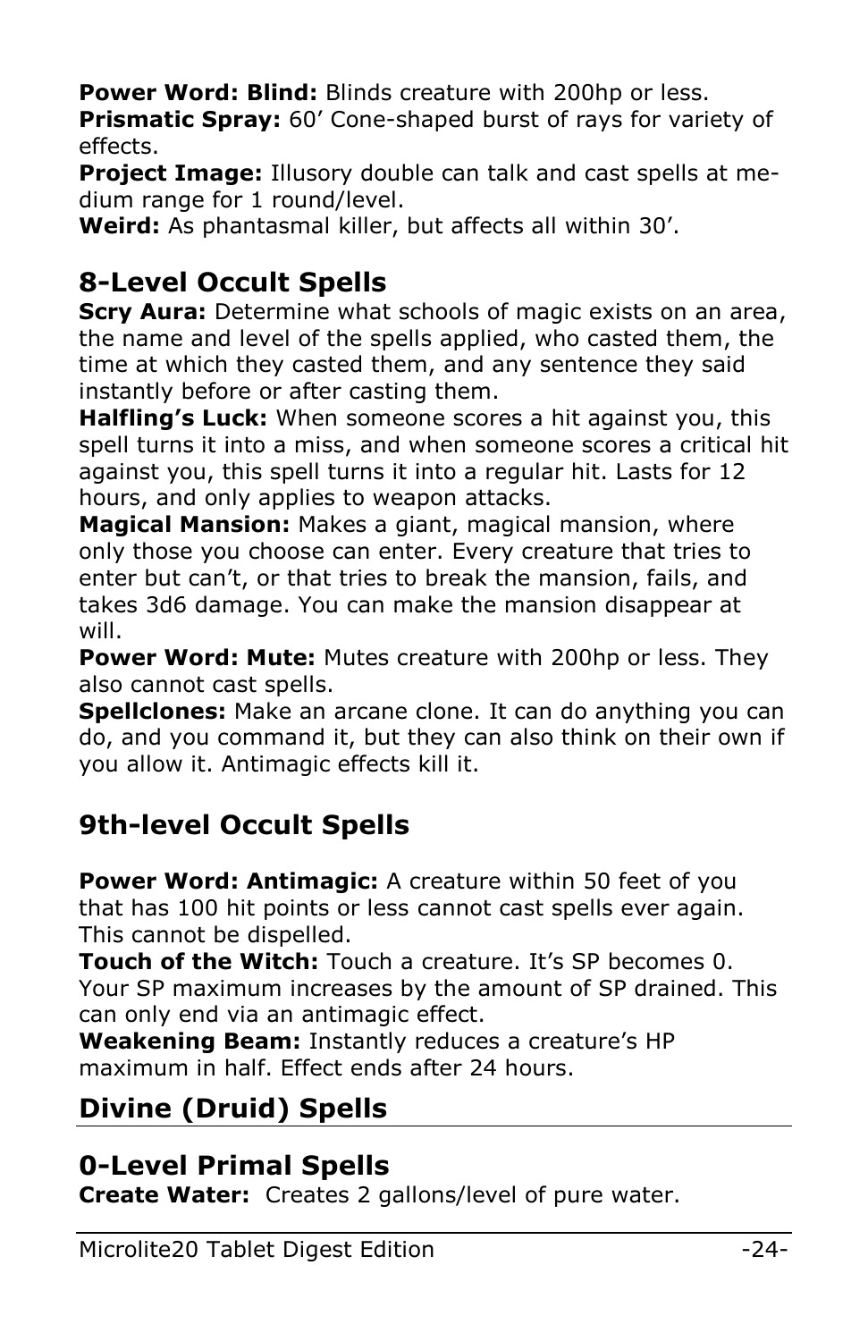**Power Word: Blind:** Blinds creature with 200hp or less.
**Prismatic Spray:** 60' Cone-shaped burst of rays for variety of effects.
**Project Image:** Illusory double can talk and cast spells at medium range for 1 round/level.
**Weird:** As phantasmal killer, but affects all within 30'.

## 8-Level Occult Spells

**Scry Aura:** Determine what schools of magic exists on an area, the name and level of the spells applied, who casted them, the time at which they casted them, and any sentence they said instantly before or after casting them.
**Halfling's Luck:** When someone scores a hit against you, this spell turns it into a miss, and when someone scores a critical hit against you, this spell turns it into a regular hit. Lasts for 12 hours, and only applies to weapon attacks.
**Magical Mansion:** Makes a giant, magical mansion, where only those you choose can enter. Every creature that tries to enter but can't, or that tries to break the mansion, fails, and takes 3d6 damage. You can make the mansion disappear at will.
**Power Word: Mute:** Mutes creature with 200hp or less. They also cannot cast spells.
**Spellclones:** Make an arcane clone. It can do anything you can do, and you command it, but they can also think on their own if you allow it. Antimagic effects kill it.

## 9th-level Occult Spells

**Power Word: Antimagic:** A creature within 50 feet of you that has 100 hit points or less cannot cast spells ever again. This cannot be dispelled.
**Touch of the Witch:** Touch a creature. It's SP becomes 0. Your SP maximum increases by the amount of SP drained. This can only end via an antimagic effect.
**Weakening Beam:** Instantly reduces a creature's HP maximum in half. Effect ends after 24 hours.

## Divine (Druid) Spells

## 0-Level Primal Spells

**Create Water:** Creates 2 gallons/level of pure water.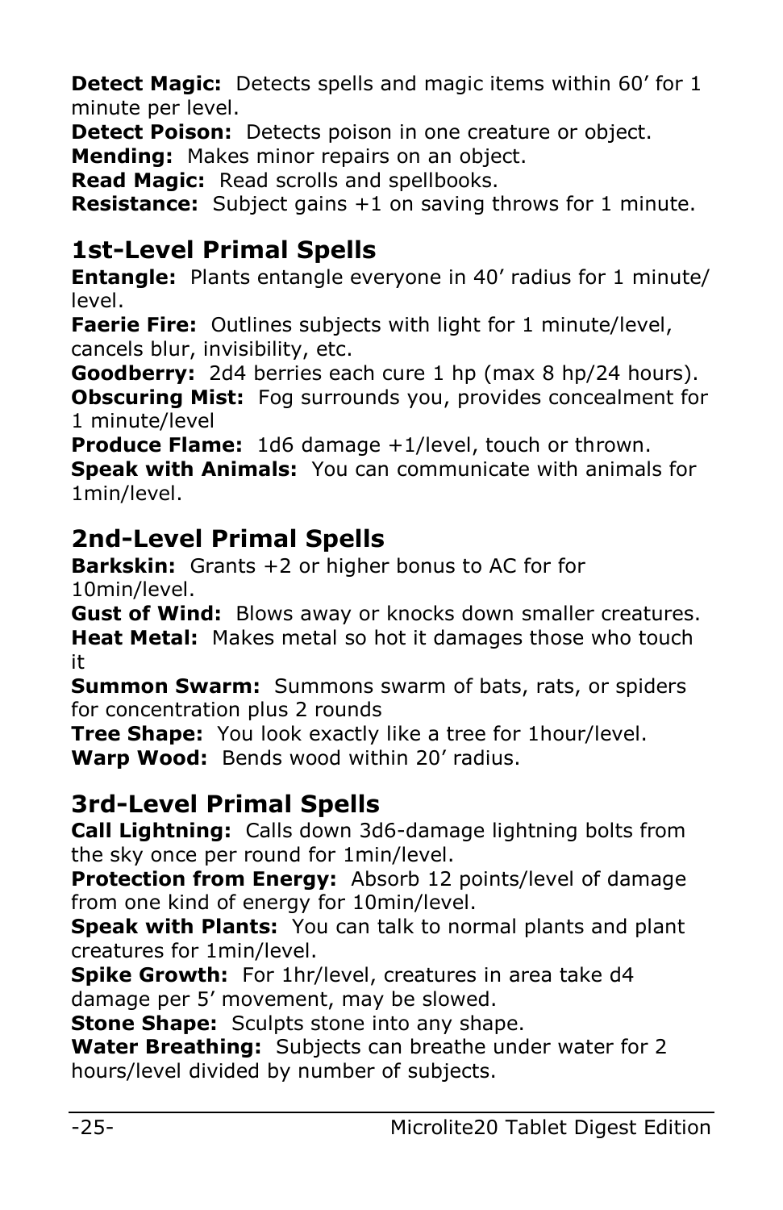**Detect Magic:** Detects spells and magic items within 60' for 1 minute per level.
**Detect Poison:** Detects poison in one creature or object.
**Mending:** Makes minor repairs on an object.
**Read Magic:** Read scrolls and spellbooks.
**Resistance:** Subject gains +1 on saving throws for 1 minute.

## 1st-Level Primal Spells

**Entangle:** Plants entangle everyone in 40' radius for 1 minute/level.
**Faerie Fire:** Outlines subjects with light for 1 minute/level, cancels blur, invisibility, etc.
**Goodberry:** 2d4 berries each cure 1 hp (max 8 hp/24 hours).
**Obscuring Mist:** Fog surrounds you, provides concealment for 1 minute/level
**Produce Flame:** 1d6 damage +1/level, touch or thrown.
**Speak with Animals:** You can communicate with animals for 1min/level.

## 2nd-Level Primal Spells

**Barkskin:** Grants +2 or higher bonus to AC for for 10min/level.
**Gust of Wind:** Blows away or knocks down smaller creatures.
**Heat Metal:** Makes metal so hot it damages those who touch it
**Summon Swarm:** Summons swarm of bats, rats, or spiders for concentration plus 2 rounds
**Tree Shape:** You look exactly like a tree for 1hour/level.
**Warp Wood:** Bends wood within 20' radius.

## 3rd-Level Primal Spells

**Call Lightning:** Calls down 3d6-damage lightning bolts from the sky once per round for 1min/level.
**Protection from Energy:** Absorb 12 points/level of damage from one kind of energy for 10min/level.
**Speak with Plants:** You can talk to normal plants and plant creatures for 1min/level.
**Spike Growth:** For 1hr/level, creatures in area take d4 damage per 5' movement, may be slowed.
**Stone Shape:** Sculpts stone into any shape.
**Water Breathing:** Subjects can breathe under water for 2 hours/level divided by number of subjects.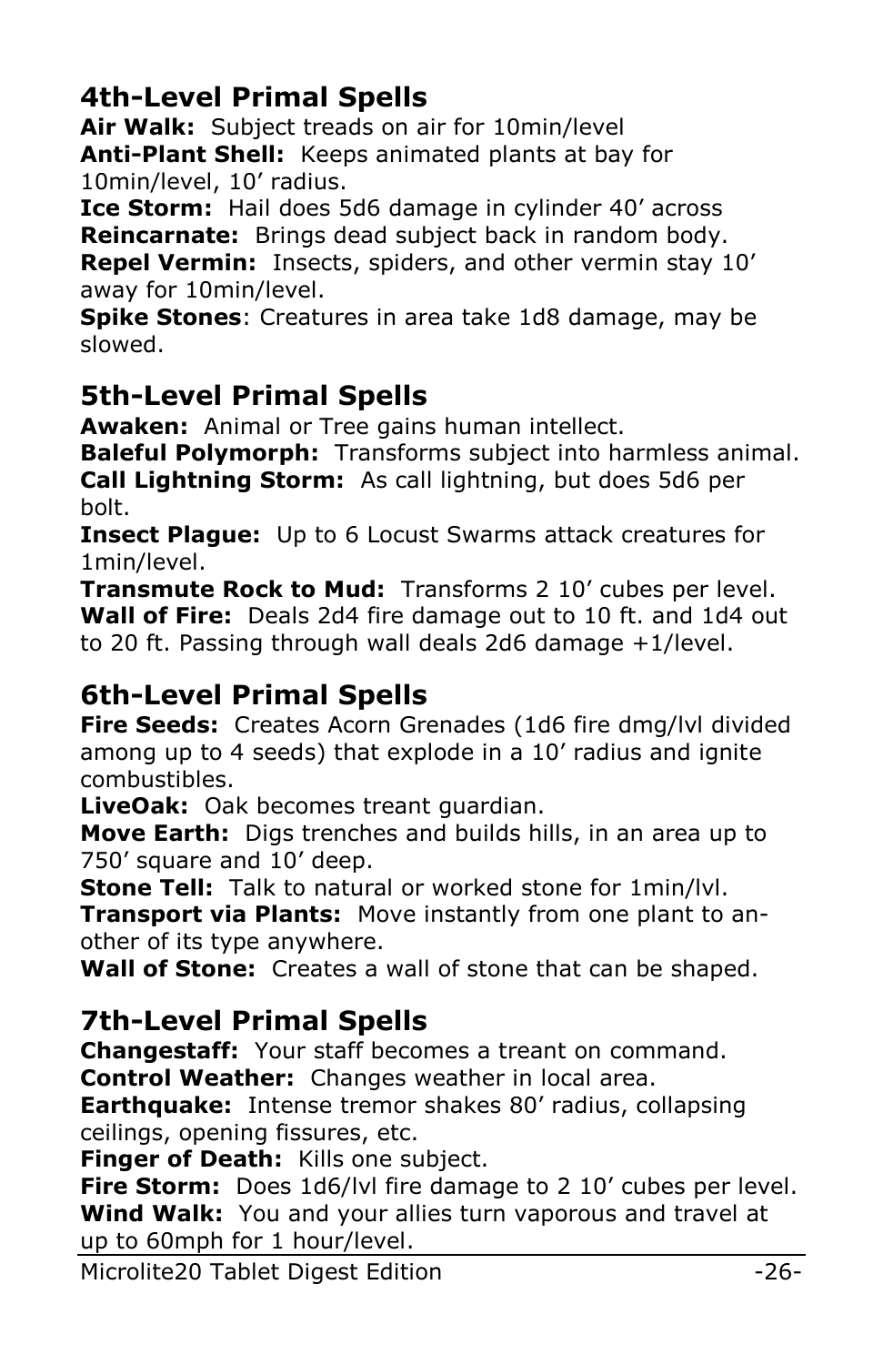## 4th-Level Primal Spells

**Air Walk:** Subject treads on air for 10min/level
**Anti-Plant Shell:** Keeps animated plants at bay for 10min/level, 10' radius.
**Ice Storm:** Hail does 5d6 damage in cylinder 40' across
**Reincarnate:** Brings dead subject back in random body.
**Repel Vermin:** Insects, spiders, and other vermin stay 10' away for 10min/level.
**Spike Stones**: Creatures in area take 1d8 damage, may be slowed.

## 5th-Level Primal Spells

**Awaken:** Animal or Tree gains human intellect.
**Baleful Polymorph:** Transforms subject into harmless animal.
**Call Lightning Storm:** As call lightning, but does 5d6 per bolt.
**Insect Plague:** Up to 6 Locust Swarms attack creatures for 1min/level.
**Transmute Rock to Mud:** Transforms 2 10' cubes per level.
**Wall of Fire:** Deals 2d4 fire damage out to 10 ft. and 1d4 out to 20 ft. Passing through wall deals 2d6 damage +1/level.

## 6th-Level Primal Spells

**Fire Seeds:** Creates Acorn Grenades (1d6 fire dmg/lvl divided among up to 4 seeds) that explode in a 10' radius and ignite combustibles.
**LiveOak:** Oak becomes treant guardian.
**Move Earth:** Digs trenches and builds hills, in an area up to 750' square and 10' deep.
**Stone Tell:** Talk to natural or worked stone for 1min/lvl.
**Transport via Plants:** Move instantly from one plant to another of its type anywhere.
**Wall of Stone:** Creates a wall of stone that can be shaped.

## 7th-Level Primal Spells

**Changestaff:** Your staff becomes a treant on command.
**Control Weather:** Changes weather in local area.
**Earthquake:** Intense tremor shakes 80' radius, collapsing ceilings, opening fissures, etc.
**Finger of Death:** Kills one subject.
**Fire Storm:** Does 1d6/lvl fire damage to 2 10' cubes per level.
**Wind Walk:** You and your allies turn vaporous and travel at up to 60mph for 1 hour/level.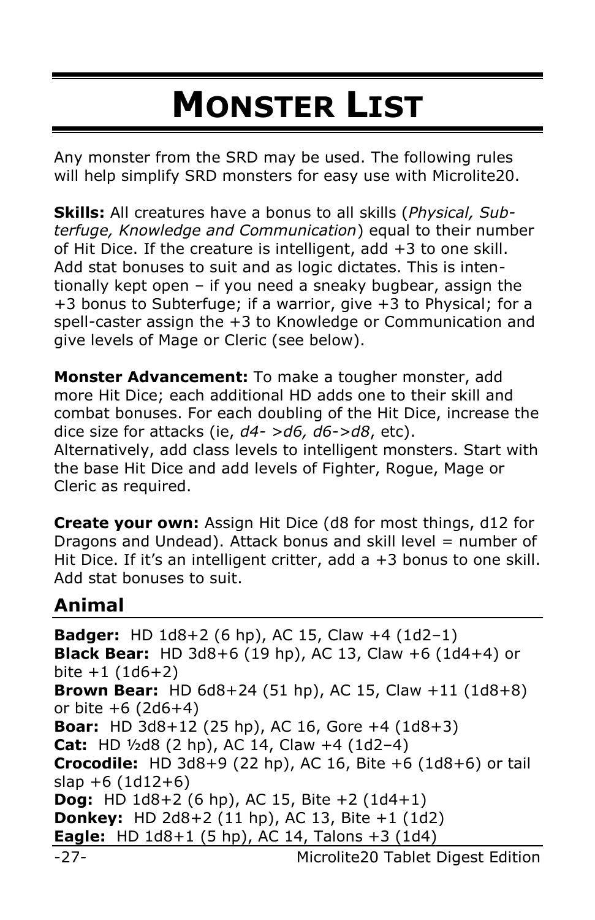# Monster List

Any monster from the SRD may be used. The following rules will help simplify SRD monsters for easy use with Microlite20.

**Skills:** All creatures have a bonus to all skills (*Physical, Subterfuge, Knowledge and Communication*) equal to their number of Hit Dice. If the creature is intelligent, add +3 to one skill. Add stat bonuses to suit and as logic dictates. This is intentionally kept open – if you need a sneaky bugbear, assign the +3 bonus to Subterfuge; if a warrior, give +3 to Physical; for a spell-caster assign the +3 to Knowledge or Communication and give levels of Mage or Cleric (see below).

**Monster Advancement:** To make a tougher monster, add more Hit Dice; each additional HD adds one to their skill and combat bonuses. For each doubling of the Hit Dice, increase the dice size for attacks (ie, *d4- >d6, d6->d8*, etc). Alternatively, add class levels to intelligent monsters. Start with the base Hit Dice and add levels of Fighter, Rogue, Mage or Cleric as required.

**Create your own:** Assign Hit Dice (d8 for most things, d12 for Dragons and Undead). Attack bonus and skill level = number of Hit Dice. If it's an intelligent critter, add a +3 bonus to one skill. Add stat bonuses to suit.

## Animal

**Badger:** HD 1d8+2 (6 hp), AC 15, Claw +4 (1d2–1)
**Black Bear:** HD 3d8+6 (19 hp), AC 13, Claw +6 (1d4+4) or bite +1 (1d6+2)
**Brown Bear:** HD 6d8+24 (51 hp), AC 15, Claw +11 (1d8+8) or bite +6 (2d6+4)
**Boar:** HD 3d8+12 (25 hp), AC 16, Gore +4 (1d8+3)
**Cat:** HD ½d8 (2 hp), AC 14, Claw +4 (1d2–4)
**Crocodile:** HD 3d8+9 (22 hp), AC 16, Bite +6 (1d8+6) or tail slap +6 (1d12+6)
**Dog:** HD 1d8+2 (6 hp), AC 15, Bite +2 (1d4+1)
**Donkey:** HD 2d8+2 (11 hp), AC 13, Bite +1 (1d2)
**Eagle:** HD 1d8+1 (5 hp), AC 14, Talons +3 (1d4)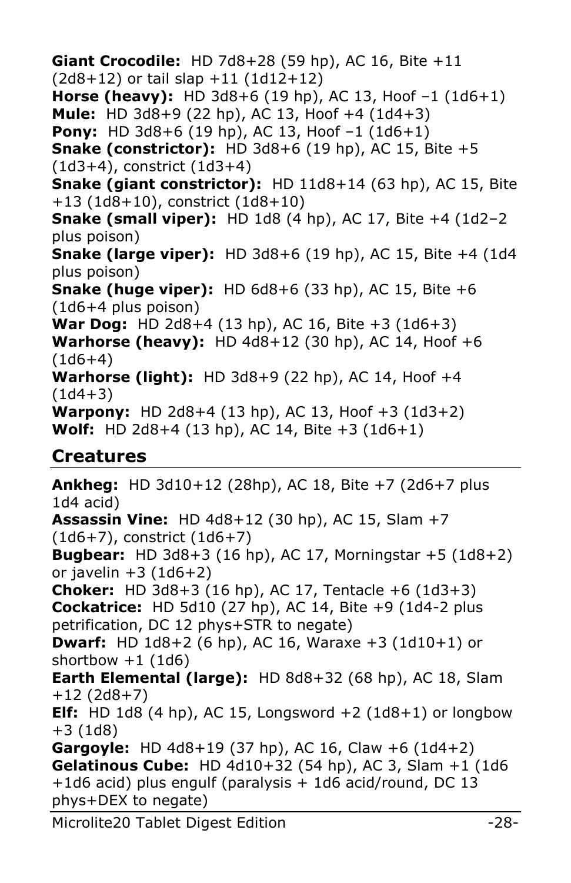**Giant Crocodile:** HD 7d8+28 (59 hp), AC 16, Bite +11 (2d8+12) or tail slap +11 (1d12+12)
**Horse (heavy):** HD 3d8+6 (19 hp), AC 13, Hoof –1 (1d6+1)
**Mule:** HD 3d8+9 (22 hp), AC 13, Hoof +4 (1d4+3)
**Pony:** HD 3d8+6 (19 hp), AC 13, Hoof –1 (1d6+1)
**Snake (constrictor):** HD 3d8+6 (19 hp), AC 15, Bite +5 (1d3+4), constrict (1d3+4)
**Snake (giant constrictor):** HD 11d8+14 (63 hp), AC 15, Bite +13 (1d8+10), constrict (1d8+10)
**Snake (small viper):** HD 1d8 (4 hp), AC 17, Bite +4 (1d2–2 plus poison)
**Snake (large viper):** HD 3d8+6 (19 hp), AC 15, Bite +4 (1d4 plus poison)
**Snake (huge viper):** HD 6d8+6 (33 hp), AC 15, Bite +6 (1d6+4 plus poison)
**War Dog:** HD 2d8+4 (13 hp), AC 16, Bite +3 (1d6+3)
**Warhorse (heavy):** HD 4d8+12 (30 hp), AC 14, Hoof +6 (1d6+4)
**Warhorse (light):** HD 3d8+9 (22 hp), AC 14, Hoof +4 (1d4+3)
**Warpony:** HD 2d8+4 (13 hp), AC 13, Hoof +3 (1d3+2)
**Wolf:** HD 2d8+4 (13 hp), AC 14, Bite +3 (1d6+1)

## Creatures

**Ankheg:** HD 3d10+12 (28hp), AC 18, Bite +7 (2d6+7 plus 1d4 acid)
**Assassin Vine:** HD 4d8+12 (30 hp), AC 15, Slam +7 (1d6+7), constrict (1d6+7)
**Bugbear:** HD 3d8+3 (16 hp), AC 17, Morningstar +5 (1d8+2) or javelin +3 (1d6+2)
**Choker:** HD 3d8+3 (16 hp), AC 17, Tentacle +6 (1d3+3)
**Cockatrice:** HD 5d10 (27 hp), AC 14, Bite +9 (1d4-2 plus petrification, DC 12 phys+STR to negate)
**Dwarf:** HD 1d8+2 (6 hp), AC 16, Waraxe +3 (1d10+1) or shortbow +1 (1d6)
**Earth Elemental (large):** HD 8d8+32 (68 hp), AC 18, Slam +12 (2d8+7)
**Elf:** HD 1d8 (4 hp), AC 15, Longsword +2 (1d8+1) or longbow +3 (1d8)
**Gargoyle:** HD 4d8+19 (37 hp), AC 16, Claw +6 (1d4+2)
**Gelatinous Cube:** HD 4d10+32 (54 hp), AC 3, Slam +1 (1d6 +1d6 acid) plus engulf (paralysis + 1d6 acid/round, DC 13 phys+DEX to negate)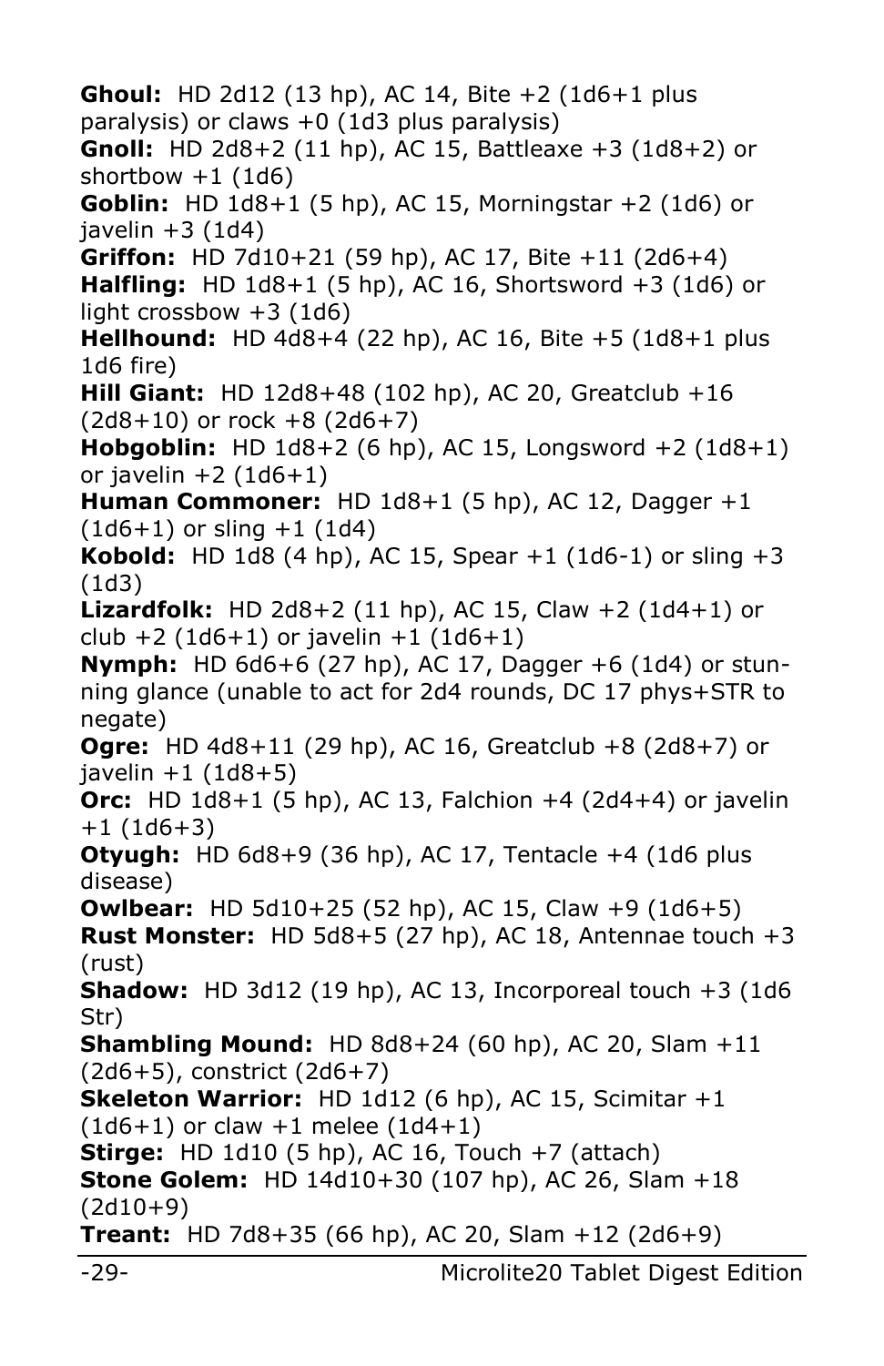**Ghoul:** HD 2d12 (13 hp), AC 14, Bite +2 (1d6+1 plus paralysis) or claws +0 (1d3 plus paralysis)
**Gnoll:** HD 2d8+2 (11 hp), AC 15, Battleaxe +3 (1d8+2) or shortbow +1 (1d6)
**Goblin:** HD 1d8+1 (5 hp), AC 15, Morningstar +2 (1d6) or javelin +3 (1d4)
**Griffon:** HD 7d10+21 (59 hp), AC 17, Bite +11 (2d6+4)
**Halfling:** HD 1d8+1 (5 hp), AC 16, Shortsword +3 (1d6) or light crossbow +3 (1d6)
**Hellhound:** HD 4d8+4 (22 hp), AC 16, Bite +5 (1d8+1 plus 1d6 fire)
**Hill Giant:** HD 12d8+48 (102 hp), AC 20, Greatclub +16 (2d8+10) or rock +8 (2d6+7)
**Hobgoblin:** HD 1d8+2 (6 hp), AC 15, Longsword +2 (1d8+1) or javelin +2 (1d6+1)
**Human Commoner:** HD 1d8+1 (5 hp), AC 12, Dagger +1 (1d6+1) or sling +1 (1d4)
**Kobold:** HD 1d8 (4 hp), AC 15, Spear +1 (1d6-1) or sling +3 (1d3)
**Lizardfolk:** HD 2d8+2 (11 hp), AC 15, Claw +2 (1d4+1) or club +2 (1d6+1) or javelin +1 (1d6+1)
**Nymph:** HD 6d6+6 (27 hp), AC 17, Dagger +6 (1d4) or stunning glance (unable to act for 2d4 rounds, DC 17 phys+STR to negate)
**Ogre:** HD 4d8+11 (29 hp), AC 16, Greatclub +8 (2d8+7) or javelin +1 (1d8+5)
**Orc:** HD 1d8+1 (5 hp), AC 13, Falchion +4 (2d4+4) or javelin +1 (1d6+3)
**Otyugh:** HD 6d8+9 (36 hp), AC 17, Tentacle +4 (1d6 plus disease)
**Owlbear:** HD 5d10+25 (52 hp), AC 15, Claw +9 (1d6+5)
**Rust Monster:** HD 5d8+5 (27 hp), AC 18, Antennae touch +3 (rust)
**Shadow:** HD 3d12 (19 hp), AC 13, Incorporeal touch +3 (1d6 Str)
**Shambling Mound:** HD 8d8+24 (60 hp), AC 20, Slam +11 (2d6+5), constrict (2d6+7)
**Skeleton Warrior:** HD 1d12 (6 hp), AC 15, Scimitar +1 (1d6+1) or claw +1 melee (1d4+1)
**Stirge:** HD 1d10 (5 hp), AC 16, Touch +7 (attach)
**Stone Golem:** HD 14d10+30 (107 hp), AC 26, Slam +18 (2d10+9)
**Treant:** HD 7d8+35 (66 hp), AC 20, Slam +12 (2d6+9)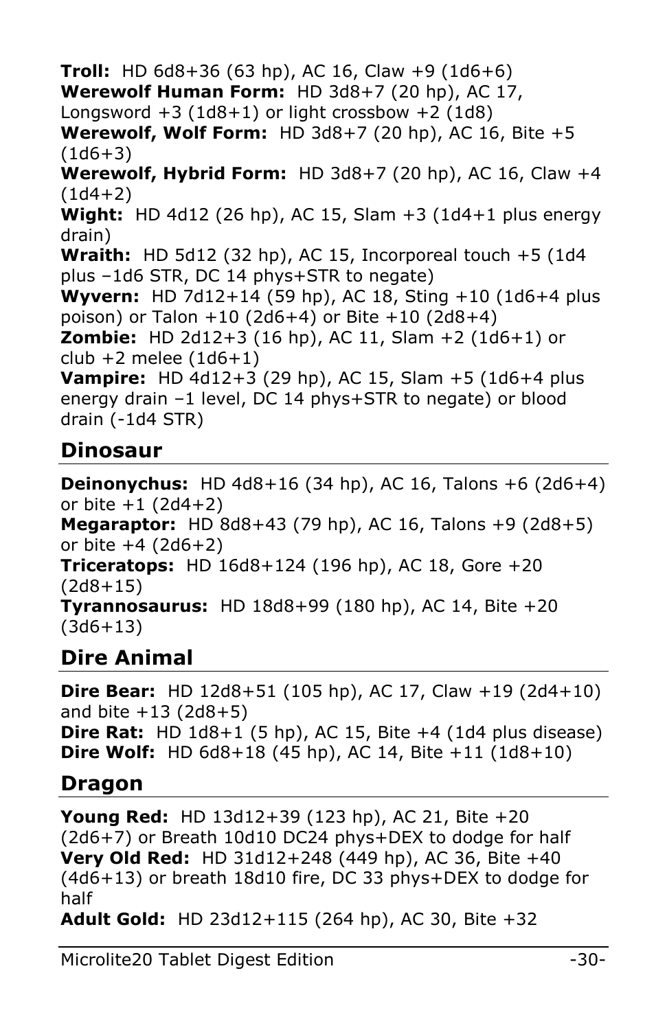**Troll:** HD 6d8+36 (63 hp), AC 16, Claw +9 (1d6+6)
**Werewolf Human Form:** HD 3d8+7 (20 hp), AC 17, Longsword +3 (1d8+1) or light crossbow +2 (1d8)
**Werewolf, Wolf Form:** HD 3d8+7 (20 hp), AC 16, Bite +5 (1d6+3)
**Werewolf, Hybrid Form:** HD 3d8+7 (20 hp), AC 16, Claw +4 (1d4+2)
**Wight:** HD 4d12 (26 hp), AC 15, Slam +3 (1d4+1 plus energy drain)
**Wraith:** HD 5d12 (32 hp), AC 15, Incorporeal touch +5 (1d4 plus –1d6 STR, DC 14 phys+STR to negate)
**Wyvern:** HD 7d12+14 (59 hp), AC 18, Sting +10 (1d6+4 plus poison) or Talon +10 (2d6+4) or Bite +10 (2d8+4)
**Zombie:** HD 2d12+3 (16 hp), AC 11, Slam +2 (1d6+1) or club +2 melee (1d6+1)
**Vampire:** HD 4d12+3 (29 hp), AC 15, Slam +5 (1d6+4 plus energy drain –1 level, DC 14 phys+STR to negate) or blood drain (-1d4 STR)

## Dinosaur

**Deinonychus:** HD 4d8+16 (34 hp), AC 16, Talons +6 (2d6+4) or bite +1 (2d4+2)
**Megaraptor:** HD 8d8+43 (79 hp), AC 16, Talons +9 (2d8+5) or bite +4 (2d6+2)
**Triceratops:** HD 16d8+124 (196 hp), AC 18, Gore +20 (2d8+15)
**Tyrannosaurus:** HD 18d8+99 (180 hp), AC 14, Bite +20 (3d6+13)

## Dire Animal

**Dire Bear:** HD 12d8+51 (105 hp), AC 17, Claw +19 (2d4+10) and bite +13 (2d8+5)
**Dire Rat:** HD 1d8+1 (5 hp), AC 15, Bite +4 (1d4 plus disease)
**Dire Wolf:** HD 6d8+18 (45 hp), AC 14, Bite +11 (1d8+10)

## Dragon

**Young Red:** HD 13d12+39 (123 hp), AC 21, Bite +20 (2d6+7) or Breath 10d10 DC24 phys+DEX to dodge for half
**Very Old Red:** HD 31d12+248 (449 hp), AC 36, Bite +40 (4d6+13) or breath 18d10 fire, DC 33 phys+DEX to dodge for half
**Adult Gold:** HD 23d12+115 (264 hp), AC 30, Bite +32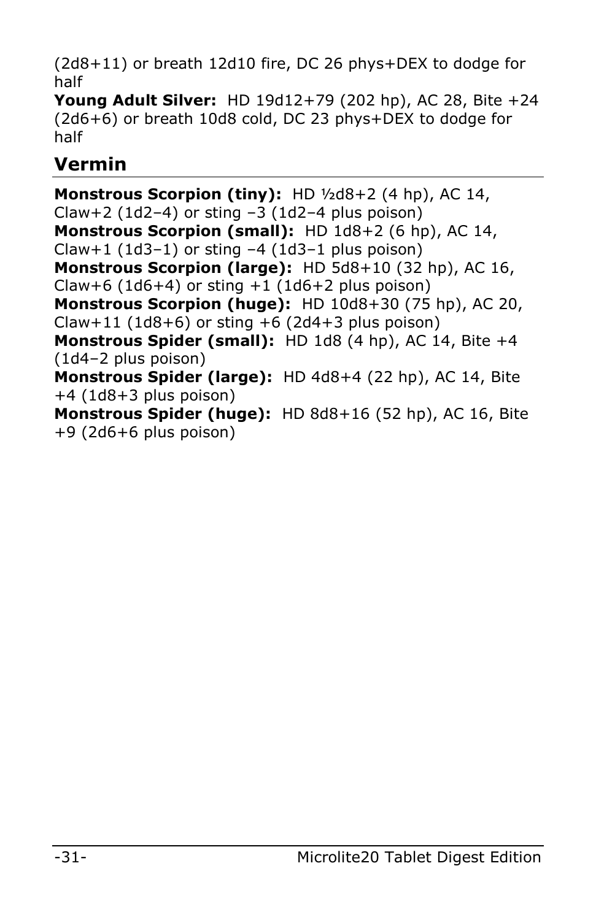(2d8+11) or breath 12d10 fire, DC 26 phys+DEX to dodge for half
**Young Adult Silver:** HD 19d12+79 (202 hp), AC 28, Bite +24 (2d6+6) or breath 10d8 cold, DC 23 phys+DEX to dodge for half

## Vermin

**Monstrous Scorpion (tiny):** HD ½d8+2 (4 hp), AC 14, Claw+2 (1d2–4) or sting –3 (1d2–4 plus poison)
**Monstrous Scorpion (small):** HD 1d8+2 (6 hp), AC 14, Claw+1 (1d3–1) or sting –4 (1d3–1 plus poison)
**Monstrous Scorpion (large):** HD 5d8+10 (32 hp), AC 16, Claw+6 (1d6+4) or sting +1 (1d6+2 plus poison)
**Monstrous Scorpion (huge):** HD 10d8+30 (75 hp), AC 20, Claw+11 (1d8+6) or sting +6 (2d4+3 plus poison)
**Monstrous Spider (small):** HD 1d8 (4 hp), AC 14, Bite +4 (1d4–2 plus poison)
**Monstrous Spider (large):** HD 4d8+4 (22 hp), AC 14, Bite +4 (1d8+3 plus poison)
**Monstrous Spider (huge):** HD 8d8+16 (52 hp), AC 16, Bite +9 (2d6+6 plus poison)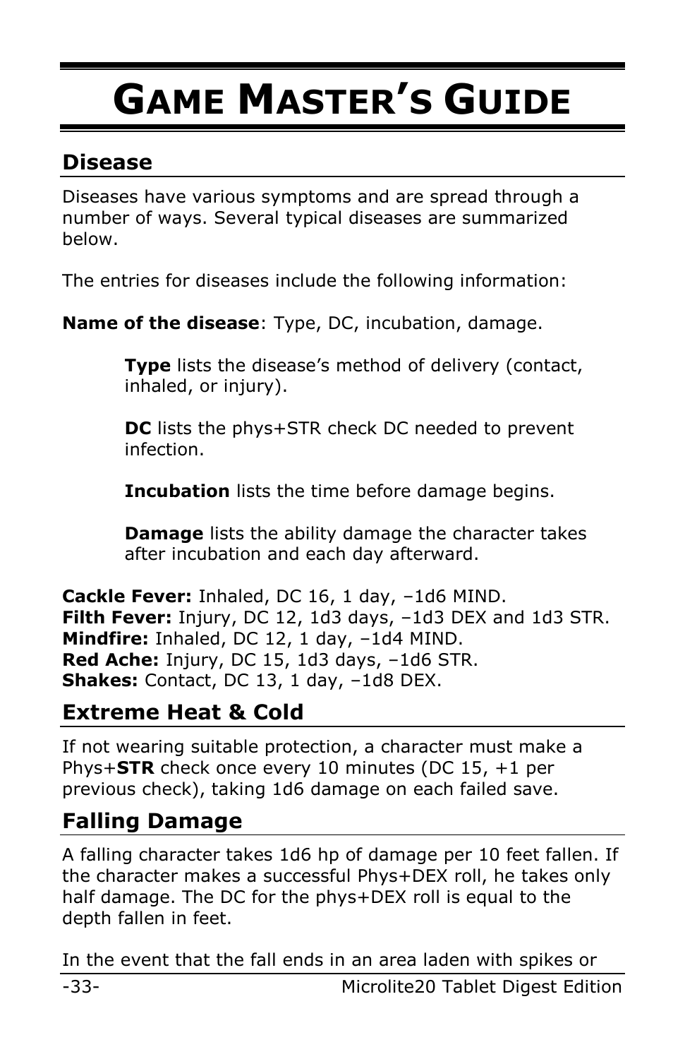# Game Master's Guide

## Disease

Diseases have various symptoms and are spread through a number of ways. Several typical diseases are summarized below.

The entries for diseases include the following information:

**Name of the disease**: Type, DC, incubation, damage.

> **Type** lists the disease's method of delivery (contact, inhaled, or injury).
>
> **DC** lists the phys+STR check DC needed to prevent infection.
>
> **Incubation** lists the time before damage begins.
>
> **Damage** lists the ability damage the character takes after incubation and each day afterward.

**Cackle Fever:** Inhaled, DC 16, 1 day, –1d6 MIND.
**Filth Fever:** Injury, DC 12, 1d3 days, –1d3 DEX and 1d3 STR.
**Mindfire:** Inhaled, DC 12, 1 day, –1d4 MIND.
**Red Ache:** Injury, DC 15, 1d3 days, –1d6 STR.
**Shakes:** Contact, DC 13, 1 day, –1d8 DEX.

## Extreme Heat & Cold

If not wearing suitable protection, a character must make a Phys+**STR** check once every 10 minutes (DC 15, +1 per previous check), taking 1d6 damage on each failed save.

## Falling Damage

A falling character takes 1d6 hp of damage per 10 feet fallen. If the character makes a successful Phys+DEX roll, he takes only half damage. The DC for the phys+DEX roll is equal to the depth fallen in feet.

In the event that the fall ends in an area laden with spikes or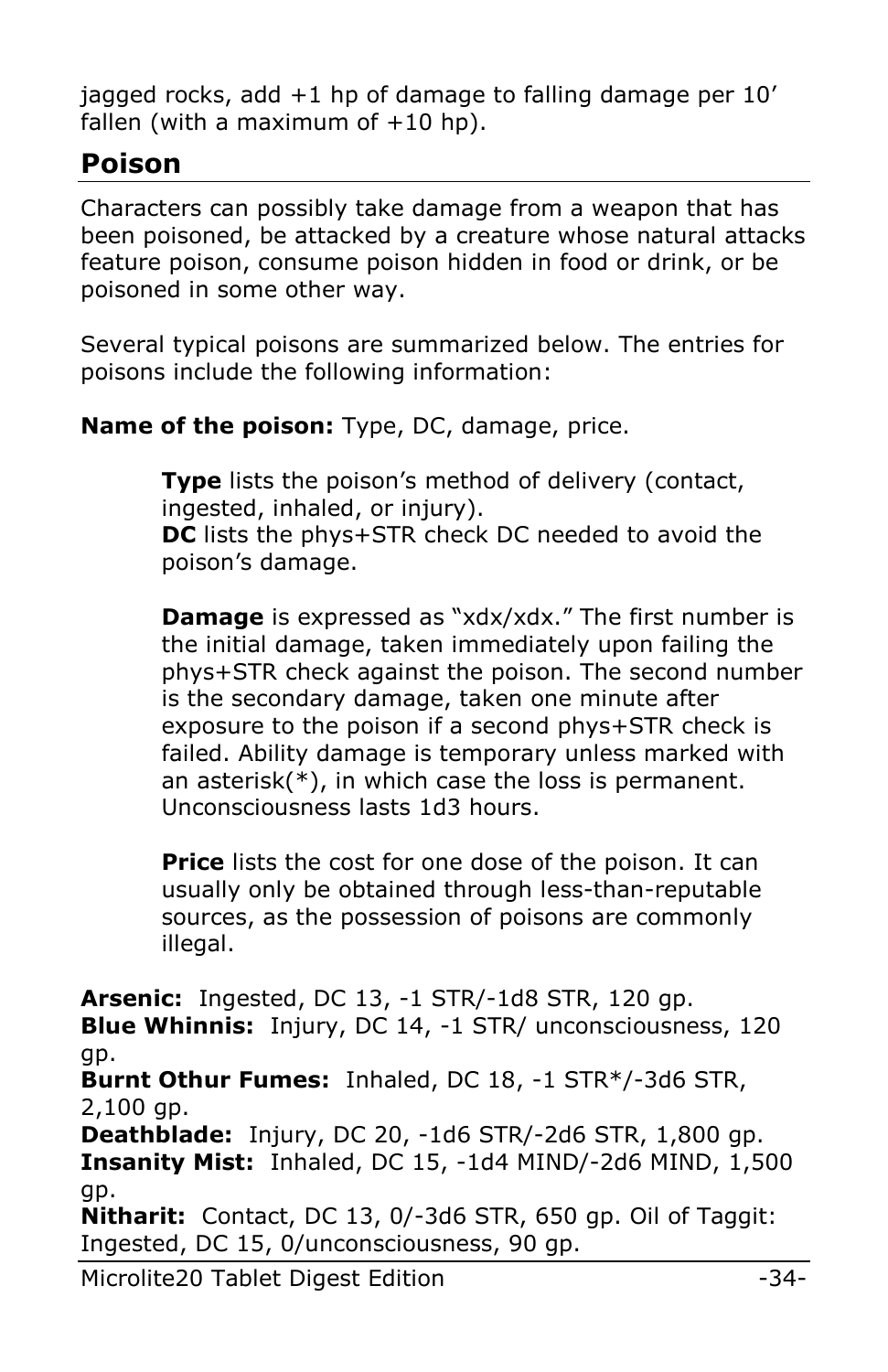jagged rocks, add +1 hp of damage to falling damage per 10' fallen (with a maximum of +10 hp).

## Poison

Characters can possibly take damage from a weapon that has been poisoned, be attacked by a creature whose natural attacks feature poison, consume poison hidden in food or drink, or be poisoned in some other way.

Several typical poisons are summarized below. The entries for poisons include the following information:

**Name of the poison:** Type, DC, damage, price.

> **Type** lists the poison's method of delivery (contact, ingested, inhaled, or injury).
> **DC** lists the phys+STR check DC needed to avoid the poison's damage.
>
> **Damage** is expressed as "xdx/xdx." The first number is the initial damage, taken immediately upon failing the phys+STR check against the poison. The second number is the secondary damage, taken one minute after exposure to the poison if a second phys+STR check is failed. Ability damage is temporary unless marked with an asterisk(*), in which case the loss is permanent. Unconsciousness lasts 1d3 hours.
>
> **Price** lists the cost for one dose of the poison. It can usually only be obtained through less-than-reputable sources, as the possession of poisons are commonly illegal.

**Arsenic:** Ingested, DC 13, -1 STR/-1d8 STR, 120 gp.
**Blue Whinnis:** Injury, DC 14, -1 STR/ unconsciousness, 120 gp.
**Burnt Othur Fumes:** Inhaled, DC 18, -1 STR*/-3d6 STR, 2,100 gp.
**Deathblade:** Injury, DC 20, -1d6 STR/-2d6 STR, 1,800 gp.
**Insanity Mist:** Inhaled, DC 15, -1d4 MIND/-2d6 MIND, 1,500 gp.
**Nitharit:** Contact, DC 13, 0/-3d6 STR, 650 gp. Oil of Taggit: Ingested, DC 15, 0/unconsciousness, 90 gp.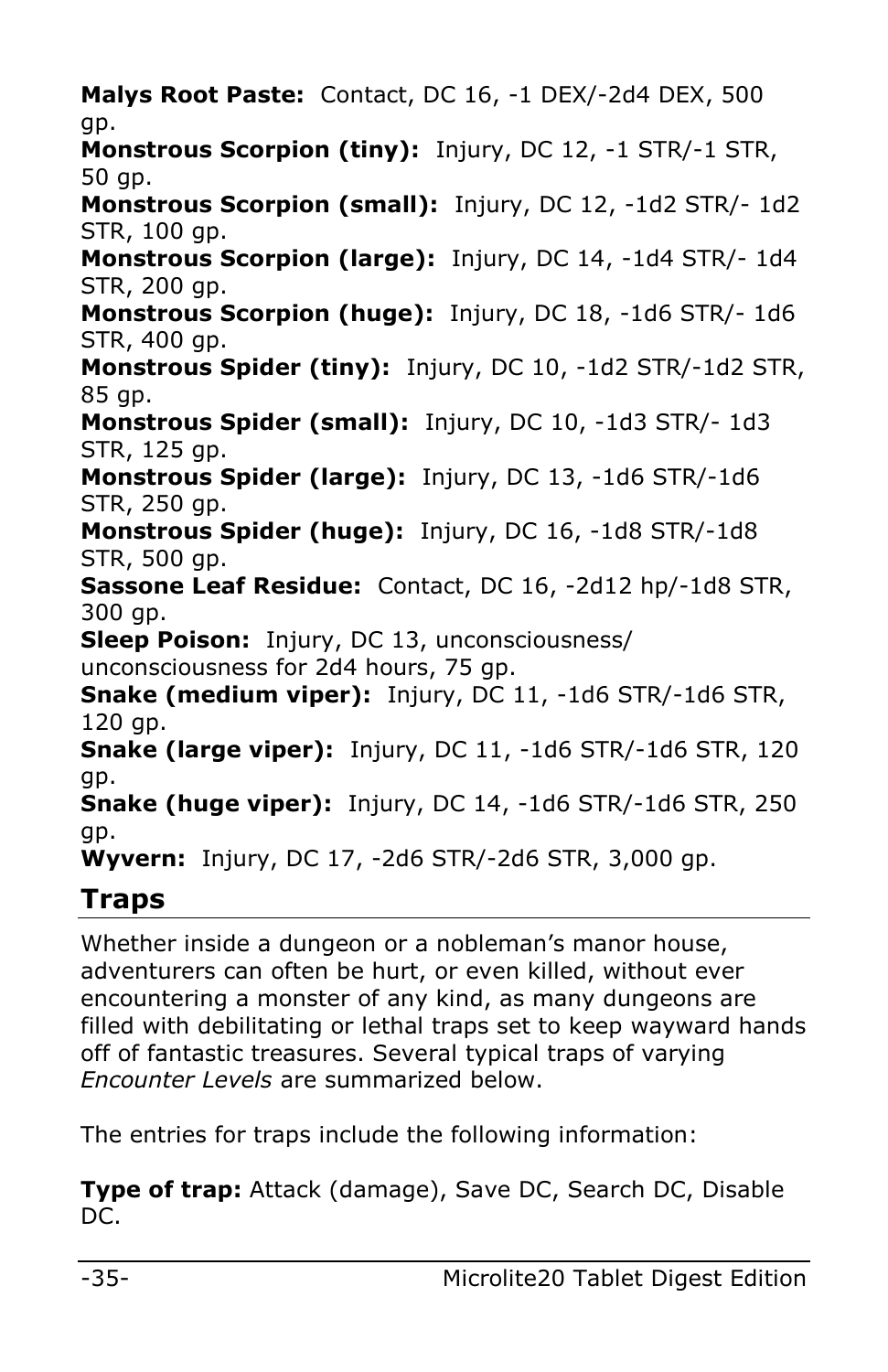**Malys Root Paste:** Contact, DC 16, -1 DEX/-2d4 DEX, 500 gp.
**Monstrous Scorpion (tiny):** Injury, DC 12, -1 STR/-1 STR, 50 gp.
**Monstrous Scorpion (small):** Injury, DC 12, -1d2 STR/- 1d2 STR, 100 gp.
**Monstrous Scorpion (large):** Injury, DC 14, -1d4 STR/- 1d4 STR, 200 gp.
**Monstrous Scorpion (huge):** Injury, DC 18, -1d6 STR/- 1d6 STR, 400 gp.
**Monstrous Spider (tiny):** Injury, DC 10, -1d2 STR/-1d2 STR, 85 gp.
**Monstrous Spider (small):** Injury, DC 10, -1d3 STR/- 1d3 STR, 125 gp.
**Monstrous Spider (large):** Injury, DC 13, -1d6 STR/-1d6 STR, 250 gp.
**Monstrous Spider (huge):** Injury, DC 16, -1d8 STR/-1d8 STR, 500 gp.
**Sassone Leaf Residue:** Contact, DC 16, -2d12 hp/-1d8 STR, 300 gp.
**Sleep Poison:** Injury, DC 13, unconsciousness/ unconsciousness for 2d4 hours, 75 gp.
**Snake (medium viper):** Injury, DC 11, -1d6 STR/-1d6 STR, 120 gp.
**Snake (large viper):** Injury, DC 11, -1d6 STR/-1d6 STR, 120 gp.
**Snake (huge viper):** Injury, DC 14, -1d6 STR/-1d6 STR, 250 gp.
**Wyvern:** Injury, DC 17, -2d6 STR/-2d6 STR, 3,000 gp.

## Traps

Whether inside a dungeon or a nobleman's manor house, adventurers can often be hurt, or even killed, without ever encountering a monster of any kind, as many dungeons are filled with debilitating or lethal traps set to keep wayward hands off of fantastic treasures. Several typical traps of varying *Encounter Levels* are summarized below.

The entries for traps include the following information:

**Type of trap:** Attack (damage), Save DC, Search DC, Disable DC.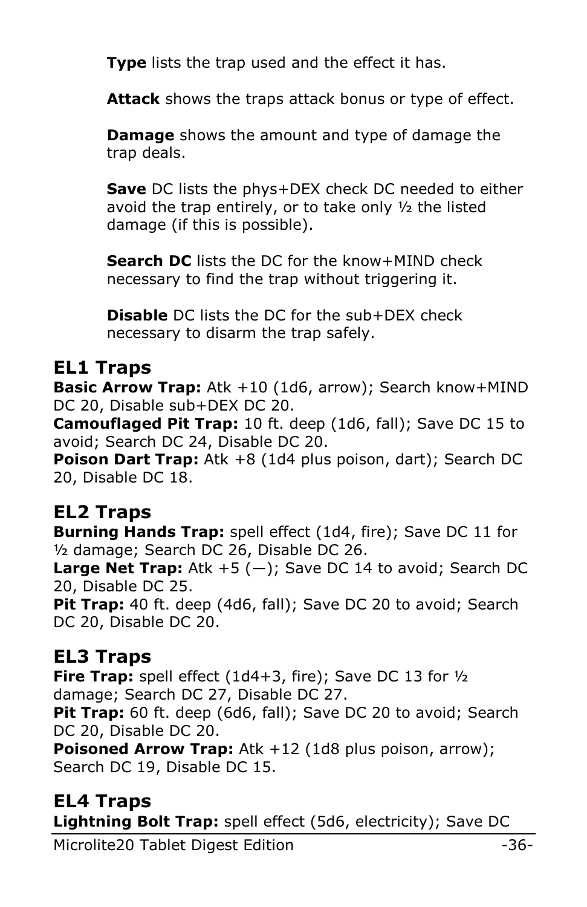**Type** lists the trap used and the effect it has.

**Attack** shows the traps attack bonus or type of effect.

**Damage** shows the amount and type of damage the trap deals.

**Save** DC lists the phys+DEX check DC needed to either avoid the trap entirely, or to take only ½ the listed damage (if this is possible).

**Search DC** lists the DC for the know+MIND check necessary to find the trap without triggering it.

**Disable** DC lists the DC for the sub+DEX check necessary to disarm the trap safely.

## EL1 Traps

**Basic Arrow Trap:** Atk +10 (1d6, arrow); Search know+MIND DC 20, Disable sub+DEX DC 20.
**Camouflaged Pit Trap:** 10 ft. deep (1d6, fall); Save DC 15 to avoid; Search DC 24, Disable DC 20.
**Poison Dart Trap:** Atk +8 (1d4 plus poison, dart); Search DC 20, Disable DC 18.

## EL2 Traps

**Burning Hands Trap:** spell effect (1d4, fire); Save DC 11 for ½ damage; Search DC 26, Disable DC 26.
**Large Net Trap:** Atk +5 (—); Save DC 14 to avoid; Search DC 20, Disable DC 25.
**Pit Trap:** 40 ft. deep (4d6, fall); Save DC 20 to avoid; Search DC 20, Disable DC 20.

## EL3 Traps

**Fire Trap:** spell effect (1d4+3, fire); Save DC 13 for ½ damage; Search DC 27, Disable DC 27.
**Pit Trap:** 60 ft. deep (6d6, fall); Save DC 20 to avoid; Search DC 20, Disable DC 20.
**Poisoned Arrow Trap:** Atk +12 (1d8 plus poison, arrow); Search DC 19, Disable DC 15.

## EL4 Traps

**Lightning Bolt Trap:** spell effect (5d6, electricity); Save DC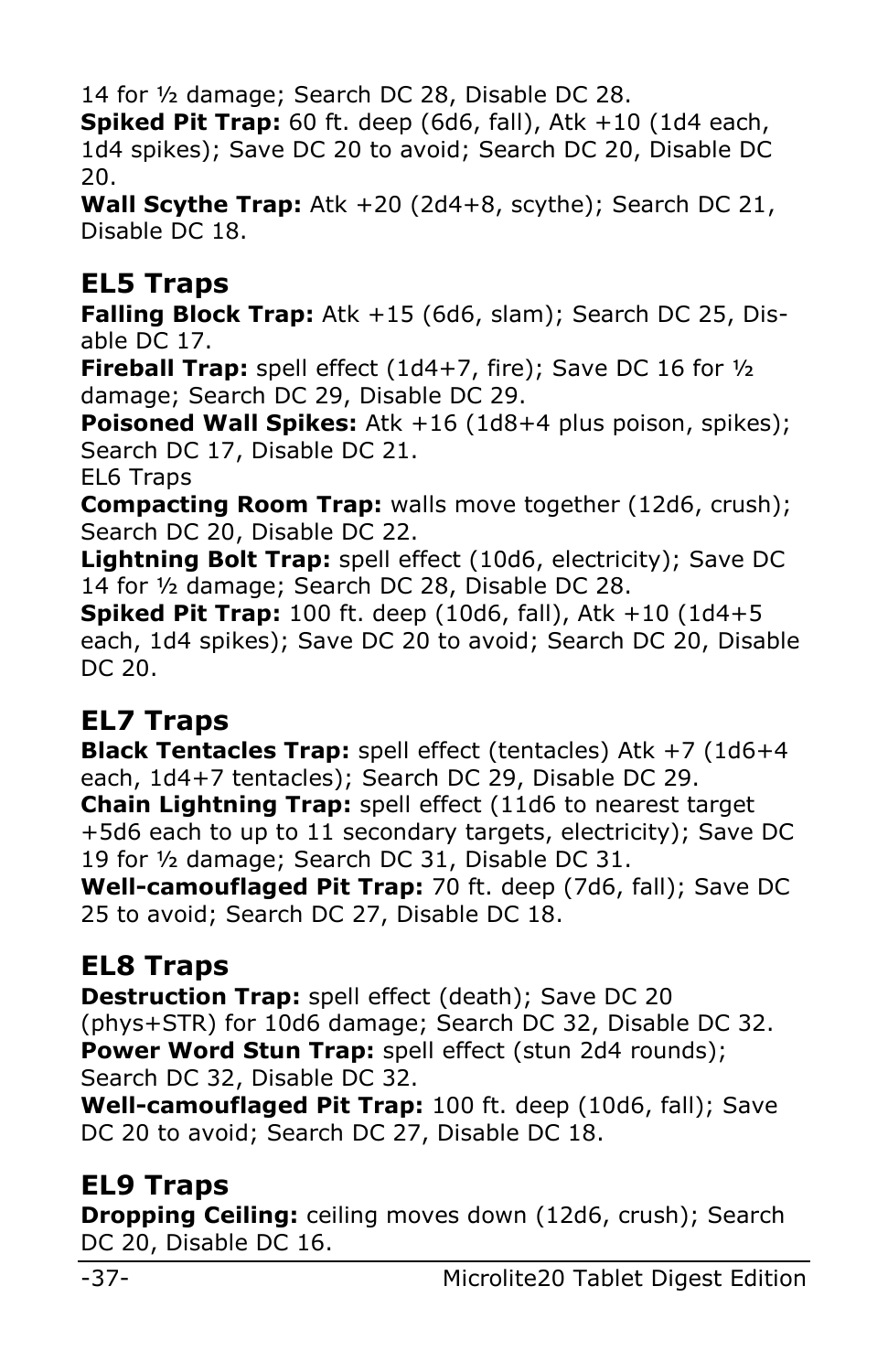14 for ½ damage; Search DC 28, Disable DC 28.
**Spiked Pit Trap:** 60 ft. deep (6d6, fall), Atk +10 (1d4 each, 1d4 spikes); Save DC 20 to avoid; Search DC 20, Disable DC 20.
**Wall Scythe Trap:** Atk +20 (2d4+8, scythe); Search DC 21, Disable DC 18.

## EL5 Traps

**Falling Block Trap:** Atk +15 (6d6, slam); Search DC 25, Disable DC 17.
**Fireball Trap:** spell effect (1d4+7, fire); Save DC 16 for ½ damage; Search DC 29, Disable DC 29.
**Poisoned Wall Spikes:** Atk +16 (1d8+4 plus poison, spikes); Search DC 17, Disable DC 21.
EL6 Traps
**Compacting Room Trap:** walls move together (12d6, crush); Search DC 20, Disable DC 22.
**Lightning Bolt Trap:** spell effect (10d6, electricity); Save DC 14 for ½ damage; Search DC 28, Disable DC 28.
**Spiked Pit Trap:** 100 ft. deep (10d6, fall), Atk +10 (1d4+5 each, 1d4 spikes); Save DC 20 to avoid; Search DC 20, Disable DC 20.

## EL7 Traps

**Black Tentacles Trap:** spell effect (tentacles) Atk +7 (1d6+4 each, 1d4+7 tentacles); Search DC 29, Disable DC 29.
**Chain Lightning Trap:** spell effect (11d6 to nearest target +5d6 each to up to 11 secondary targets, electricity); Save DC 19 for ½ damage; Search DC 31, Disable DC 31.
**Well-camouflaged Pit Trap:** 70 ft. deep (7d6, fall); Save DC 25 to avoid; Search DC 27, Disable DC 18.

## EL8 Traps

**Destruction Trap:** spell effect (death); Save DC 20 (phys+STR) for 10d6 damage; Search DC 32, Disable DC 32.
**Power Word Stun Trap:** spell effect (stun 2d4 rounds); Search DC 32, Disable DC 32.
**Well-camouflaged Pit Trap:** 100 ft. deep (10d6, fall); Save DC 20 to avoid; Search DC 27, Disable DC 18.

## EL9 Traps

**Dropping Ceiling:** ceiling moves down (12d6, crush); Search DC 20, Disable DC 16.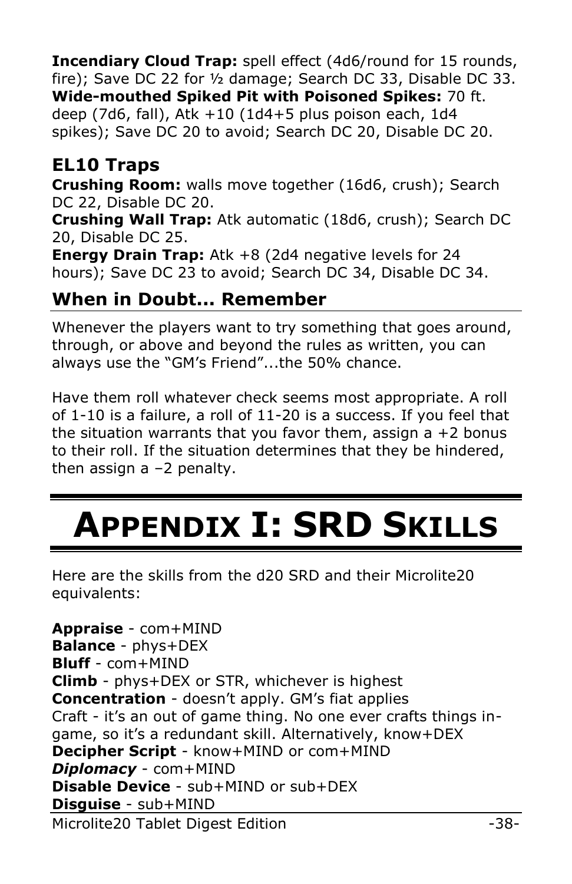**Incendiary Cloud Trap:** spell effect (4d6/round for 15 rounds, fire); Save DC 22 for ½ damage; Search DC 33, Disable DC 33.
**Wide-mouthed Spiked Pit with Poisoned Spikes:** 70 ft. deep (7d6, fall), Atk +10 (1d4+5 plus poison each, 1d4 spikes); Save DC 20 to avoid; Search DC 20, Disable DC 20.

### EL10 Traps

**Crushing Room:** walls move together (16d6, crush); Search DC 22, Disable DC 20.
**Crushing Wall Trap:** Atk automatic (18d6, crush); Search DC 20, Disable DC 25.
**Energy Drain Trap:** Atk +8 (2d4 negative levels for 24 hours); Save DC 23 to avoid; Search DC 34, Disable DC 34.

### When in Doubt... Remember

Whenever the players want to try something that goes around, through, or above and beyond the rules as written, you can always use the "GM's Friend"...the 50% chance.

Have them roll whatever check seems most appropriate. A roll of 1-10 is a failure, a roll of 11-20 is a success. If you feel that the situation warrants that you favor them, assign a +2 bonus to their roll. If the situation determines that they be hindered, then assign a –2 penalty.

# Appendix I: SRD Skills

Here are the skills from the d20 SRD and their Microlite20 equivalents:

**Appraise** - com+MIND
**Balance** - phys+DEX
**Bluff** - com+MIND
**Climb** - phys+DEX or STR, whichever is highest
**Concentration** - doesn't apply. GM's fiat applies
Craft - it's an out of game thing. No one ever crafts things in-game, so it's a redundant skill. Alternatively, know+DEX
**Decipher Script** - know+MIND or com+MIND
***Diplomacy*** - com+MIND
**Disable Device** - sub+MIND or sub+DEX
**Disguise** - sub+MIND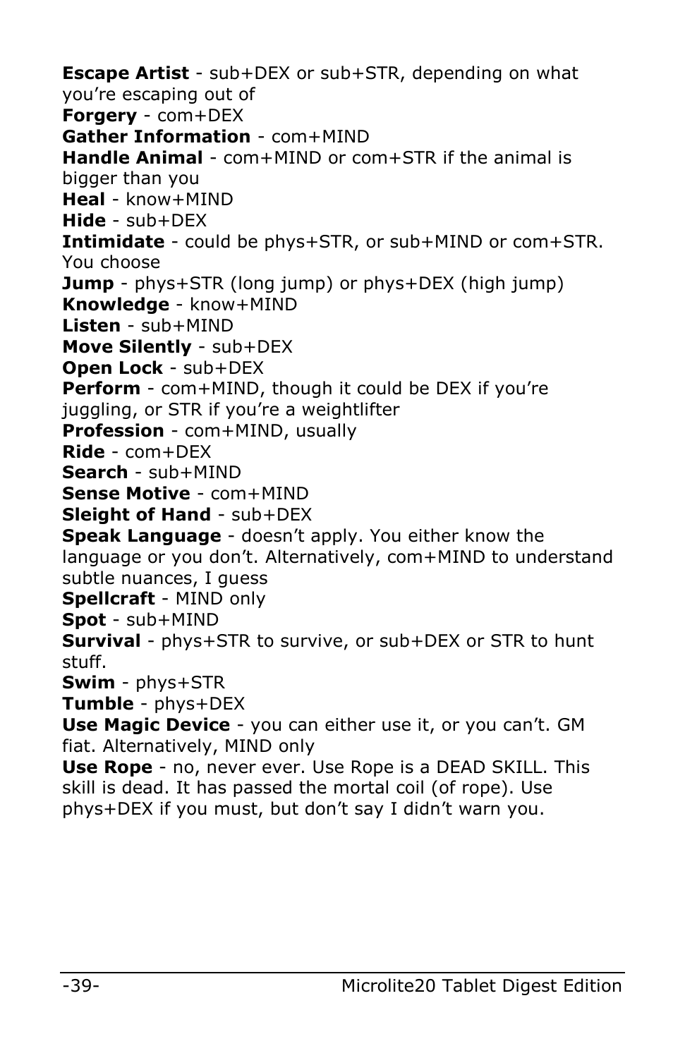**Escape Artist** - sub+DEX or sub+STR, depending on what you're escaping out of
**Forgery** - com+DEX
**Gather Information** - com+MIND
**Handle Animal** - com+MIND or com+STR if the animal is bigger than you
**Heal** - know+MIND
**Hide** - sub+DEX
**Intimidate** - could be phys+STR, or sub+MIND or com+STR. You choose
**Jump** - phys+STR (long jump) or phys+DEX (high jump)
**Knowledge** - know+MIND
**Listen** - sub+MIND
**Move Silently** - sub+DEX
**Open Lock** - sub+DEX
**Perform** - com+MIND, though it could be DEX if you're juggling, or STR if you're a weightlifter
**Profession** - com+MIND, usually
**Ride** - com+DEX
**Search** - sub+MIND
**Sense Motive** - com+MIND
**Sleight of Hand** - sub+DEX
**Speak Language** - doesn't apply. You either know the language or you don't. Alternatively, com+MIND to understand subtle nuances, I guess
**Spellcraft** - MIND only
**Spot** - sub+MIND
**Survival** - phys+STR to survive, or sub+DEX or STR to hunt stuff.
**Swim** - phys+STR
**Tumble** - phys+DEX
**Use Magic Device** - you can either use it, or you can't. GM fiat. Alternatively, MIND only
**Use Rope** - no, never ever. Use Rope is a DEAD SKILL. This skill is dead. It has passed the mortal coil (of rope). Use phys+DEX if you must, but don't say I didn't warn you.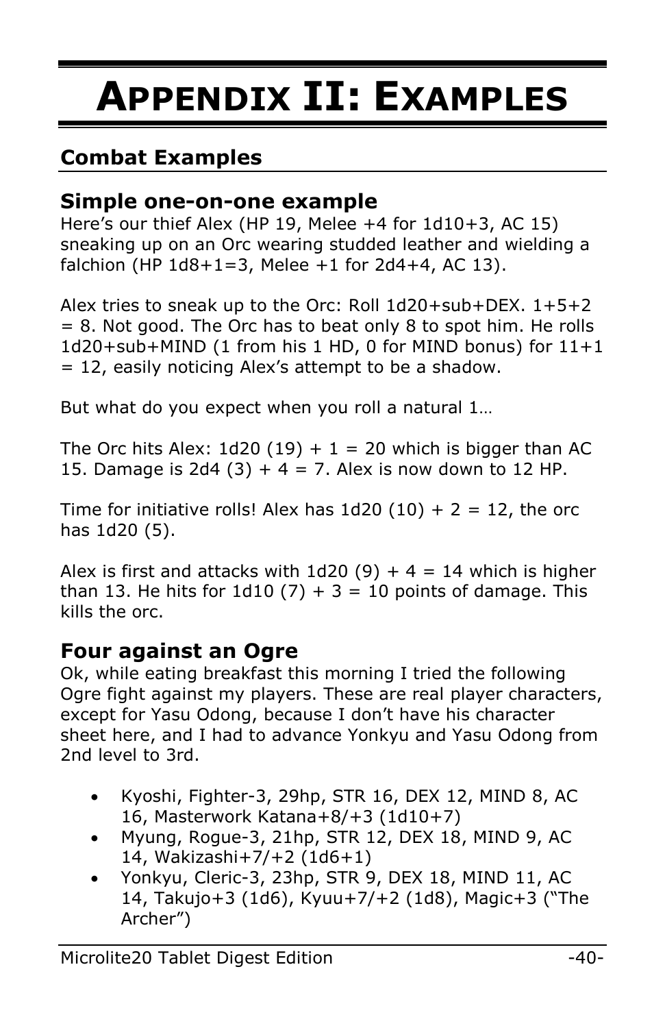# Appendix II: Examples

## Combat Examples

### Simple one-on-one example

Here's our thief Alex (HP 19, Melee +4 for 1d10+3, AC 15) sneaking up on an Orc wearing studded leather and wielding a falchion (HP 1d8+1=3, Melee +1 for 2d4+4, AC 13).

Alex tries to sneak up to the Orc: Roll 1d20+sub+DEX. 1+5+2 = 8. Not good. The Orc has to beat only 8 to spot him. He rolls 1d20+sub+MIND (1 from his 1 HD, 0 for MIND bonus) for 11+1 = 12, easily noticing Alex's attempt to be a shadow.

But what do you expect when you roll a natural 1…

The Orc hits Alex: 1d20 (19) + 1 = 20 which is bigger than AC 15. Damage is 2d4 (3) + 4 = 7. Alex is now down to 12 HP.

Time for initiative rolls! Alex has 1d20 (10) + 2 = 12, the orc has 1d20 (5).

Alex is first and attacks with 1d20 (9) + 4 = 14 which is higher than 13. He hits for 1d10 (7) + 3 = 10 points of damage. This kills the orc.

### Four against an Ogre

Ok, while eating breakfast this morning I tried the following Ogre fight against my players. These are real player characters, except for Yasu Odong, because I don't have his character sheet here, and I had to advance Yonkyu and Yasu Odong from 2nd level to 3rd.

- Kyoshi, Fighter-3, 29hp, STR 16, DEX 12, MIND 8, AC 16, Masterwork Katana+8/+3 (1d10+7)
- Myung, Rogue-3, 21hp, STR 12, DEX 18, MIND 9, AC 14, Wakizashi+7/+2 (1d6+1)
- Yonkyu, Cleric-3, 23hp, STR 9, DEX 18, MIND 11, AC 14, Takujo+3 (1d6), Kyuu+7/+2 (1d8), Magic+3 ("The Archer")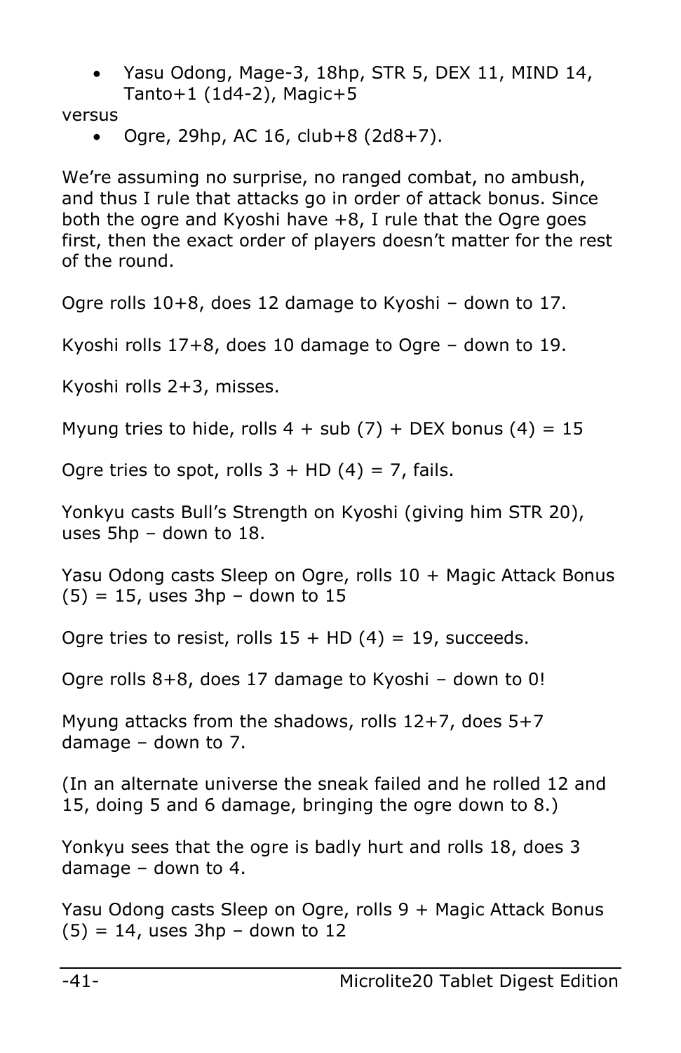- Yasu Odong, Mage-3, 18hp, STR 5, DEX 11, MIND 14, Tanto+1 (1d4-2), Magic+5

versus

- Ogre, 29hp, AC 16, club+8 (2d8+7).

We're assuming no surprise, no ranged combat, no ambush, and thus I rule that attacks go in order of attack bonus. Since both the ogre and Kyoshi have +8, I rule that the Ogre goes first, then the exact order of players doesn't matter for the rest of the round.

Ogre rolls 10+8, does 12 damage to Kyoshi – down to 17.

Kyoshi rolls 17+8, does 10 damage to Ogre – down to 19.

Kyoshi rolls 2+3, misses.

Myung tries to hide, rolls 4 + sub (7) + DEX bonus (4) = 15

Ogre tries to spot, rolls 3 + HD (4) = 7, fails.

Yonkyu casts Bull's Strength on Kyoshi (giving him STR 20), uses 5hp – down to 18.

Yasu Odong casts Sleep on Ogre, rolls 10 + Magic Attack Bonus (5) = 15, uses 3hp – down to 15

Ogre tries to resist, rolls 15 + HD (4) = 19, succeeds.

Ogre rolls 8+8, does 17 damage to Kyoshi – down to 0!

Myung attacks from the shadows, rolls 12+7, does 5+7 damage – down to 7.

(In an alternate universe the sneak failed and he rolled 12 and 15, doing 5 and 6 damage, bringing the ogre down to 8.)

Yonkyu sees that the ogre is badly hurt and rolls 18, does 3 damage – down to 4.

Yasu Odong casts Sleep on Ogre, rolls 9 + Magic Attack Bonus (5) = 14, uses 3hp – down to 12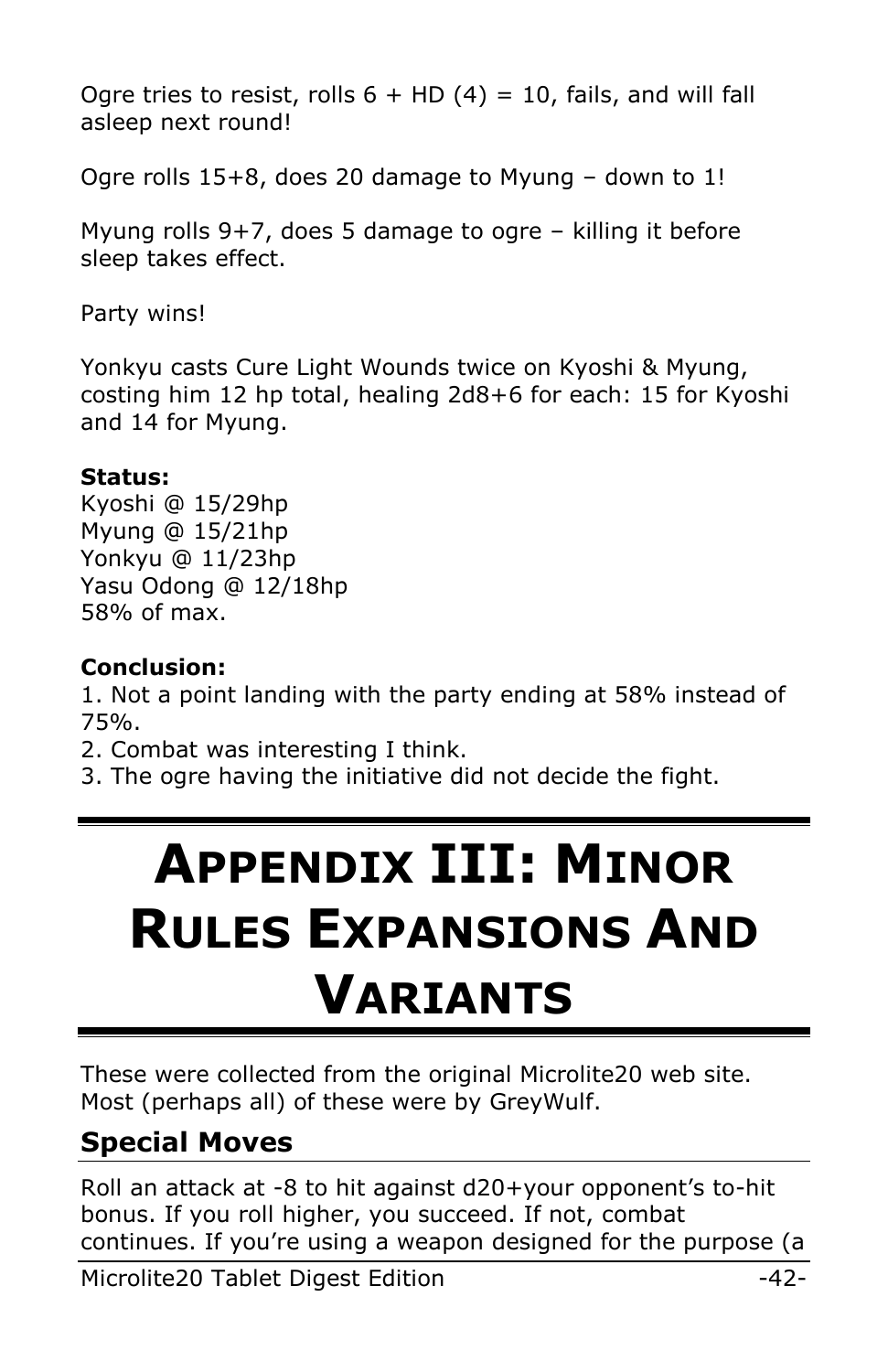Ogre tries to resist, rolls 6 + HD (4) = 10, fails, and will fall asleep next round!

Ogre rolls 15+8, does 20 damage to Myung – down to 1!

Myung rolls 9+7, does 5 damage to ogre – killing it before sleep takes effect.

Party wins!

Yonkyu casts Cure Light Wounds twice on Kyoshi & Myung, costing him 12 hp total, healing 2d8+6 for each: 15 for Kyoshi and 14 for Myung.

**Status:**
Kyoshi @ 15/29hp
Myung @ 15/21hp
Yonkyu @ 11/23hp
Yasu Odong @ 12/18hp
58% of max.

**Conclusion:**
1. Not a point landing with the party ending at 58% instead of 75%.
2. Combat was interesting I think.
3. The ogre having the initiative did not decide the fight.

# Appendix III: Minor Rules Expansions And Variants

These were collected from the original Microlite20 web site. Most (perhaps all) of these were by GreyWulf.

## Special Moves

Roll an attack at -8 to hit against d20+your opponent's to-hit bonus. If you roll higher, you succeed. If not, combat continues. If you're using a weapon designed for the purpose (a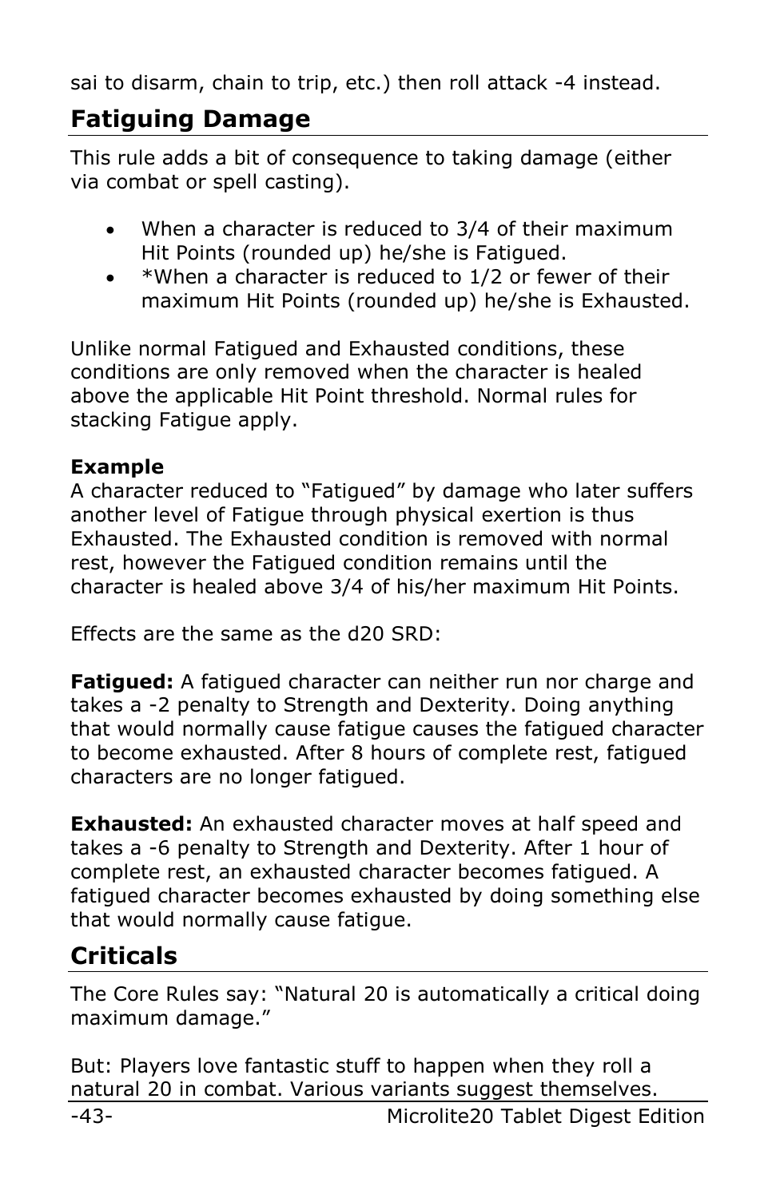sai to disarm, chain to trip, etc.) then roll attack -4 instead.

## Fatiguing Damage

This rule adds a bit of consequence to taking damage (either via combat or spell casting).

- When a character is reduced to 3/4 of their maximum Hit Points (rounded up) he/she is Fatigued.
- *When a character is reduced to 1/2 or fewer of their maximum Hit Points (rounded up) he/she is Exhausted.

Unlike normal Fatigued and Exhausted conditions, these conditions are only removed when the character is healed above the applicable Hit Point threshold. Normal rules for stacking Fatigue apply.

**Example**
A character reduced to "Fatigued" by damage who later suffers another level of Fatigue through physical exertion is thus Exhausted. The Exhausted condition is removed with normal rest, however the Fatigued condition remains until the character is healed above 3/4 of his/her maximum Hit Points.

Effects are the same as the d20 SRD:

**Fatigued:** A fatigued character can neither run nor charge and takes a -2 penalty to Strength and Dexterity. Doing anything that would normally cause fatigue causes the fatigued character to become exhausted. After 8 hours of complete rest, fatigued characters are no longer fatigued.

**Exhausted:** An exhausted character moves at half speed and takes a -6 penalty to Strength and Dexterity. After 1 hour of complete rest, an exhausted character becomes fatigued. A fatigued character becomes exhausted by doing something else that would normally cause fatigue.

## Criticals

The Core Rules say: "Natural 20 is automatically a critical doing maximum damage."

But: Players love fantastic stuff to happen when they roll a natural 20 in combat. Various variants suggest themselves.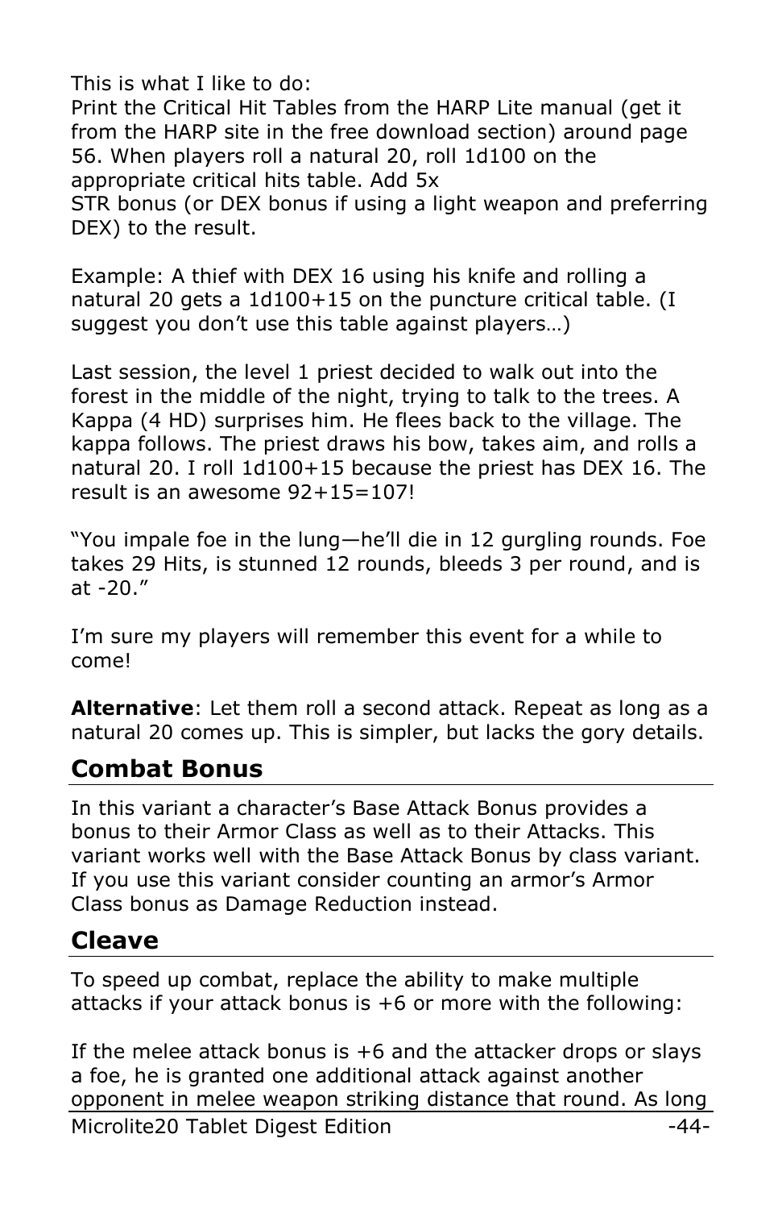This is what I like to do:
Print the Critical Hit Tables from the HARP Lite manual (get it from the HARP site in the free download section) around page 56. When players roll a natural 20, roll 1d100 on the appropriate critical hits table. Add 5x STR bonus (or DEX bonus if using a light weapon and preferring DEX) to the result.

Example: A thief with DEX 16 using his knife and rolling a natural 20 gets a 1d100+15 on the puncture critical table. (I suggest you don't use this table against players…)

Last session, the level 1 priest decided to walk out into the forest in the middle of the night, trying to talk to the trees. A Kappa (4 HD) surprises him. He flees back to the village. The kappa follows. The priest draws his bow, takes aim, and rolls a natural 20. I roll 1d100+15 because the priest has DEX 16. The result is an awesome 92+15=107!

"You impale foe in the lung—he'll die in 12 gurgling rounds. Foe takes 29 Hits, is stunned 12 rounds, bleeds 3 per round, and is at -20."

I'm sure my players will remember this event for a while to come!

**Alternative**: Let them roll a second attack. Repeat as long as a natural 20 comes up. This is simpler, but lacks the gory details.

## Combat Bonus

In this variant a character's Base Attack Bonus provides a bonus to their Armor Class as well as to their Attacks. This variant works well with the Base Attack Bonus by class variant. If you use this variant consider counting an armor's Armor Class bonus as Damage Reduction instead.

## Cleave

To speed up combat, replace the ability to make multiple attacks if your attack bonus is +6 or more with the following:

If the melee attack bonus is +6 and the attacker drops or slays a foe, he is granted one additional attack against another opponent in melee weapon striking distance that round. As long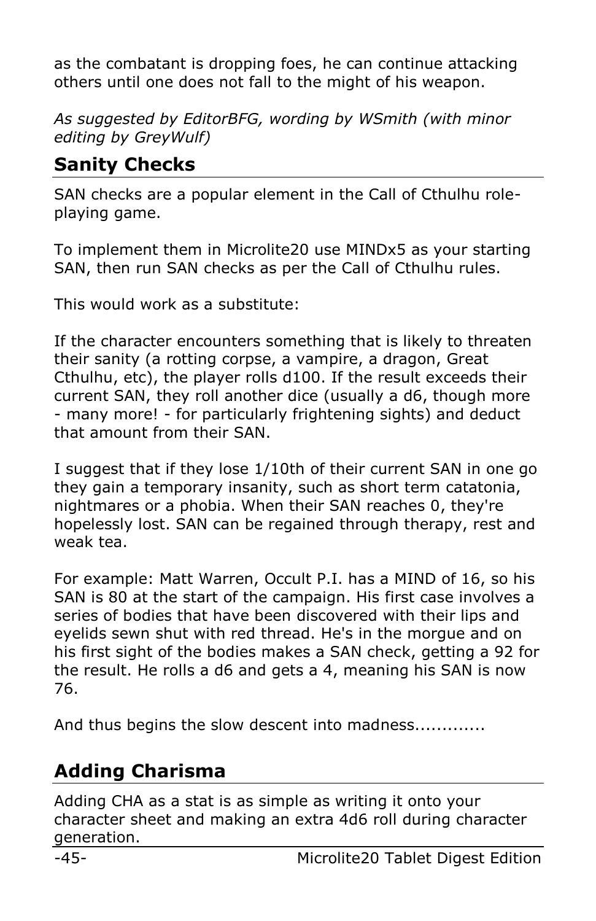as the combatant is dropping foes, he can continue attacking others until one does not fall to the might of his weapon.

*As suggested by EditorBFG, wording by WSmith (with minor editing by GreyWulf)*

## Sanity Checks

SAN checks are a popular element in the Call of Cthulhu role-playing game.

To implement them in Microlite20 use MINDx5 as your starting SAN, then run SAN checks as per the Call of Cthulhu rules.

This would work as a substitute:

If the character encounters something that is likely to threaten their sanity (a rotting corpse, a vampire, a dragon, Great Cthulhu, etc), the player rolls d100. If the result exceeds their current SAN, they roll another dice (usually a d6, though more - many more! - for particularly frightening sights) and deduct that amount from their SAN.

I suggest that if they lose 1/10th of their current SAN in one go they gain a temporary insanity, such as short term catatonia, nightmares or a phobia. When their SAN reaches 0, they're hopelessly lost. SAN can be regained through therapy, rest and weak tea.

For example: Matt Warren, Occult P.I. has a MIND of 16, so his SAN is 80 at the start of the campaign. His first case involves a series of bodies that have been discovered with their lips and eyelids sewn shut with red thread. He's in the morgue and on his first sight of the bodies makes a SAN check, getting a 92 for the result. He rolls a d6 and gets a 4, meaning his SAN is now 76.

And thus begins the slow descent into madness.............

## Adding Charisma

Adding CHA as a stat is as simple as writing it onto your character sheet and making an extra 4d6 roll during character generation.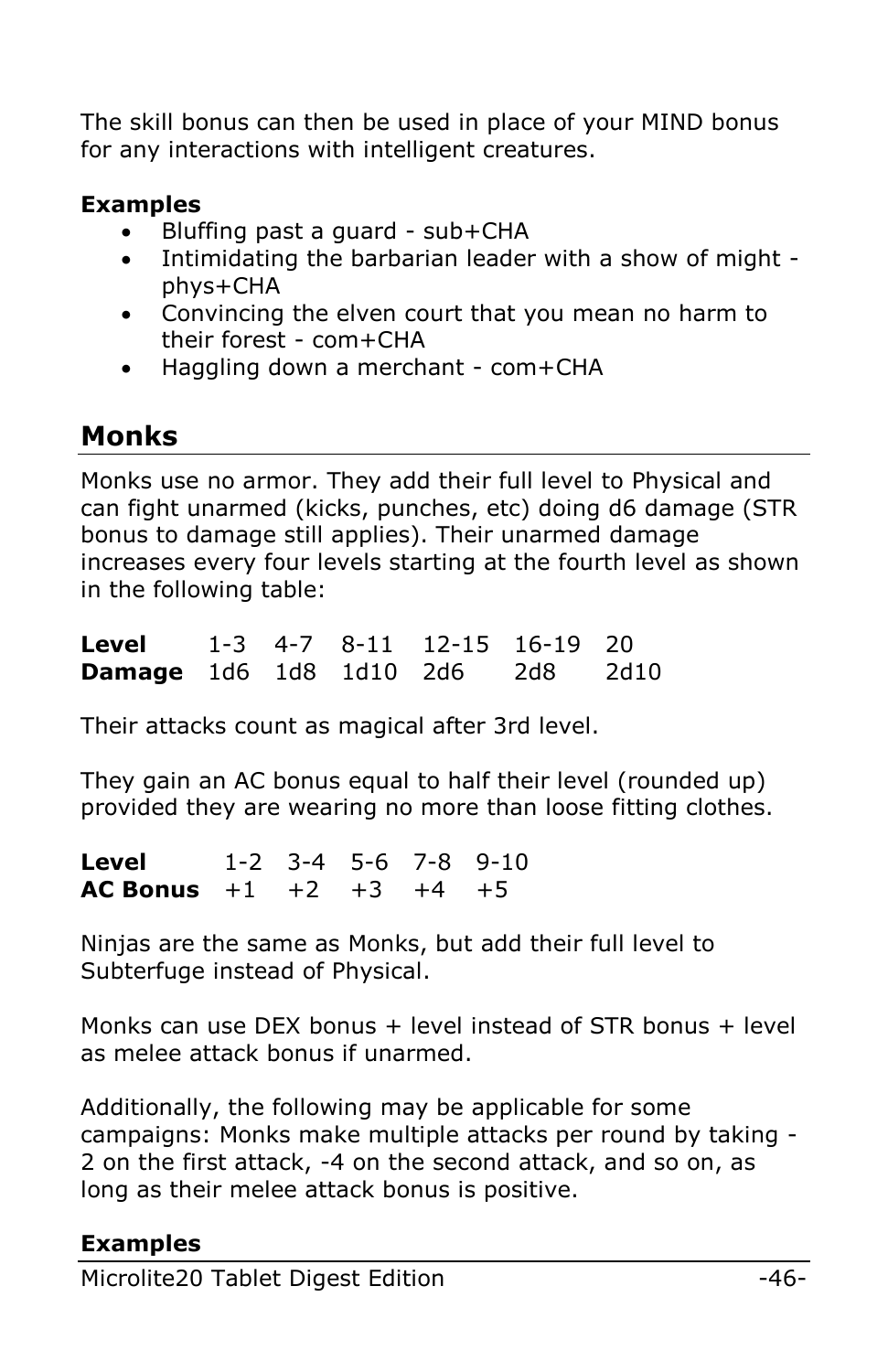The skill bonus can then be used in place of your MIND bonus for any interactions with intelligent creatures.

**Examples**

- Bluffing past a guard - sub+CHA
- Intimidating the barbarian leader with a show of might - phys+CHA
- Convincing the elven court that you mean no harm to their forest - com+CHA
- Haggling down a merchant - com+CHA

## Monks

Monks use no armor. They add their full level to Physical and can fight unarmed (kicks, punches, etc) doing d6 damage (STR bonus to damage still applies). Their unarmed damage increases every four levels starting at the fourth level as shown in the following table:

| **Level** | 1-3 | 4-7 | 8-11 | 12-15 | 16-19 | 20 |
|---|---|---|---|---|---|---|
| **Damage** | 1d6 | 1d8 | 1d10 | 2d6 | 2d8 | 2d10 |

Their attacks count as magical after 3rd level.

They gain an AC bonus equal to half their level (rounded up) provided they are wearing no more than loose fitting clothes.

| **Level** | 1-2 | 3-4 | 5-6 | 7-8 | 9-10 |
|---|---|---|---|---|---|
| **AC Bonus** | +1 | +2 | +3 | +4 | +5 |

Ninjas are the same as Monks, but add their full level to Subterfuge instead of Physical.

Monks can use DEX bonus + level instead of STR bonus + level as melee attack bonus if unarmed.

Additionally, the following may be applicable for some campaigns: Monks make multiple attacks per round by taking -2 on the first attack, -4 on the second attack, and so on, as long as their melee attack bonus is positive.

**Examples**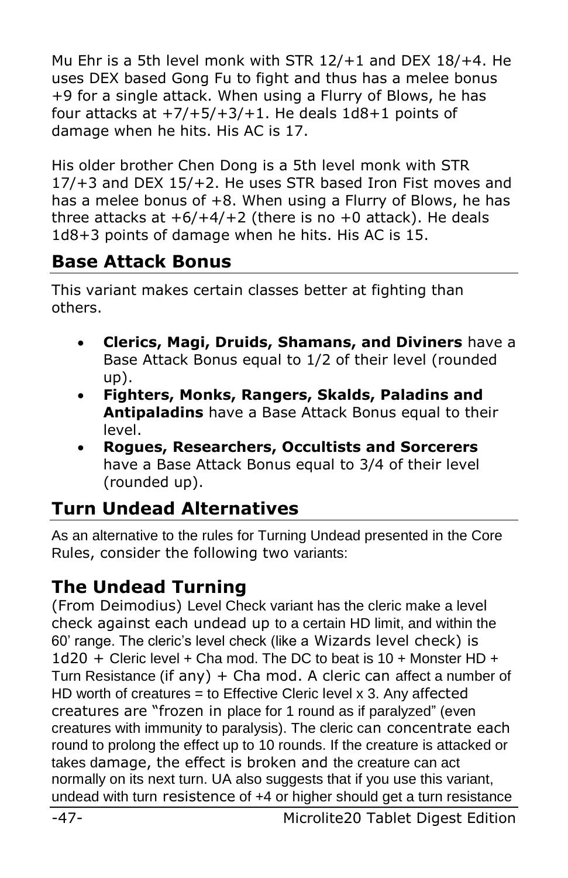Mu Ehr is a 5th level monk with STR 12/+1 and DEX 18/+4. He uses DEX based Gong Fu to fight and thus has a melee bonus +9 for a single attack. When using a Flurry of Blows, he has four attacks at +7/+5/+3/+1. He deals 1d8+1 points of damage when he hits. His AC is 17.

His older brother Chen Dong is a 5th level monk with STR 17/+3 and DEX 15/+2. He uses STR based Iron Fist moves and has a melee bonus of +8. When using a Flurry of Blows, he has three attacks at +6/+4/+2 (there is no +0 attack). He deals 1d8+3 points of damage when he hits. His AC is 15.

## Base Attack Bonus

This variant makes certain classes better at fighting than others.

- **Clerics, Magi, Druids, Shamans, and Diviners** have a Base Attack Bonus equal to 1/2 of their level (rounded up).
- **Fighters, Monks, Rangers, Skalds, Paladins and Antipaladins** have a Base Attack Bonus equal to their level.
- **Rogues, Researchers, Occultists and Sorcerers** have a Base Attack Bonus equal to 3/4 of their level (rounded up).

## Turn Undead Alternatives

As an alternative to the rules for Turning Undead presented in the Core Rules, consider the following two variants:

## The Undead Turning

(From Deimodius) Level Check variant has the cleric make a level check against each undead up to a certain HD limit, and within the 60' range. The cleric's level check (like a Wizards level check) is 1d20 + Cleric level + Cha mod. The DC to beat is 10 + Monster HD + Turn Resistance (if any) + Cha mod. A cleric can affect a number of HD worth of creatures = to Effective Cleric level x 3. Any affected creatures are "frozen in place for 1 round as if paralyzed" (even creatures with immunity to paralysis). The cleric can concentrate each round to prolong the effect up to 10 rounds. If the creature is attacked or takes damage, the effect is broken and the creature can act normally on its next turn. UA also suggests that if you use this variant, undead with turn resistence of +4 or higher should get a turn resistance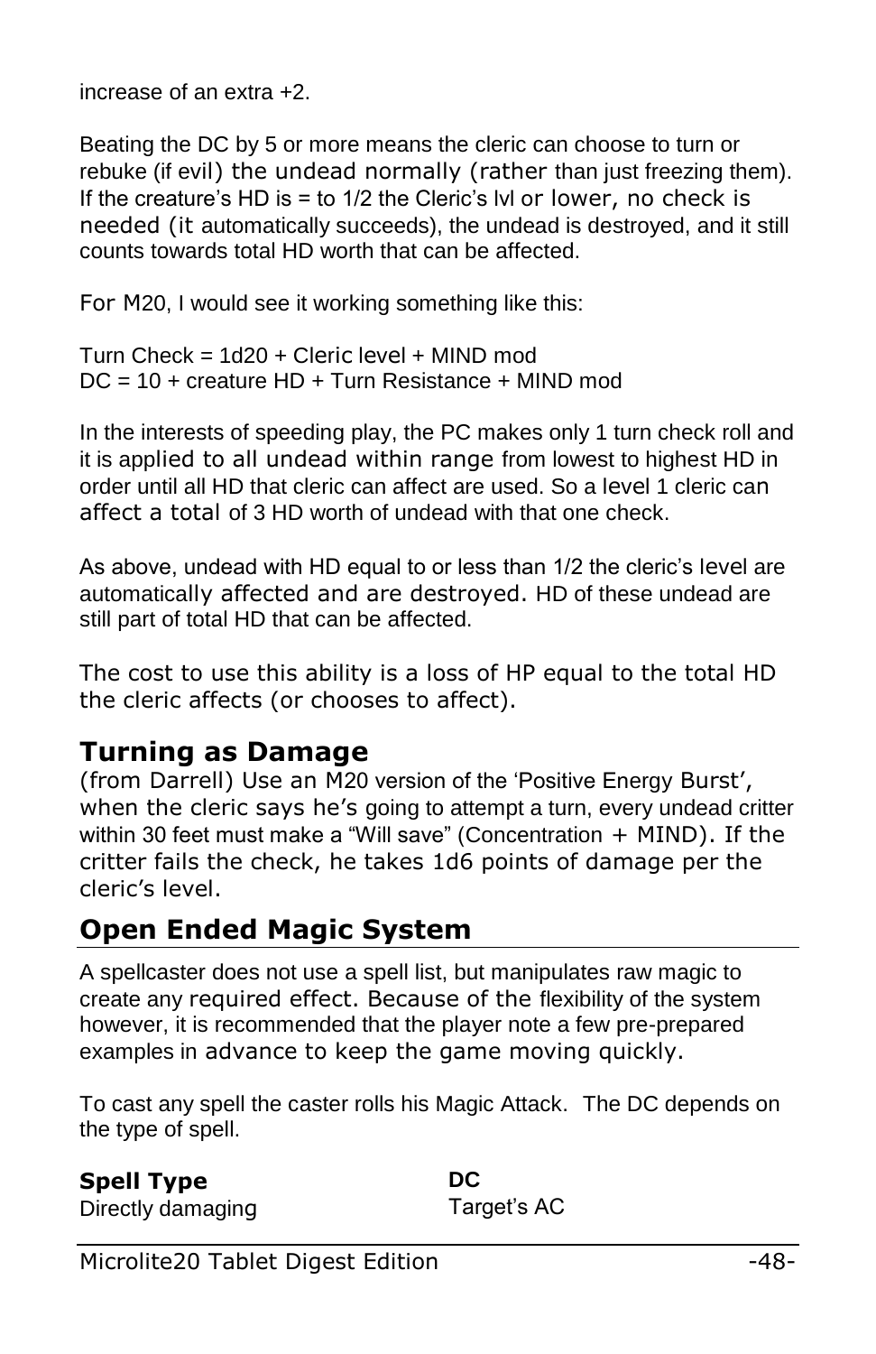increase of an extra +2.

Beating the DC by 5 or more means the cleric can choose to turn or rebuke (if evil) the undead normally (rather than just freezing them). If the creature's HD is = to 1/2 the Cleric's lvl or lower, no check is needed (it automatically succeeds), the undead is destroyed, and it still counts towards total HD worth that can be affected.

For M20, I would see it working something like this:

Turn Check = 1d20 + Cleric level + MIND mod
DC = 10 + creature HD + Turn Resistance + MIND mod

In the interests of speeding play, the PC makes only 1 turn check roll and it is applied to all undead within range from lowest to highest HD in order until all HD that cleric can affect are used. So a level 1 cleric can affect a total of 3 HD worth of undead with that one check.

As above, undead with HD equal to or less than 1/2 the cleric's level are automatically affected and are destroyed. HD of these undead are still part of total HD that can be affected.

The cost to use this ability is a loss of HP equal to the total HD the cleric affects (or chooses to affect).

### Turning as Damage

(from Darrell) Use an M20 version of the 'Positive Energy Burst', when the cleric says he's going to attempt a turn, every undead critter within 30 feet must make a "Will save" (Concentration + MIND). If the critter fails the check, he takes 1d6 points of damage per the cleric's level.

## Open Ended Magic System

A spellcaster does not use a spell list, but manipulates raw magic to create any required effect. Because of the flexibility of the system however, it is recommended that the player note a few pre-prepared examples in advance to keep the game moving quickly.

To cast any spell the caster rolls his Magic Attack. The DC depends on the type of spell.

| **Spell Type** | **DC** |
|---|---|
| Directly damaging | Target's AC |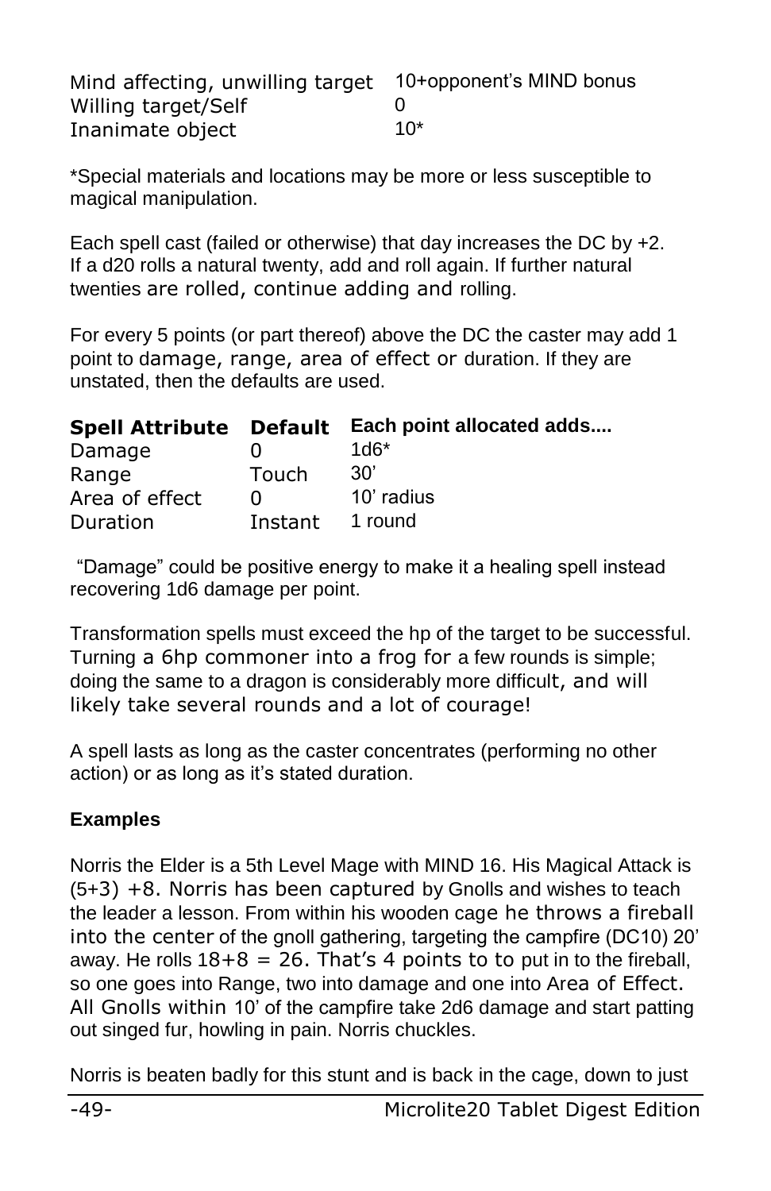| | |
|---|---|
| Mind affecting, unwilling target | 10+opponent's MIND bonus |
| Willing target/Self | 0 |
| Inanimate object | 10* |

*Special materials and locations may be more or less susceptible to magical manipulation.

Each spell cast (failed or otherwise) that day increases the DC by +2. If a d20 rolls a natural twenty, add and roll again. If further natural twenties are rolled, continue adding and rolling.

For every 5 points (or part thereof) above the DC the caster may add 1 point to damage, range, area of effect or duration. If they are unstated, then the defaults are used.

| Spell Attribute | Default | Each point allocated adds.... |
|---|---|---|
| Damage | 0 | 1d6* |
| Range | Touch | 30' |
| Area of effect | 0 | 10' radius |
| Duration | Instant | 1 round |

"Damage" could be positive energy to make it a healing spell instead recovering 1d6 damage per point.

Transformation spells must exceed the hp of the target to be successful. Turning a 6hp commoner into a frog for a few rounds is simple; doing the same to a dragon is considerably more difficult, and will likely take several rounds and a lot of courage!

A spell lasts as long as the caster concentrates (performing no other action) or as long as it's stated duration.

**Examples**

Norris the Elder is a 5th Level Mage with MIND 16. His Magical Attack is (5+3) +8. Norris has been captured by Gnolls and wishes to teach the leader a lesson. From within his wooden cage he throws a fireball into the center of the gnoll gathering, targeting the campfire (DC10) 20' away. He rolls 18+8 = 26. That's 4 points to to put in to the fireball, so one goes into Range, two into damage and one into Area of Effect. All Gnolls within 10' of the campfire take 2d6 damage and start patting out singed fur, howling in pain. Norris chuckles.

Norris is beaten badly for this stunt and is back in the cage, down to just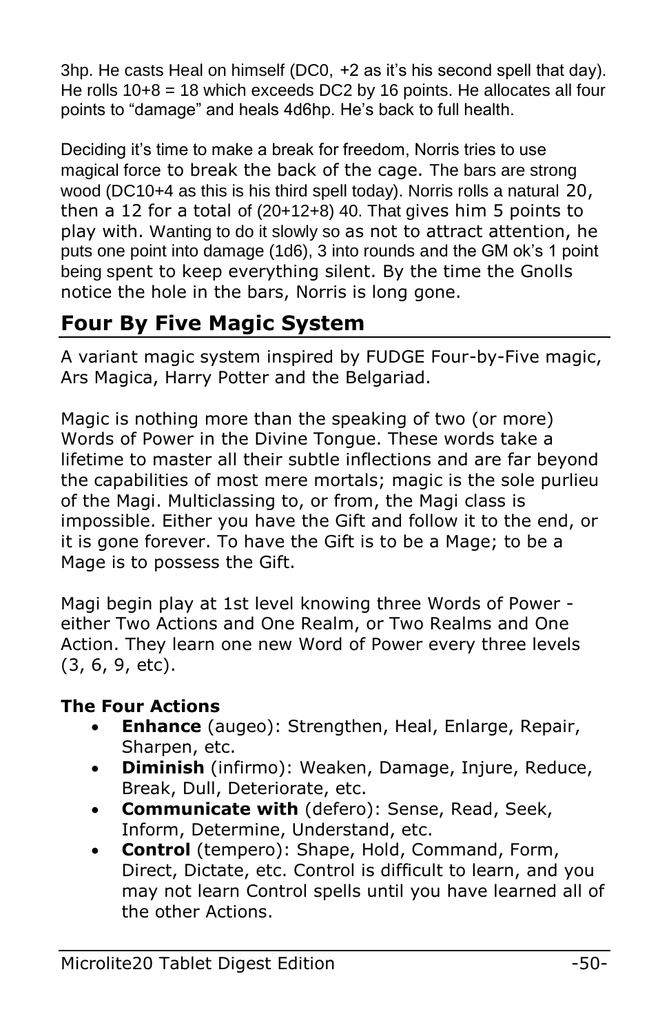3hp. He casts Heal on himself (DC0, +2 as it's his second spell that day). He rolls 10+8 = 18 which exceeds DC2 by 16 points. He allocates all four points to "damage" and heals 4d6hp. He's back to full health.

Deciding it's time to make a break for freedom, Norris tries to use magical force to break the back of the cage. The bars are strong wood (DC10+4 as this is his third spell today). Norris rolls a natural 20, then a 12 for a total of (20+12+8) 40. That gives him 5 points to play with. Wanting to do it slowly so as not to attract attention, he puts one point into damage (1d6), 3 into rounds and the GM ok's 1 point being spent to keep everything silent. By the time the Gnolls notice the hole in the bars, Norris is long gone.

## Four By Five Magic System

A variant magic system inspired by FUDGE Four-by-Five magic, Ars Magica, Harry Potter and the Belgariad.

Magic is nothing more than the speaking of two (or more) Words of Power in the Divine Tongue. These words take a lifetime to master all their subtle inflections and are far beyond the capabilities of most mere mortals; magic is the sole purlieu of the Magi. Multiclassing to, or from, the Magi class is impossible. Either you have the Gift and follow it to the end, or it is gone forever. To have the Gift is to be a Mage; to be a Mage is to possess the Gift.

Magi begin play at 1st level knowing three Words of Power - either Two Actions and One Realm, or Two Realms and One Action. They learn one new Word of Power every three levels (3, 6, 9, etc).

**The Four Actions**

- **Enhance** (augeo): Strengthen, Heal, Enlarge, Repair, Sharpen, etc.
- **Diminish** (infirmo): Weaken, Damage, Injure, Reduce, Break, Dull, Deteriorate, etc.
- **Communicate with** (defero): Sense, Read, Seek, Inform, Determine, Understand, etc.
- **Control** (tempero): Shape, Hold, Command, Form, Direct, Dictate, etc. Control is difficult to learn, and you may not learn Control spells until you have learned all of the other Actions.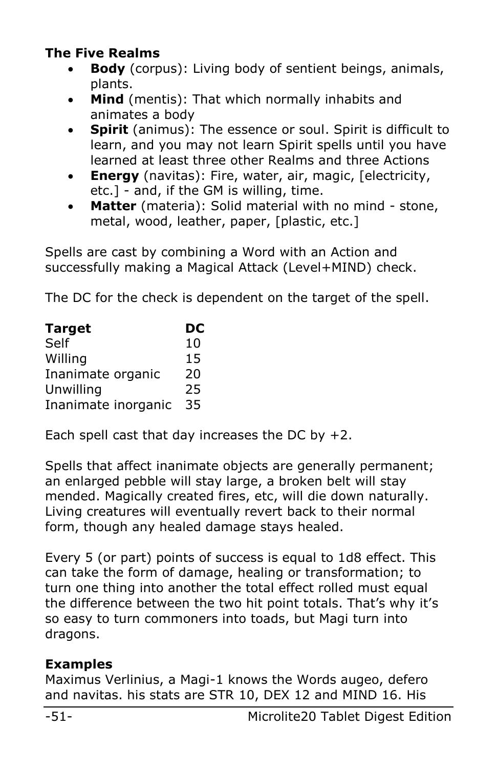**The Five Realms**

- **Body** (corpus): Living body of sentient beings, animals, plants.
- **Mind** (mentis): That which normally inhabits and animates a body
- **Spirit** (animus): The essence or soul. Spirit is difficult to learn, and you may not learn Spirit spells until you have learned at least three other Realms and three Actions
- **Energy** (navitas): Fire, water, air, magic, [electricity, etc.] - and, if the GM is willing, time.
- **Matter** (materia): Solid material with no mind - stone, metal, wood, leather, paper, [plastic, etc.]

Spells are cast by combining a Word with an Action and successfully making a Magical Attack (Level+MIND) check.

The DC for the check is dependent on the target of the spell.

| **Target** | **DC** |
|---|---|
| Self | 10 |
| Willing | 15 |
| Inanimate organic | 20 |
| Unwilling | 25 |
| Inanimate inorganic | 35 |

Each spell cast that day increases the DC by +2.

Spells that affect inanimate objects are generally permanent; an enlarged pebble will stay large, a broken belt will stay mended. Magically created fires, etc, will die down naturally. Living creatures will eventually revert back to their normal form, though any healed damage stays healed.

Every 5 (or part) points of success is equal to 1d8 effect. This can take the form of damage, healing or transformation; to turn one thing into another the total effect rolled must equal the difference between the two hit point totals. That's why it's so easy to turn commoners into toads, but Magi turn into dragons.

**Examples**

Maximus Verlinius, a Magi-1 knows the Words augeo, defero and navitas. his stats are STR 10, DEX 12 and MIND 16. His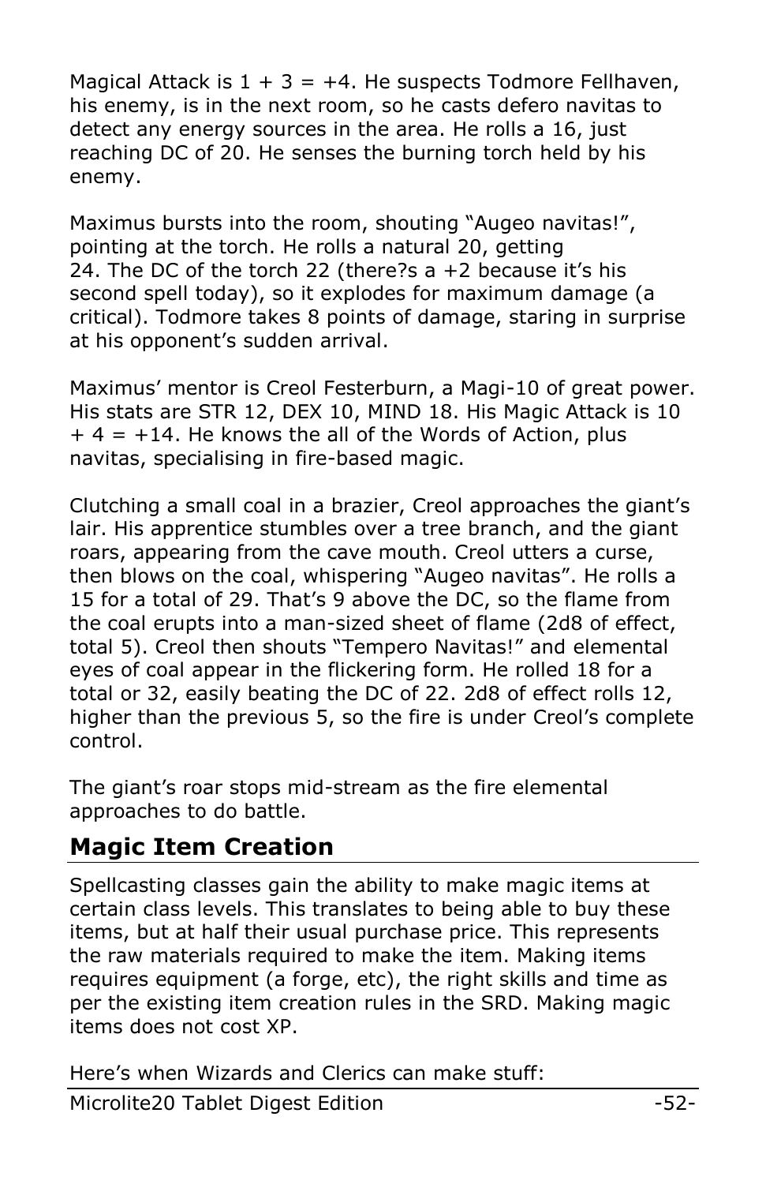Magical Attack is 1 + 3 = +4. He suspects Todmore Fellhaven, his enemy, is in the next room, so he casts defero navitas to detect any energy sources in the area. He rolls a 16, just reaching DC of 20. He senses the burning torch held by his enemy.

Maximus bursts into the room, shouting "Augeo navitas!", pointing at the torch. He rolls a natural 20, getting 24. The DC of the torch 22 (there?s a +2 because it's his second spell today), so it explodes for maximum damage (a critical). Todmore takes 8 points of damage, staring in surprise at his opponent's sudden arrival.

Maximus' mentor is Creol Festerburn, a Magi-10 of great power. His stats are STR 12, DEX 10, MIND 18. His Magic Attack is 10 + 4 = +14. He knows the all of the Words of Action, plus navitas, specialising in fire-based magic.

Clutching a small coal in a brazier, Creol approaches the giant's lair. His apprentice stumbles over a tree branch, and the giant roars, appearing from the cave mouth. Creol utters a curse, then blows on the coal, whispering "Augeo navitas". He rolls a 15 for a total of 29. That's 9 above the DC, so the flame from the coal erupts into a man-sized sheet of flame (2d8 of effect, total 5). Creol then shouts "Tempero Navitas!" and elemental eyes of coal appear in the flickering form. He rolled 18 for a total or 32, easily beating the DC of 22. 2d8 of effect rolls 12, higher than the previous 5, so the fire is under Creol's complete control.

The giant's roar stops mid-stream as the fire elemental approaches to do battle.

## Magic Item Creation

Spellcasting classes gain the ability to make magic items at certain class levels. This translates to being able to buy these items, but at half their usual purchase price. This represents the raw materials required to make the item. Making items requires equipment (a forge, etc), the right skills and time as per the existing item creation rules in the SRD. Making magic items does not cost XP.

Here's when Wizards and Clerics can make stuff: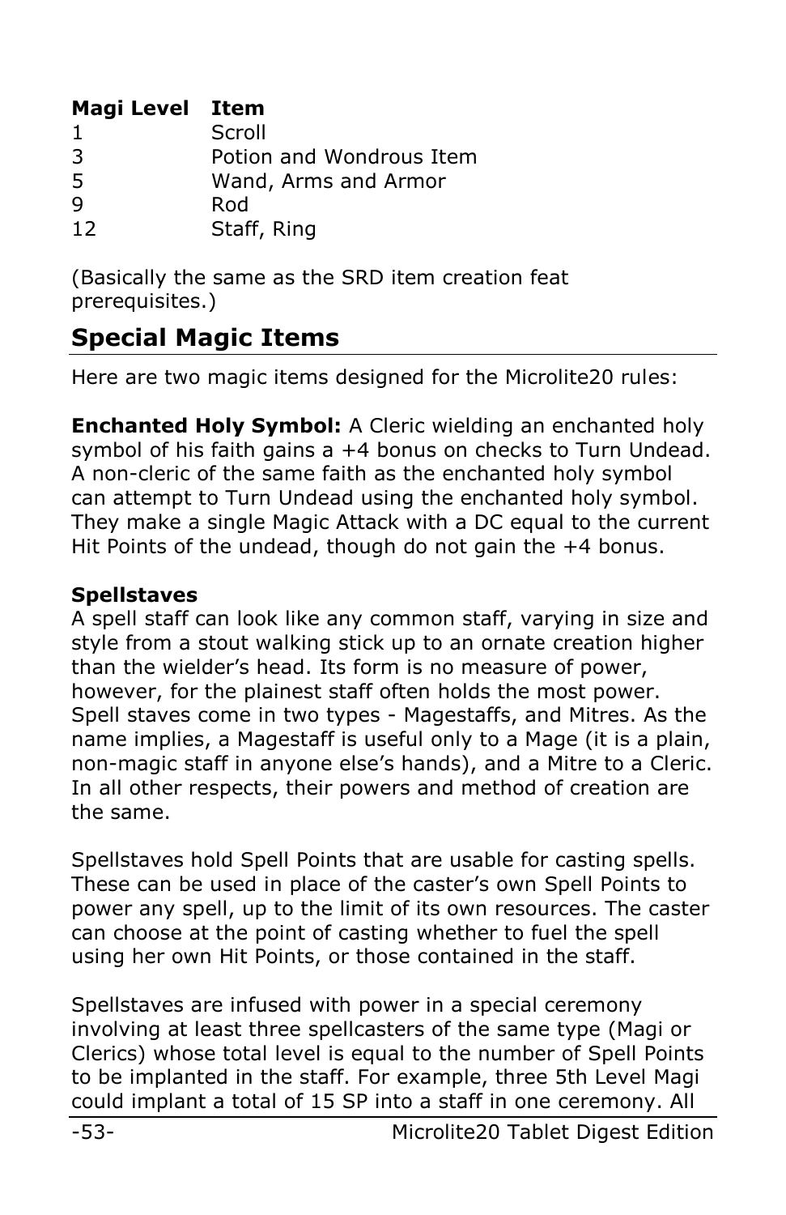| Magi Level | Item |
|---|---|
| 1 | Scroll |
| 3 | Potion and Wondrous Item |
| 5 | Wand, Arms and Armor |
| 9 | Rod |
| 12 | Staff, Ring |

(Basically the same as the SRD item creation feat prerequisites.)

## Special Magic Items

Here are two magic items designed for the Microlite20 rules:

**Enchanted Holy Symbol:** A Cleric wielding an enchanted holy symbol of his faith gains a +4 bonus on checks to Turn Undead. A non-cleric of the same faith as the enchanted holy symbol can attempt to Turn Undead using the enchanted holy symbol. They make a single Magic Attack with a DC equal to the current Hit Points of the undead, though do not gain the +4 bonus.

**Spellstaves**

A spell staff can look like any common staff, varying in size and style from a stout walking stick up to an ornate creation higher than the wielder's head. Its form is no measure of power, however, for the plainest staff often holds the most power. Spell staves come in two types - Magestaffs, and Mitres. As the name implies, a Magestaff is useful only to a Mage (it is a plain, non-magic staff in anyone else's hands), and a Mitre to a Cleric. In all other respects, their powers and method of creation are the same.

Spellstaves hold Spell Points that are usable for casting spells. These can be used in place of the caster's own Spell Points to power any spell, up to the limit of its own resources. The caster can choose at the point of casting whether to fuel the spell using her own Hit Points, or those contained in the staff.

Spellstaves are infused with power in a special ceremony involving at least three spellcasters of the same type (Magi or Clerics) whose total level is equal to the number of Spell Points to be implanted in the staff. For example, three 5th Level Magi could implant a total of 15 SP into a staff in one ceremony. All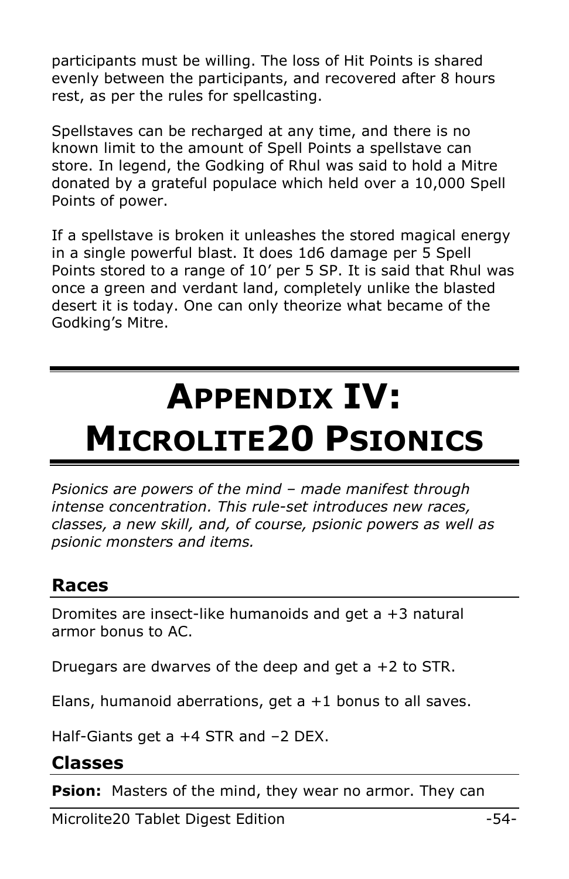participants must be willing. The loss of Hit Points is shared evenly between the participants, and recovered after 8 hours rest, as per the rules for spellcasting.

Spellstaves can be recharged at any time, and there is no known limit to the amount of Spell Points a spellstave can store. In legend, the Godking of Rhul was said to hold a Mitre donated by a grateful populace which held over a 10,000 Spell Points of power.

If a spellstave is broken it unleashes the stored magical energy in a single powerful blast. It does 1d6 damage per 5 Spell Points stored to a range of 10' per 5 SP. It is said that Rhul was once a green and verdant land, completely unlike the blasted desert it is today. One can only theorize what became of the Godking's Mitre.

# Appendix IV: Microlite20 Psionics

*Psionics are powers of the mind – made manifest through intense concentration. This rule-set introduces new races, classes, a new skill, and, of course, psionic powers as well as psionic monsters and items.*

## Races

Dromites are insect-like humanoids and get a +3 natural armor bonus to AC.

Druegars are dwarves of the deep and get a +2 to STR.

Elans, humanoid aberrations, get a +1 bonus to all saves.

Half-Giants get a +4 STR and –2 DEX.

## Classes

**Psion:** Masters of the mind, they wear no armor. They can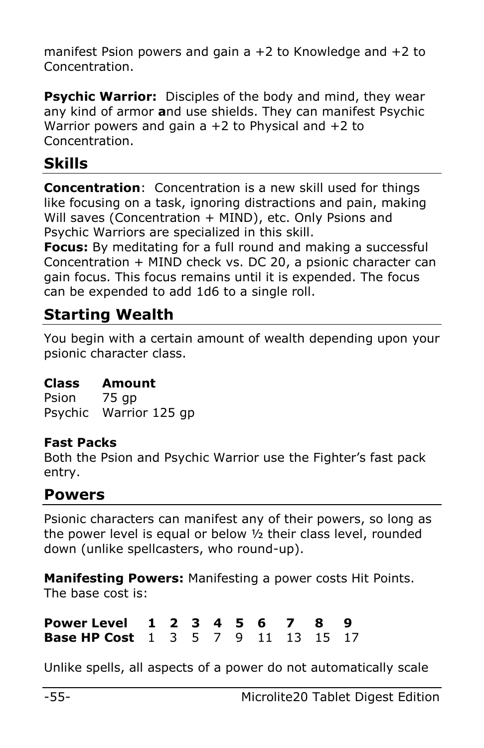manifest Psion powers and gain a +2 to Knowledge and +2 to Concentration.

**Psychic Warrior:** Disciples of the body and mind, they wear any kind of armor **a**nd use shields. They can manifest Psychic Warrior powers and gain a +2 to Physical and +2 to Concentration.

## Skills

**Concentration**: Concentration is a new skill used for things like focusing on a task, ignoring distractions and pain, making Will saves (Concentration + MIND), etc. Only Psions and Psychic Warriors are specialized in this skill.
**Focus:** By meditating for a full round and making a successful Concentration + MIND check vs. DC 20, a psionic character can gain focus. This focus remains until it is expended. The focus can be expended to add 1d6 to a single roll.

## Starting Wealth

You begin with a certain amount of wealth depending upon your psionic character class.

| Class | Amount |
|---|---|
| Psion | 75 gp |
| Psychic Warrior | 125 gp |

**Fast Packs**
Both the Psion and Psychic Warrior use the Fighter's fast pack entry.

## Powers

Psionic characters can manifest any of their powers, so long as the power level is equal or below ½ their class level, rounded down (unlike spellcasters, who round-up).

**Manifesting Powers:** Manifesting a power costs Hit Points. The base cost is:

| **Power Level** | **1** | **2** | **3** | **4** | **5** | **6** | **7** | **8** | **9** |
|---|---|---|---|---|---|---|---|---|---|
| **Base HP Cost** | 1 | 3 | 5 | 7 | 9 | 11 | 13 | 15 | 17 |

Unlike spells, all aspects of a power do not automatically scale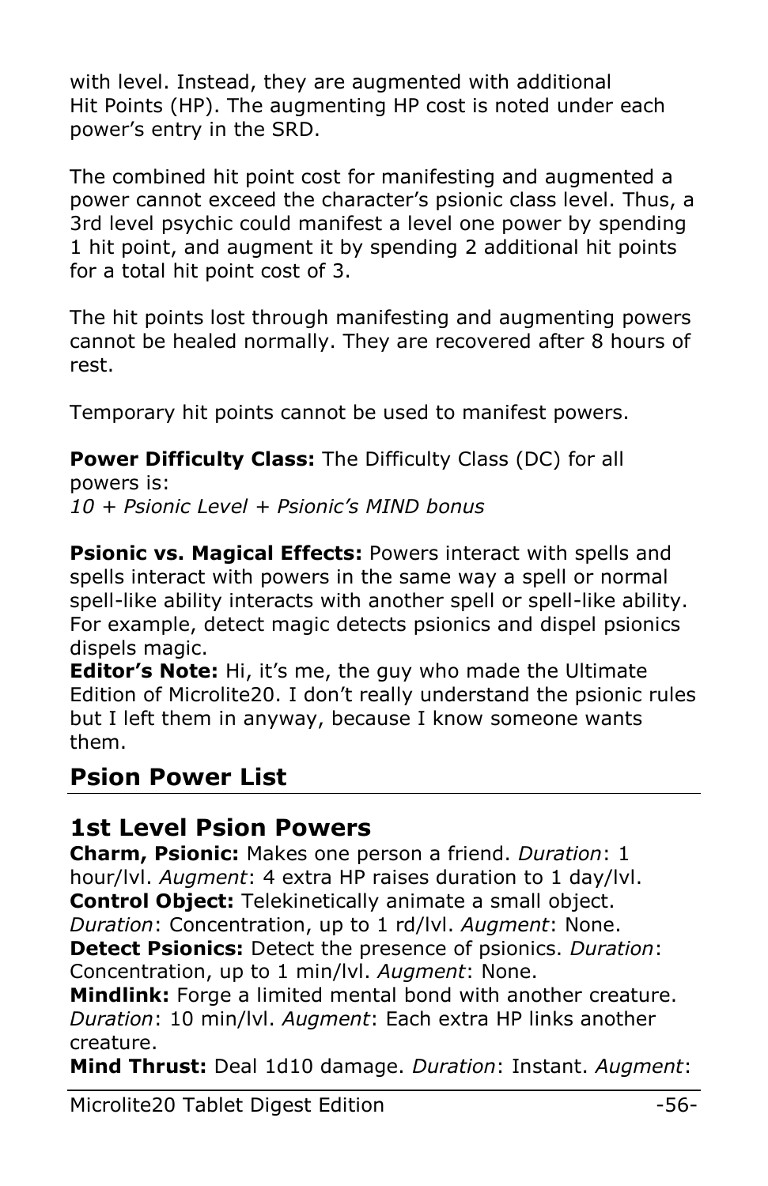with level. Instead, they are augmented with additional Hit Points (HP). The augmenting HP cost is noted under each power's entry in the SRD.

The combined hit point cost for manifesting and augmented a power cannot exceed the character's psionic class level. Thus, a 3rd level psychic could manifest a level one power by spending 1 hit point, and augment it by spending 2 additional hit points for a total hit point cost of 3.

The hit points lost through manifesting and augmenting powers cannot be healed normally. They are recovered after 8 hours of rest.

Temporary hit points cannot be used to manifest powers.

**Power Difficulty Class:** The Difficulty Class (DC) for all powers is:
*10 + Psionic Level + Psionic's MIND bonus*

**Psionic vs. Magical Effects:** Powers interact with spells and spells interact with powers in the same way a spell or normal spell-like ability interacts with another spell or spell-like ability. For example, detect magic detects psionics and dispel psionics dispels magic.
**Editor's Note:** Hi, it's me, the guy who made the Ultimate Edition of Microlite20. I don't really understand the psionic rules but I left them in anyway, because I know someone wants them.

## Psion Power List

### 1st Level Psion Powers

**Charm, Psionic:** Makes one person a friend. *Duration*: 1 hour/lvl. *Augment*: 4 extra HP raises duration to 1 day/lvl.
**Control Object:** Telekinetically animate a small object. *Duration*: Concentration, up to 1 rd/lvl. *Augment*: None.
**Detect Psionics:** Detect the presence of psionics. *Duration*: Concentration, up to 1 min/lvl. *Augment*: None.
**Mindlink:** Forge a limited mental bond with another creature. *Duration*: 10 min/lvl. *Augment*: Each extra HP links another creature.
**Mind Thrust:** Deal 1d10 damage. *Duration*: Instant. *Augment*: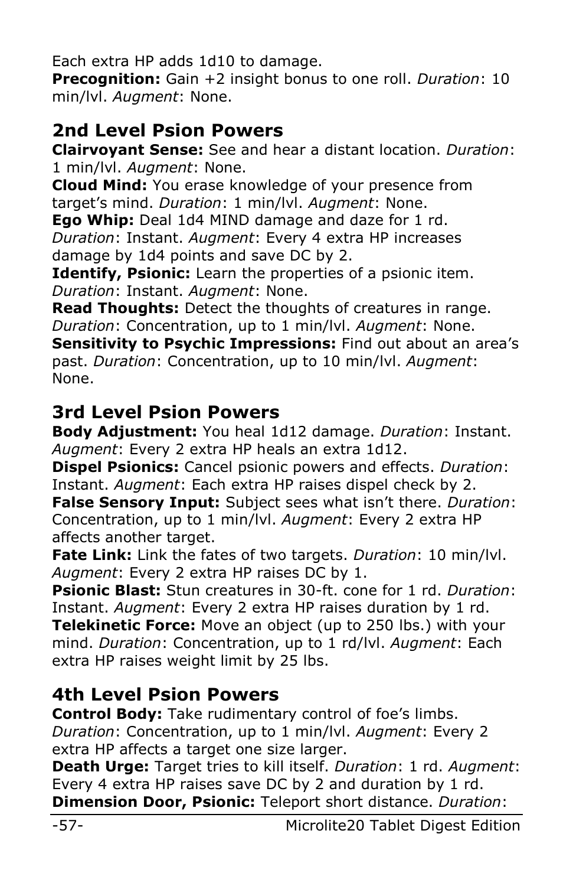Each extra HP adds 1d10 to damage.
**Precognition:** Gain +2 insight bonus to one roll. *Duration*: 10 min/lvl. *Augment*: None.

## 2nd Level Psion Powers

**Clairvoyant Sense:** See and hear a distant location. *Duration*: 1 min/lvl. *Augment*: None.
**Cloud Mind:** You erase knowledge of your presence from target's mind. *Duration*: 1 min/lvl. *Augment*: None.
**Ego Whip:** Deal 1d4 MIND damage and daze for 1 rd. *Duration*: Instant. *Augment*: Every 4 extra HP increases damage by 1d4 points and save DC by 2.
**Identify, Psionic:** Learn the properties of a psionic item. *Duration*: Instant. *Augment*: None.
**Read Thoughts:** Detect the thoughts of creatures in range. *Duration*: Concentration, up to 1 min/lvl. *Augment*: None.
**Sensitivity to Psychic Impressions:** Find out about an area's past. *Duration*: Concentration, up to 10 min/lvl. *Augment*: None.

## 3rd Level Psion Powers

**Body Adjustment:** You heal 1d12 damage. *Duration*: Instant. *Augment*: Every 2 extra HP heals an extra 1d12.
**Dispel Psionics:** Cancel psionic powers and effects. *Duration*: Instant. *Augment*: Each extra HP raises dispel check by 2.
**False Sensory Input:** Subject sees what isn't there. *Duration*: Concentration, up to 1 min/lvl. *Augment*: Every 2 extra HP affects another target.
**Fate Link:** Link the fates of two targets. *Duration*: 10 min/lvl. *Augment*: Every 2 extra HP raises DC by 1.
**Psionic Blast:** Stun creatures in 30-ft. cone for 1 rd. *Duration*: Instant. *Augment*: Every 2 extra HP raises duration by 1 rd.
**Telekinetic Force:** Move an object (up to 250 lbs.) with your mind. *Duration*: Concentration, up to 1 rd/lvl. *Augment*: Each extra HP raises weight limit by 25 lbs.

## 4th Level Psion Powers

**Control Body:** Take rudimentary control of foe's limbs. *Duration*: Concentration, up to 1 min/lvl. *Augment*: Every 2 extra HP affects a target one size larger.
**Death Urge:** Target tries to kill itself. *Duration*: 1 rd. *Augment*: Every 4 extra HP raises save DC by 2 and duration by 1 rd.
**Dimension Door, Psionic:** Teleport short distance. *Duration*: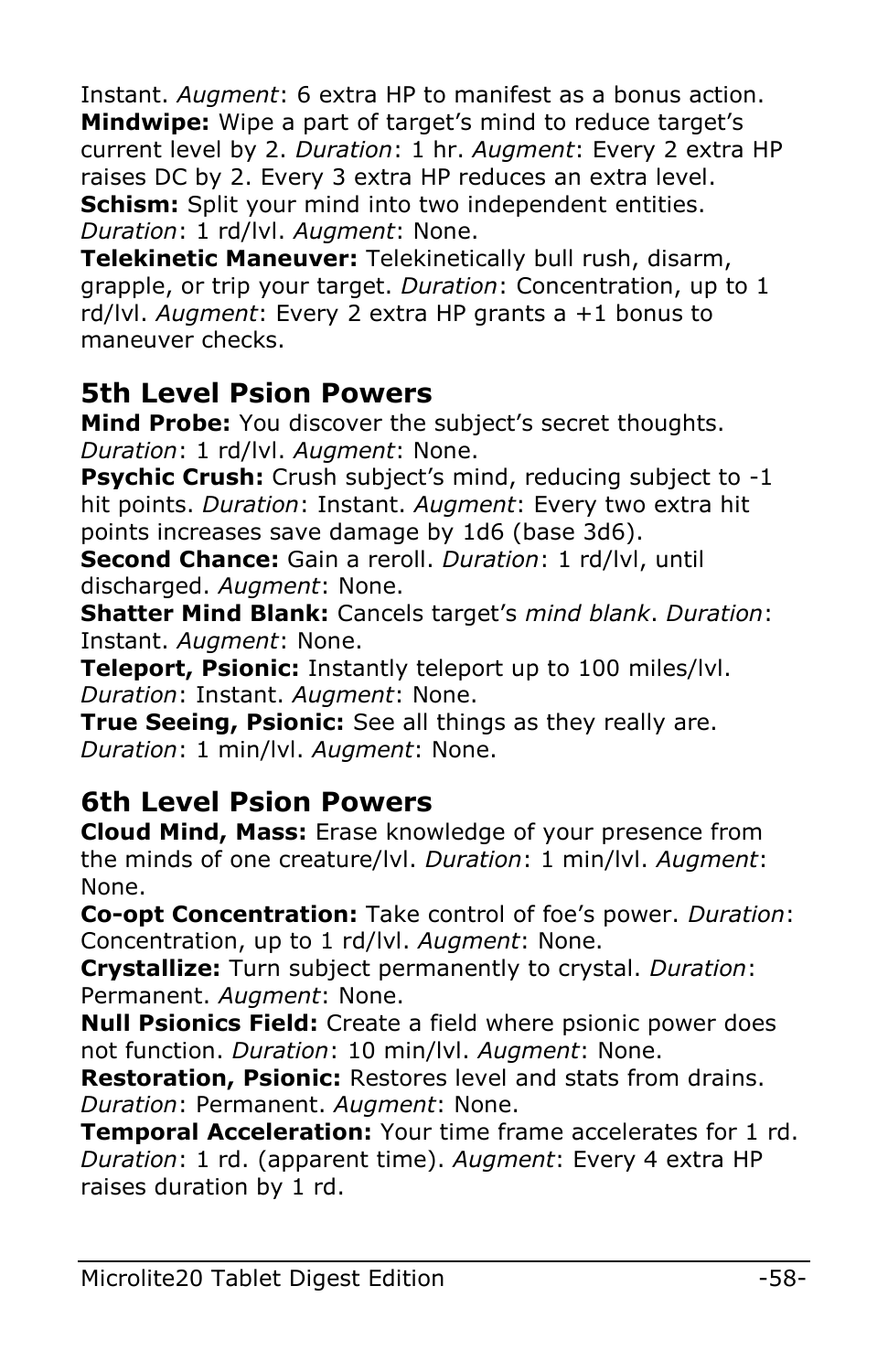Instant. *Augment*: 6 extra HP to manifest as a bonus action.
**Mindwipe:** Wipe a part of target's mind to reduce target's current level by 2. *Duration*: 1 hr. *Augment*: Every 2 extra HP raises DC by 2. Every 3 extra HP reduces an extra level.
**Schism:** Split your mind into two independent entities. *Duration*: 1 rd/lvl. *Augment*: None.
**Telekinetic Maneuver:** Telekinetically bull rush, disarm, grapple, or trip your target. *Duration*: Concentration, up to 1 rd/lvl. *Augment*: Every 2 extra HP grants a +1 bonus to maneuver checks.

## 5th Level Psion Powers

**Mind Probe:** You discover the subject's secret thoughts. *Duration*: 1 rd/lvl. *Augment*: None.
**Psychic Crush:** Crush subject's mind, reducing subject to -1 hit points. *Duration*: Instant. *Augment*: Every two extra hit points increases save damage by 1d6 (base 3d6).
**Second Chance:** Gain a reroll. *Duration*: 1 rd/lvl, until discharged. *Augment*: None.
**Shatter Mind Blank:** Cancels target's *mind blank*. *Duration*: Instant. *Augment*: None.
**Teleport, Psionic:** Instantly teleport up to 100 miles/lvl. *Duration*: Instant. *Augment*: None.
**True Seeing, Psionic:** See all things as they really are. *Duration*: 1 min/lvl. *Augment*: None.

## 6th Level Psion Powers

**Cloud Mind, Mass:** Erase knowledge of your presence from the minds of one creature/lvl. *Duration*: 1 min/lvl. *Augment*: None.
**Co-opt Concentration:** Take control of foe's power. *Duration*: Concentration, up to 1 rd/lvl. *Augment*: None.
**Crystallize:** Turn subject permanently to crystal. *Duration*: Permanent. *Augment*: None.
**Null Psionics Field:** Create a field where psionic power does not function. *Duration*: 10 min/lvl. *Augment*: None.
**Restoration, Psionic:** Restores level and stats from drains. *Duration*: Permanent. *Augment*: None.
**Temporal Acceleration:** Your time frame accelerates for 1 rd. *Duration*: 1 rd. (apparent time). *Augment*: Every 4 extra HP raises duration by 1 rd.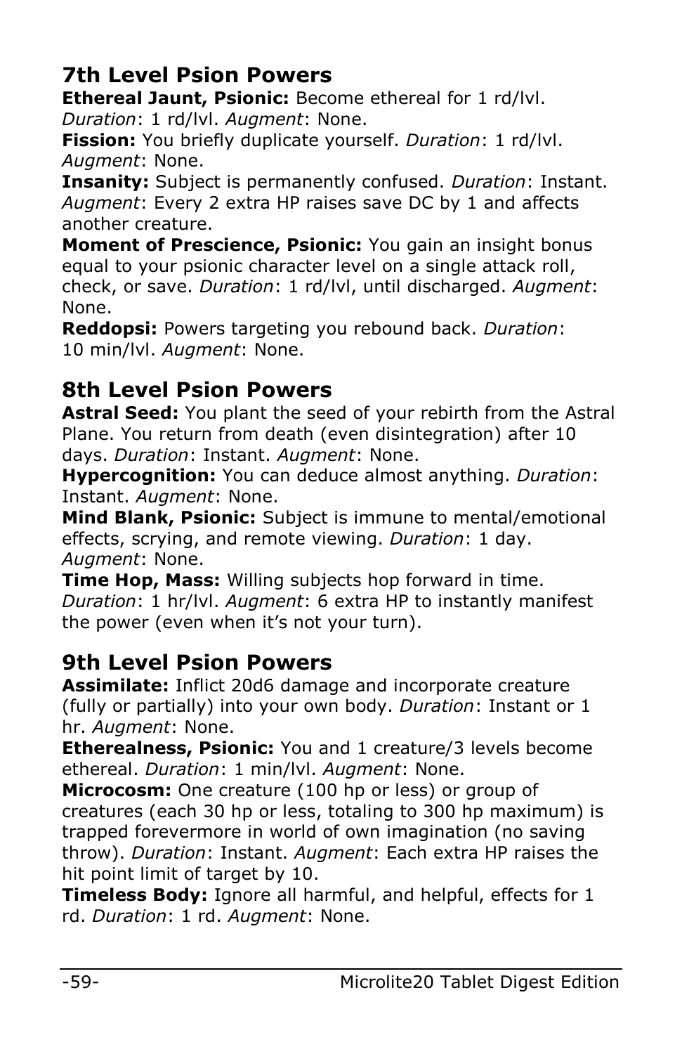## 7th Level Psion Powers

**Ethereal Jaunt, Psionic:** Become ethereal for 1 rd/lvl. *Duration*: 1 rd/lvl. *Augment*: None.

**Fission:** You briefly duplicate yourself. *Duration*: 1 rd/lvl. *Augment*: None.

**Insanity:** Subject is permanently confused. *Duration*: Instant. *Augment*: Every 2 extra HP raises save DC by 1 and affects another creature.

**Moment of Prescience, Psionic:** You gain an insight bonus equal to your psionic character level on a single attack roll, check, or save. *Duration*: 1 rd/lvl, until discharged. *Augment*: None.

**Reddopsi:** Powers targeting you rebound back. *Duration*: 10 min/lvl. *Augment*: None.

## 8th Level Psion Powers

**Astral Seed:** You plant the seed of your rebirth from the Astral Plane. You return from death (even disintegration) after 10 days. *Duration*: Instant. *Augment*: None.

**Hypercognition:** You can deduce almost anything. *Duration*: Instant. *Augment*: None.

**Mind Blank, Psionic:** Subject is immune to mental/emotional effects, scrying, and remote viewing. *Duration*: 1 day. *Augment*: None.

**Time Hop, Mass:** Willing subjects hop forward in time. *Duration*: 1 hr/lvl. *Augment*: 6 extra HP to instantly manifest the power (even when it's not your turn).

## 9th Level Psion Powers

**Assimilate:** Inflict 20d6 damage and incorporate creature (fully or partially) into your own body. *Duration*: Instant or 1 hr. *Augment*: None.

**Etherealness, Psionic:** You and 1 creature/3 levels become ethereal. *Duration*: 1 min/lvl. *Augment*: None.

**Microcosm:** One creature (100 hp or less) or group of creatures (each 30 hp or less, totaling to 300 hp maximum) is trapped forevermore in world of own imagination (no saving throw). *Duration*: Instant. *Augment*: Each extra HP raises the hit point limit of target by 10.

**Timeless Body:** Ignore all harmful, and helpful, effects for 1 rd. *Duration*: 1 rd. *Augment*: None.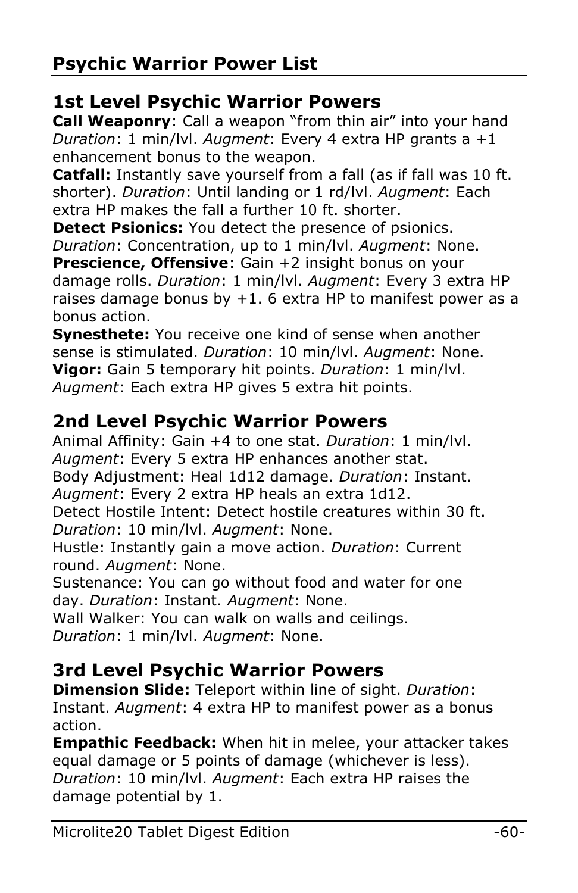## Psychic Warrior Power List

### 1st Level Psychic Warrior Powers

**Call Weaponry**: Call a weapon "from thin air" into your hand *Duration*: 1 min/lvl. *Augment*: Every 4 extra HP grants a +1 enhancement bonus to the weapon.
**Catfall:** Instantly save yourself from a fall (as if fall was 10 ft. shorter). *Duration*: Until landing or 1 rd/lvl. *Augment*: Each extra HP makes the fall a further 10 ft. shorter.
**Detect Psionics:** You detect the presence of psionics. *Duration*: Concentration, up to 1 min/lvl. *Augment*: None.
**Prescience, Offensive**: Gain +2 insight bonus on your damage rolls. *Duration*: 1 min/lvl. *Augment*: Every 3 extra HP raises damage bonus by +1. 6 extra HP to manifest power as a bonus action.
**Synesthete:** You receive one kind of sense when another sense is stimulated. *Duration*: 10 min/lvl. *Augment*: None.
**Vigor:** Gain 5 temporary hit points. *Duration*: 1 min/lvl. *Augment*: Each extra HP gives 5 extra hit points.

### 2nd Level Psychic Warrior Powers

Animal Affinity: Gain +4 to one stat. *Duration*: 1 min/lvl. *Augment*: Every 5 extra HP enhances another stat.
Body Adjustment: Heal 1d12 damage. *Duration*: Instant. *Augment*: Every 2 extra HP heals an extra 1d12.
Detect Hostile Intent: Detect hostile creatures within 30 ft. *Duration*: 10 min/lvl. *Augment*: None.
Hustle: Instantly gain a move action. *Duration*: Current round. *Augment*: None.
Sustenance: You can go without food and water for one day. *Duration*: Instant. *Augment*: None.
Wall Walker: You can walk on walls and ceilings. *Duration*: 1 min/lvl. *Augment*: None.

### 3rd Level Psychic Warrior Powers

**Dimension Slide:** Teleport within line of sight. *Duration*: Instant. *Augment*: 4 extra HP to manifest power as a bonus action.
**Empathic Feedback:** When hit in melee, your attacker takes equal damage or 5 points of damage (whichever is less). *Duration*: 10 min/lvl. *Augment*: Each extra HP raises the damage potential by 1.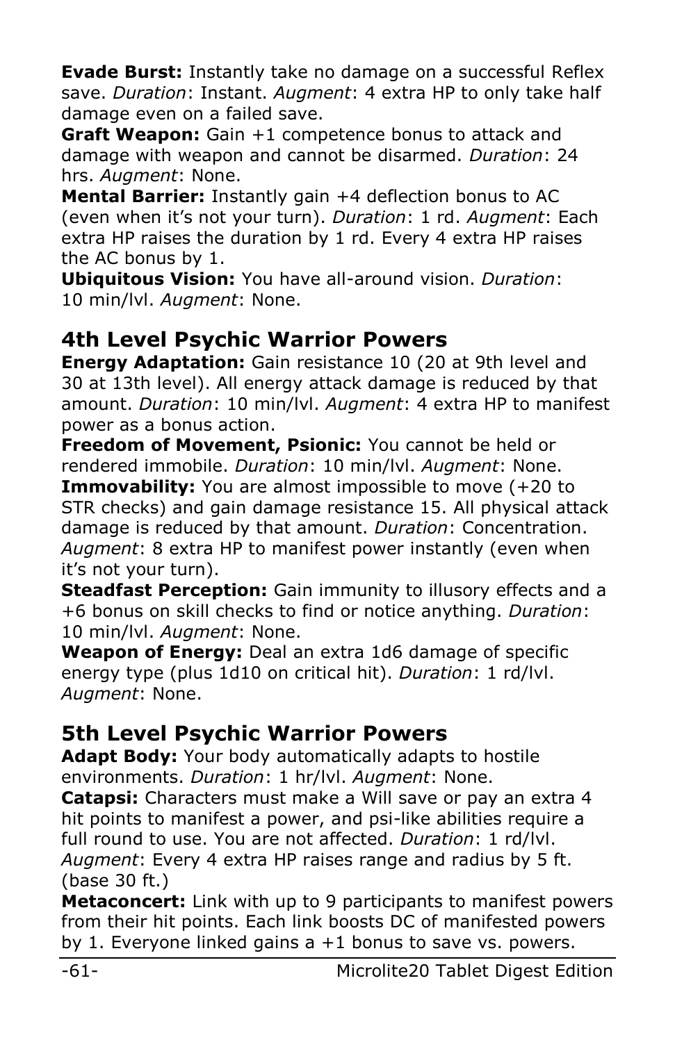**Evade Burst:** Instantly take no damage on a successful Reflex save. *Duration*: Instant. *Augment*: 4 extra HP to only take half damage even on a failed save.
**Graft Weapon:** Gain +1 competence bonus to attack and damage with weapon and cannot be disarmed. *Duration*: 24 hrs. *Augment*: None.
**Mental Barrier:** Instantly gain +4 deflection bonus to AC (even when it's not your turn). *Duration*: 1 rd. *Augment*: Each extra HP raises the duration by 1 rd. Every 4 extra HP raises the AC bonus by 1.
**Ubiquitous Vision:** You have all-around vision. *Duration*: 10 min/lvl. *Augment*: None.

## 4th Level Psychic Warrior Powers

**Energy Adaptation:** Gain resistance 10 (20 at 9th level and 30 at 13th level). All energy attack damage is reduced by that amount. *Duration*: 10 min/lvl. *Augment*: 4 extra HP to manifest power as a bonus action.
**Freedom of Movement, Psionic:** You cannot be held or rendered immobile. *Duration*: 10 min/lvl. *Augment*: None.
**Immovability:** You are almost impossible to move (+20 to STR checks) and gain damage resistance 15. All physical attack damage is reduced by that amount. *Duration*: Concentration. *Augment*: 8 extra HP to manifest power instantly (even when it's not your turn).
**Steadfast Perception:** Gain immunity to illusory effects and a +6 bonus on skill checks to find or notice anything. *Duration*: 10 min/lvl. *Augment*: None.
**Weapon of Energy:** Deal an extra 1d6 damage of specific energy type (plus 1d10 on critical hit). *Duration*: 1 rd/lvl. *Augment*: None.

## 5th Level Psychic Warrior Powers

**Adapt Body:** Your body automatically adapts to hostile environments. *Duration*: 1 hr/lvl. *Augment*: None.
**Catapsi:** Characters must make a Will save or pay an extra 4 hit points to manifest a power, and psi-like abilities require a full round to use. You are not affected. *Duration*: 1 rd/lvl. *Augment*: Every 4 extra HP raises range and radius by 5 ft. (base 30 ft.)
**Metaconcert:** Link with up to 9 participants to manifest powers from their hit points. Each link boosts DC of manifested powers by 1. Everyone linked gains a +1 bonus to save vs. powers.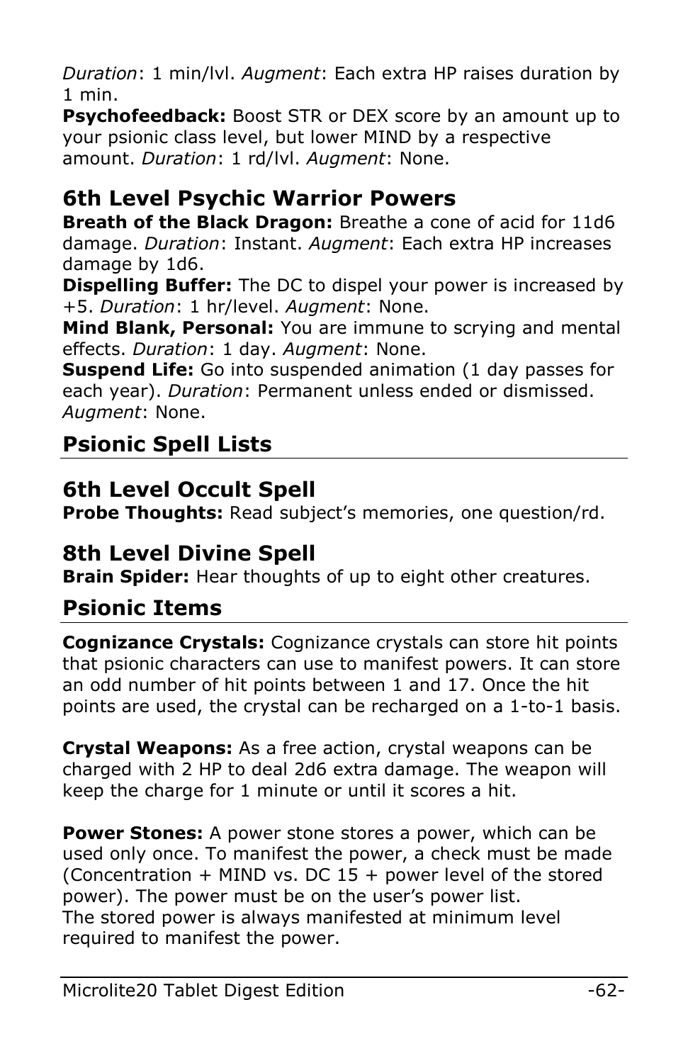*Duration*: 1 min/lvl. *Augment*: Each extra HP raises duration by 1 min.
**Psychofeedback:** Boost STR or DEX score by an amount up to your psionic class level, but lower MIND by a respective amount. *Duration*: 1 rd/lvl. *Augment*: None.

### 6th Level Psychic Warrior Powers

**Breath of the Black Dragon:** Breathe a cone of acid for 11d6 damage. *Duration*: Instant. *Augment*: Each extra HP increases damage by 1d6.
**Dispelling Buffer:** The DC to dispel your power is increased by +5. *Duration*: 1 hr/level. *Augment*: None.
**Mind Blank, Personal:** You are immune to scrying and mental effects. *Duration*: 1 day. *Augment*: None.
**Suspend Life:** Go into suspended animation (1 day passes for each year). *Duration*: Permanent unless ended or dismissed. *Augment*: None.

## Psionic Spell Lists

### 6th Level Occult Spell

**Probe Thoughts:** Read subject's memories, one question/rd.

### 8th Level Divine Spell

**Brain Spider:** Hear thoughts of up to eight other creatures.

## Psionic Items

**Cognizance Crystals:** Cognizance crystals can store hit points that psionic characters can use to manifest powers. It can store an odd number of hit points between 1 and 17. Once the hit points are used, the crystal can be recharged on a 1-to-1 basis.

**Crystal Weapons:** As a free action, crystal weapons can be charged with 2 HP to deal 2d6 extra damage. The weapon will keep the charge for 1 minute or until it scores a hit.

**Power Stones:** A power stone stores a power, which can be used only once. To manifest the power, a check must be made (Concentration + MIND vs. DC 15 + power level of the stored power). The power must be on the user's power list.
The stored power is always manifested at minimum level required to manifest the power.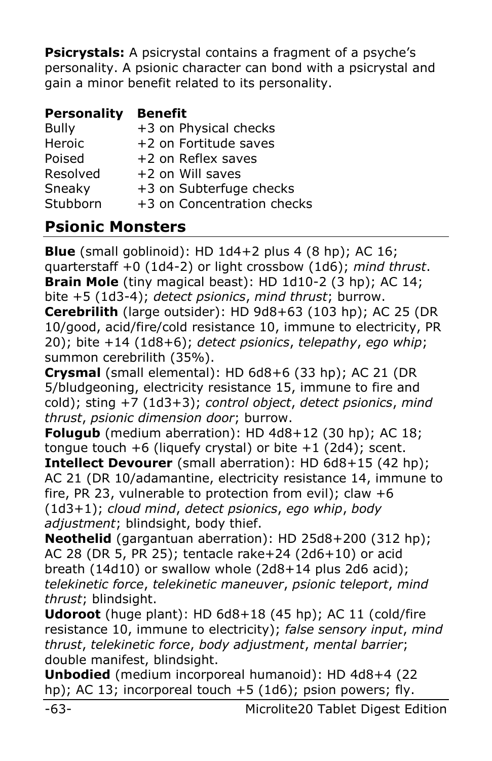**Psicrystals:** A psicrystal contains a fragment of a psyche's personality. A psionic character can bond with a psicrystal and gain a minor benefit related to its personality.

| Personality | Benefit |
|---|---|
| Bully | +3 on Physical checks |
| Heroic | +2 on Fortitude saves |
| Poised | +2 on Reflex saves |
| Resolved | +2 on Will saves |
| Sneaky | +3 on Subterfuge checks |
| Stubborn | +3 on Concentration checks |

## Psionic Monsters

**Blue** (small goblinoid): HD 1d4+2 plus 4 (8 hp); AC 16; quarterstaff +0 (1d4-2) or light crossbow (1d6); *mind thrust*.
**Brain Mole** (tiny magical beast): HD 1d10-2 (3 hp); AC 14; bite +5 (1d3-4); *detect psionics*, *mind thrust*; burrow.
**Cerebrilith** (large outsider): HD 9d8+63 (103 hp); AC 25 (DR 10/good, acid/fire/cold resistance 10, immune to electricity, PR 20); bite +14 (1d8+6); *detect psionics*, *telepathy*, *ego whip*; summon cerebrilith (35%).
**Crysmal** (small elemental): HD 6d8+6 (33 hp); AC 21 (DR 5/bludgeoning, electricity resistance 15, immune to fire and cold); sting +7 (1d3+3); *control object*, *detect psionics*, *mind thrust*, *psionic dimension door*; burrow.
**Folugub** (medium aberration): HD 4d8+12 (30 hp); AC 18; tongue touch +6 (liquefy crystal) or bite +1 (2d4); scent.
**Intellect Devourer** (small aberration): HD 6d8+15 (42 hp); AC 21 (DR 10/adamantine, electricity resistance 14, immune to fire, PR 23, vulnerable to protection from evil); claw +6 (1d3+1); *cloud mind*, *detect psionics*, *ego whip*, *body adjustment*; blindsight, body thief.
**Neothelid** (gargantuan aberration): HD 25d8+200 (312 hp); AC 28 (DR 5, PR 25); tentacle rake+24 (2d6+10) or acid breath (14d10) or swallow whole (2d8+14 plus 2d6 acid); *telekinetic force*, *telekinetic maneuver*, *psionic teleport*, *mind thrust*; blindsight.
**Udoroot** (huge plant): HD 6d8+18 (45 hp); AC 11 (cold/fire resistance 10, immune to electricity); *false sensory input*, *mind thrust*, *telekinetic force*, *body adjustment*, *mental barrier*; double manifest, blindsight.
**Unbodied** (medium incorporeal humanoid): HD 4d8+4 (22 hp); AC 13; incorporeal touch +5 (1d6); psion powers; fly.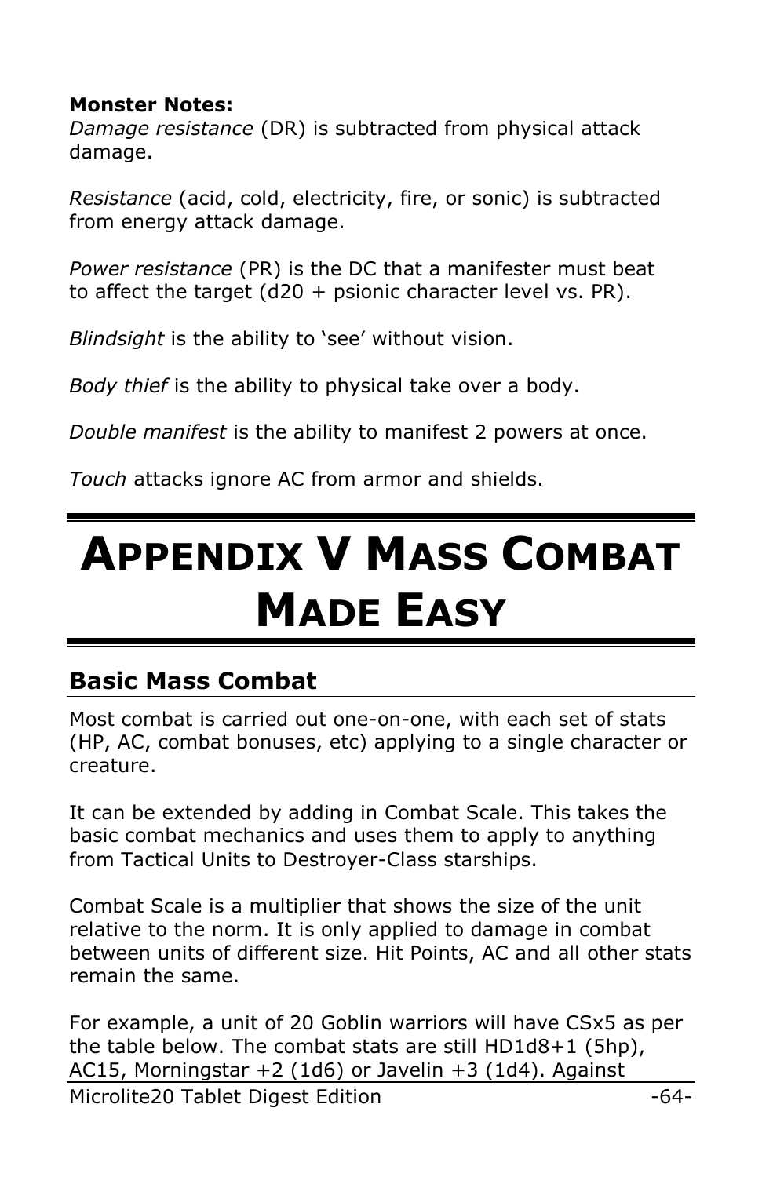**Monster Notes:**
*Damage resistance* (DR) is subtracted from physical attack damage.

*Resistance* (acid, cold, electricity, fire, or sonic) is subtracted from energy attack damage.

*Power resistance* (PR) is the DC that a manifester must beat to affect the target (d20 + psionic character level vs. PR).

*Blindsight* is the ability to 'see' without vision.

*Body thief* is the ability to physical take over a body.

*Double manifest* is the ability to manifest 2 powers at once.

*Touch* attacks ignore AC from armor and shields.

# Appendix V Mass Combat Made Easy

## Basic Mass Combat

Most combat is carried out one-on-one, with each set of stats (HP, AC, combat bonuses, etc) applying to a single character or creature.

It can be extended by adding in Combat Scale. This takes the basic combat mechanics and uses them to apply to anything from Tactical Units to Destroyer-Class starships.

Combat Scale is a multiplier that shows the size of the unit relative to the norm. It is only applied to damage in combat between units of different size. Hit Points, AC and all other stats remain the same.

For example, a unit of 20 Goblin warriors will have CSx5 as per the table below. The combat stats are still HD1d8+1 (5hp), AC15, Morningstar +2 (1d6) or Javelin +3 (1d4). Against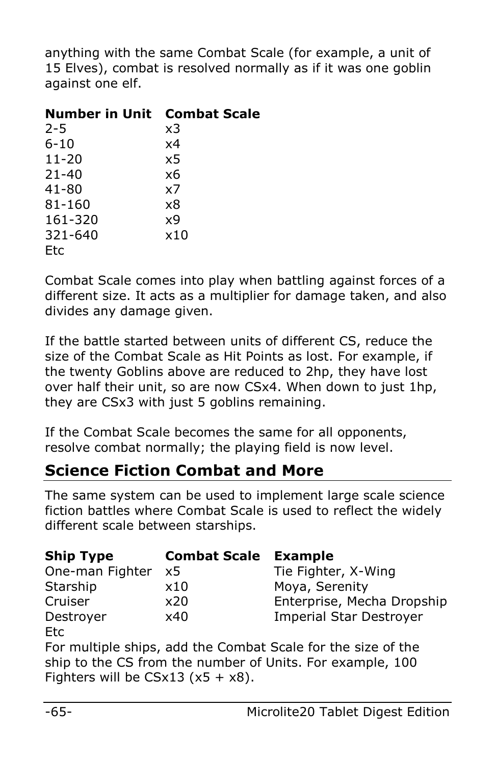anything with the same Combat Scale (for example, a unit of 15 Elves), combat is resolved normally as if it was one goblin against one elf.

| Number in Unit | Combat Scale |
|---|---|
| 2-5 | x3 |
| 6-10 | x4 |
| 11-20 | x5 |
| 21-40 | x6 |
| 41-80 | x7 |
| 81-160 | x8 |
| 161-320 | x9 |
| 321-640 | x10 |
| Etc | |

Combat Scale comes into play when battling against forces of a different size. It acts as a multiplier for damage taken, and also divides any damage given.

If the battle started between units of different CS, reduce the size of the Combat Scale as Hit Points as lost. For example, if the twenty Goblins above are reduced to 2hp, they have lost over half their unit, so are now CSx4. When down to just 1hp, they are CSx3 with just 5 goblins remaining.

If the Combat Scale becomes the same for all opponents, resolve combat normally; the playing field is now level.

## Science Fiction Combat and More

The same system can be used to implement large scale science fiction battles where Combat Scale is used to reflect the widely different scale between starships.

| Ship Type | Combat Scale | Example |
|---|---|---|
| One-man Fighter | x5 | Tie Fighter, X-Wing |
| Starship | x10 | Moya, Serenity |
| Cruiser | x20 | Enterprise, Mecha Dropship |
| Destroyer | x40 | Imperial Star Destroyer |
| Etc | | |

For multiple ships, add the Combat Scale for the size of the ship to the CS from the number of Units. For example, 100 Fighters will be CSx13 (x5 + x8).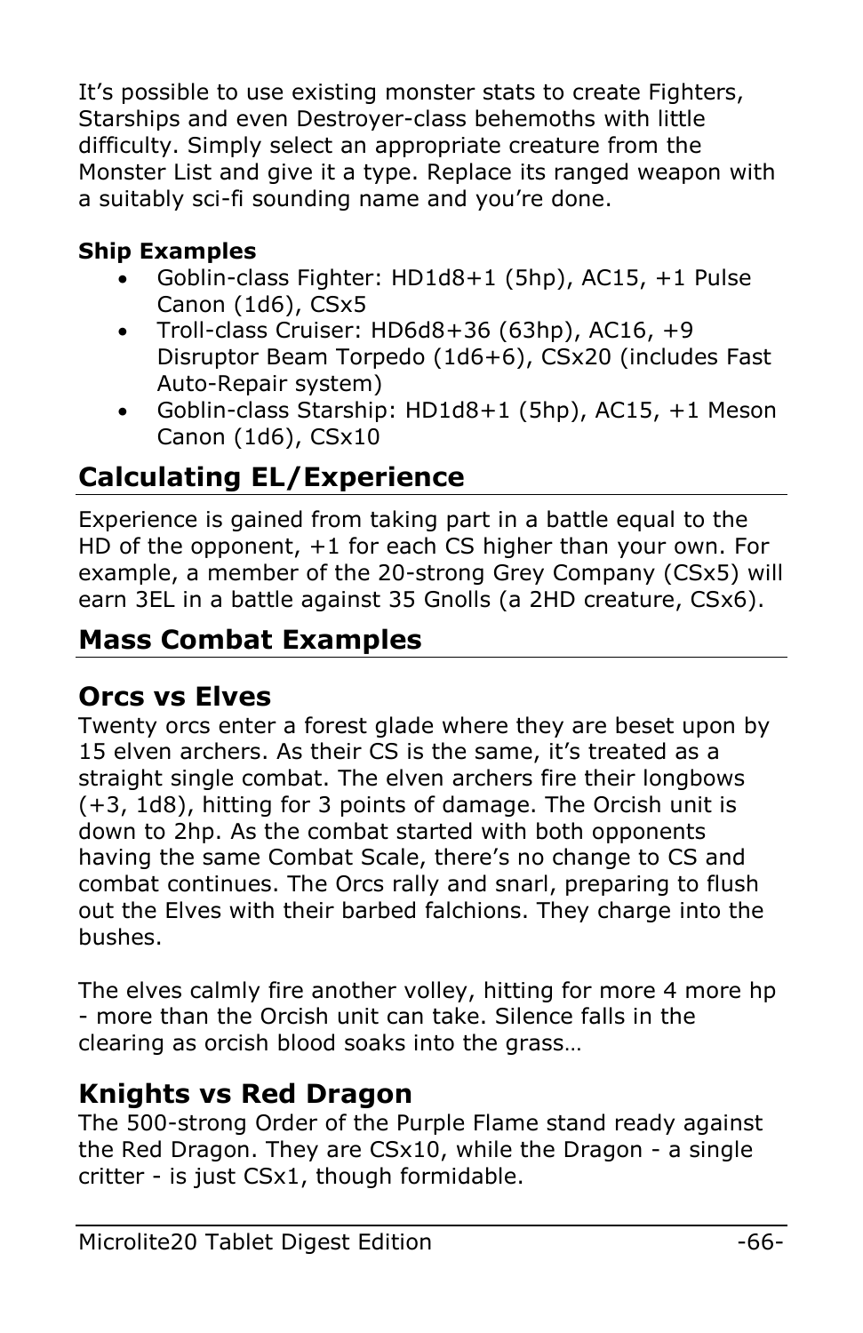It's possible to use existing monster stats to create Fighters, Starships and even Destroyer-class behemoths with little difficulty. Simply select an appropriate creature from the Monster List and give it a type. Replace its ranged weapon with a suitably sci-fi sounding name and you're done.

**Ship Examples**

- Goblin-class Fighter: HD1d8+1 (5hp), AC15, +1 Pulse Canon (1d6), CSx5
- Troll-class Cruiser: HD6d8+36 (63hp), AC16, +9 Disruptor Beam Torpedo (1d6+6), CSx20 (includes Fast Auto-Repair system)
- Goblin-class Starship: HD1d8+1 (5hp), AC15, +1 Meson Canon (1d6), CSx10

## Calculating EL/Experience

Experience is gained from taking part in a battle equal to the HD of the opponent, +1 for each CS higher than your own. For example, a member of the 20-strong Grey Company (CSx5) will earn 3EL in a battle against 35 Gnolls (a 2HD creature, CSx6).

## Mass Combat Examples

### Orcs vs Elves

Twenty orcs enter a forest glade where they are beset upon by 15 elven archers. As their CS is the same, it's treated as a straight single combat. The elven archers fire their longbows (+3, 1d8), hitting for 3 points of damage. The Orcish unit is down to 2hp. As the combat started with both opponents having the same Combat Scale, there's no change to CS and combat continues. The Orcs rally and snarl, preparing to flush out the Elves with their barbed falchions. They charge into the bushes.

The elves calmly fire another volley, hitting for more 4 more hp - more than the Orcish unit can take. Silence falls in the clearing as orcish blood soaks into the grass…

### Knights vs Red Dragon

The 500-strong Order of the Purple Flame stand ready against the Red Dragon. They are CSx10, while the Dragon - a single critter - is just CSx1, though formidable.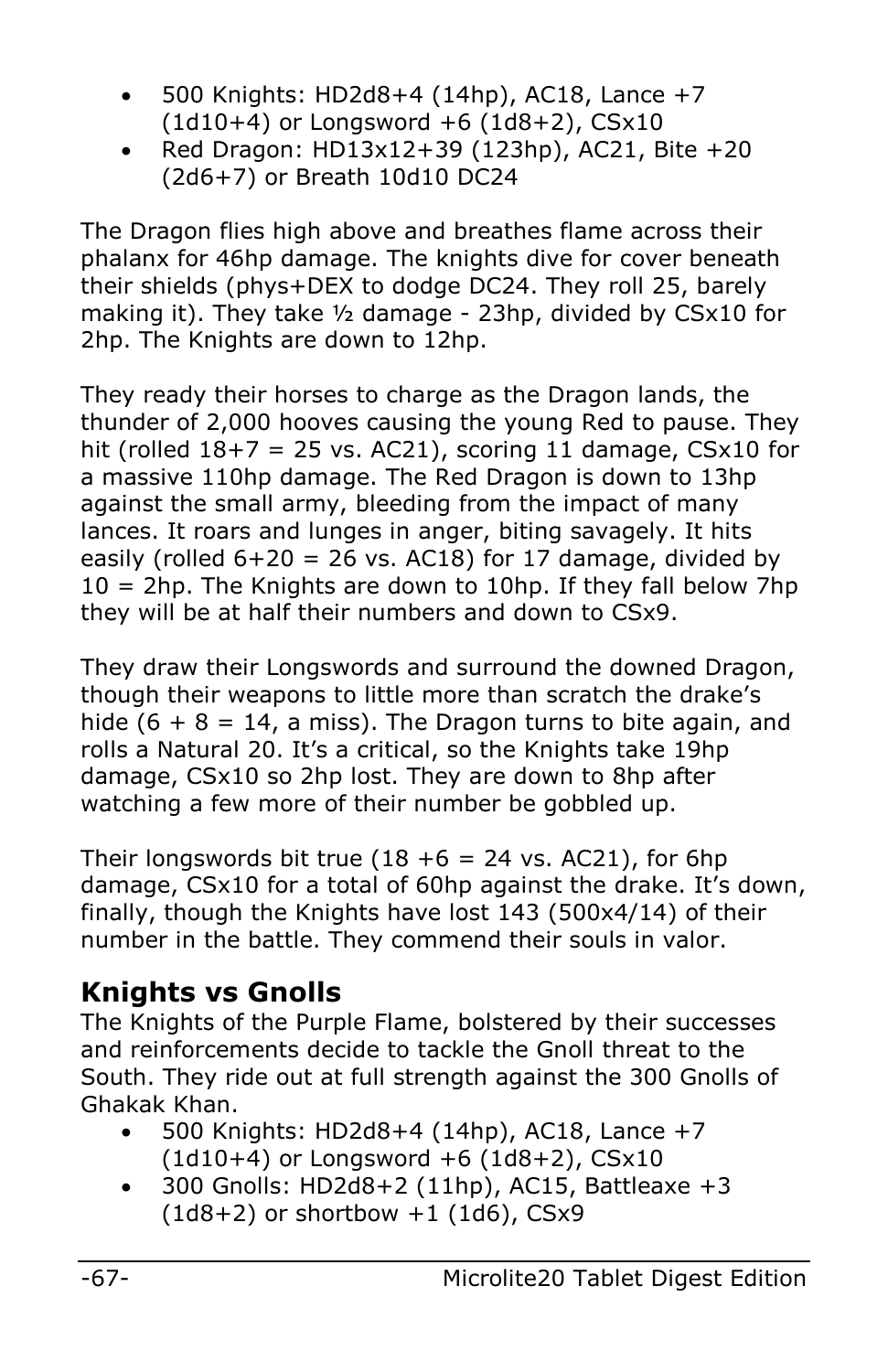- 500 Knights: HD2d8+4 (14hp), AC18, Lance +7 (1d10+4) or Longsword +6 (1d8+2), CSx10
- Red Dragon: HD13x12+39 (123hp), AC21, Bite +20 (2d6+7) or Breath 10d10 DC24

The Dragon flies high above and breathes flame across their phalanx for 46hp damage. The knights dive for cover beneath their shields (phys+DEX to dodge DC24. They roll 25, barely making it). They take ½ damage - 23hp, divided by CSx10 for 2hp. The Knights are down to 12hp.

They ready their horses to charge as the Dragon lands, the thunder of 2,000 hooves causing the young Red to pause. They hit (rolled 18+7 = 25 vs. AC21), scoring 11 damage, CSx10 for a massive 110hp damage. The Red Dragon is down to 13hp against the small army, bleeding from the impact of many lances. It roars and lunges in anger, biting savagely. It hits easily (rolled 6+20 = 26 vs. AC18) for 17 damage, divided by 10 = 2hp. The Knights are down to 10hp. If they fall below 7hp they will be at half their numbers and down to CSx9.

They draw their Longswords and surround the downed Dragon, though their weapons to little more than scratch the drake's hide (6 + 8 = 14, a miss). The Dragon turns to bite again, and rolls a Natural 20. It's a critical, so the Knights take 19hp damage, CSx10 so 2hp lost. They are down to 8hp after watching a few more of their number be gobbled up.

Their longswords bit true (18 +6 = 24 vs. AC21), for 6hp damage, CSx10 for a total of 60hp against the drake. It's down, finally, though the Knights have lost 143 (500x4/14) of their number in the battle. They commend their souls in valor.

## Knights vs Gnolls

The Knights of the Purple Flame, bolstered by their successes and reinforcements decide to tackle the Gnoll threat to the South. They ride out at full strength against the 300 Gnolls of Ghakak Khan.

- 500 Knights: HD2d8+4 (14hp), AC18, Lance +7 (1d10+4) or Longsword +6 (1d8+2), CSx10
- 300 Gnolls: HD2d8+2 (11hp), AC15, Battleaxe +3 (1d8+2) or shortbow +1 (1d6), CSx9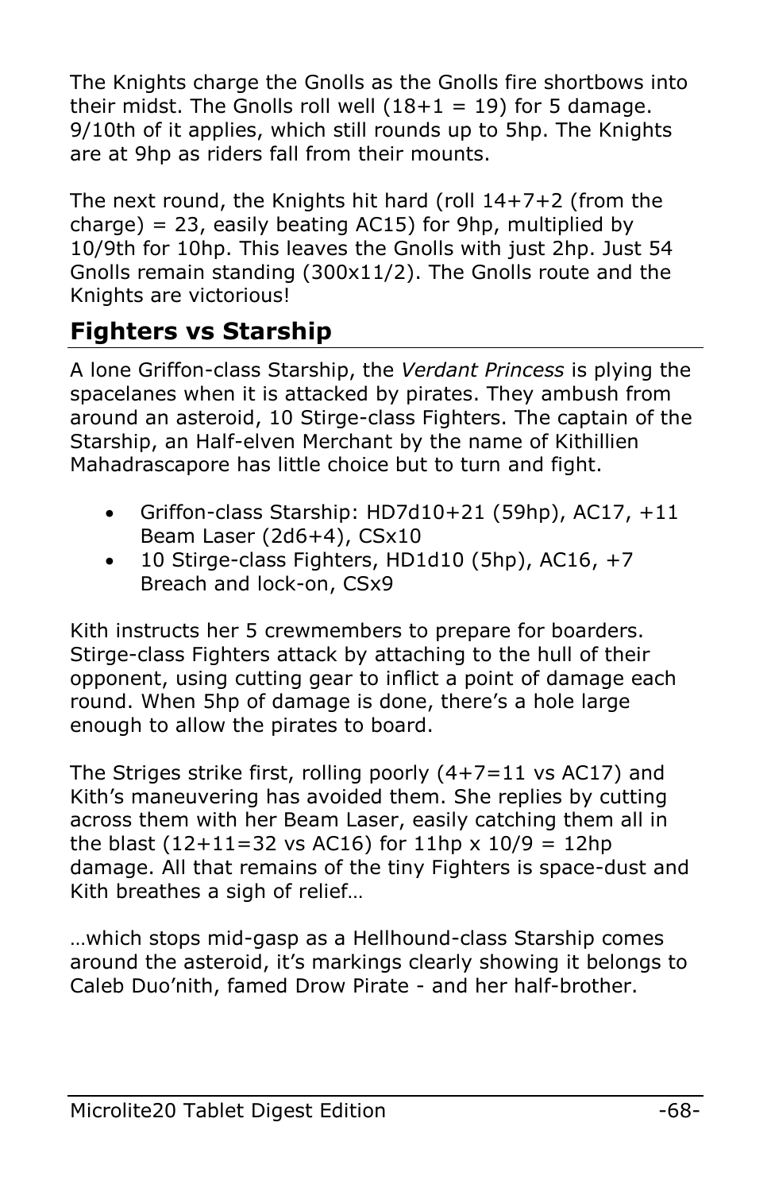The Knights charge the Gnolls as the Gnolls fire shortbows into their midst. The Gnolls roll well (18+1 = 19) for 5 damage. 9/10th of it applies, which still rounds up to 5hp. The Knights are at 9hp as riders fall from their mounts.

The next round, the Knights hit hard (roll 14+7+2 (from the charge) = 23, easily beating AC15) for 9hp, multiplied by 10/9th for 10hp. This leaves the Gnolls with just 2hp. Just 54 Gnolls remain standing (300x11/2). The Gnolls route and the Knights are victorious!

## Fighters vs Starship

A lone Griffon-class Starship, the *Verdant Princess* is plying the spacelanes when it is attacked by pirates. They ambush from around an asteroid, 10 Stirge-class Fighters. The captain of the Starship, an Half-elven Merchant by the name of Kithillien Mahadrascapore has little choice but to turn and fight.

- Griffon-class Starship: HD7d10+21 (59hp), AC17, +11 Beam Laser (2d6+4), CSx10
- 10 Stirge-class Fighters, HD1d10 (5hp), AC16, +7 Breach and lock-on, CSx9

Kith instructs her 5 crewmembers to prepare for boarders. Stirge-class Fighters attack by attaching to the hull of their opponent, using cutting gear to inflict a point of damage each round. When 5hp of damage is done, there's a hole large enough to allow the pirates to board.

The Striges strike first, rolling poorly (4+7=11 vs AC17) and Kith's maneuvering has avoided them. She replies by cutting across them with her Beam Laser, easily catching them all in the blast (12+11=32 vs AC16) for 11hp x 10/9 = 12hp damage. All that remains of the tiny Fighters is space-dust and Kith breathes a sigh of relief…

…which stops mid-gasp as a Hellhound-class Starship comes around the asteroid, it's markings clearly showing it belongs to Caleb Duo'nith, famed Drow Pirate - and her half-brother.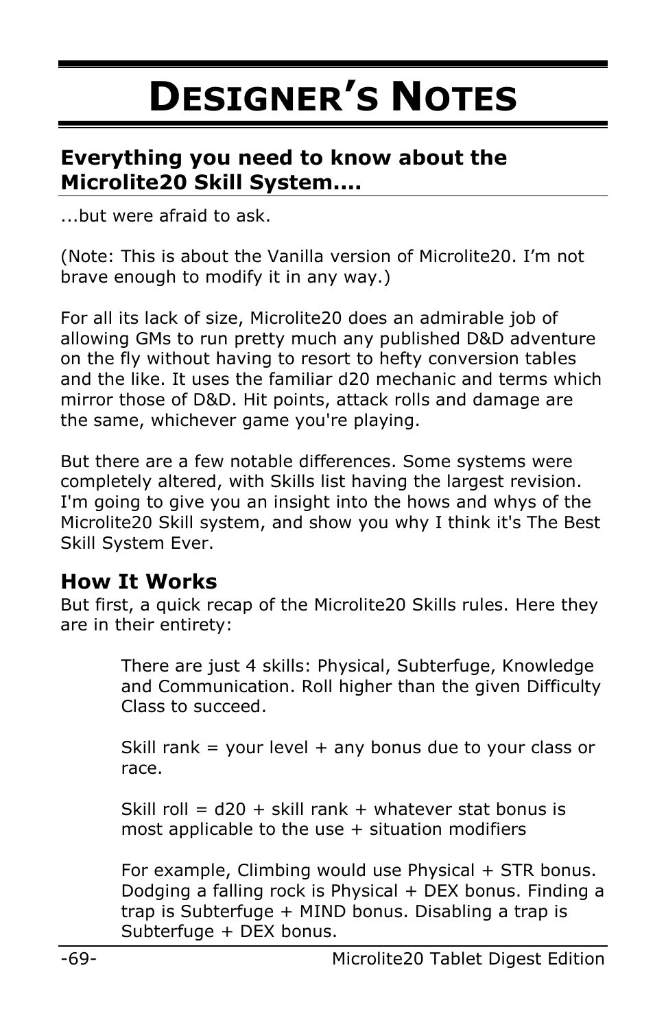# Designer's Notes

## Everything you need to know about the Microlite20 Skill System....

...but were afraid to ask.

(Note: This is about the Vanilla version of Microlite20. I'm not brave enough to modify it in any way.)

For all its lack of size, Microlite20 does an admirable job of allowing GMs to run pretty much any published D&D adventure on the fly without having to resort to hefty conversion tables and the like. It uses the familiar d20 mechanic and terms which mirror those of D&D. Hit points, attack rolls and damage are the same, whichever game you're playing.

But there are a few notable differences. Some systems were completely altered, with Skills list having the largest revision. I'm going to give you an insight into the hows and whys of the Microlite20 Skill system, and show you why I think it's The Best Skill System Ever.

### How It Works

But first, a quick recap of the Microlite20 Skills rules. Here they are in their entirety:

> There are just 4 skills: Physical, Subterfuge, Knowledge and Communication. Roll higher than the given Difficulty Class to succeed.
>
> Skill rank = your level + any bonus due to your class or race.
>
> Skill roll = d20 + skill rank + whatever stat bonus is most applicable to the use + situation modifiers
>
> For example, Climbing would use Physical + STR bonus. Dodging a falling rock is Physical + DEX bonus. Finding a trap is Subterfuge + MIND bonus. Disabling a trap is Subterfuge + DEX bonus.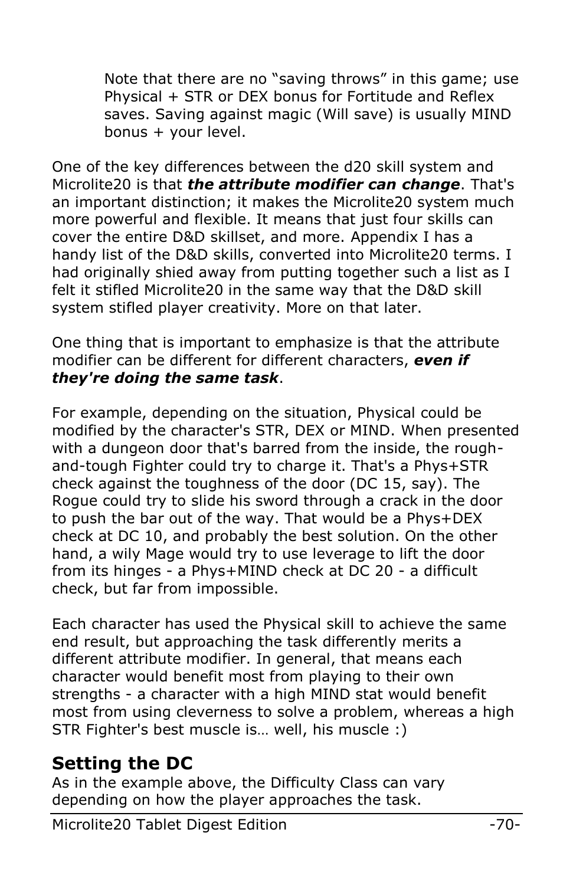> Note that there are no "saving throws" in this game; use Physical + STR or DEX bonus for Fortitude and Reflex saves. Saving against magic (Will save) is usually MIND bonus + your level.

One of the key differences between the d20 skill system and Microlite20 is that ***the attribute modifier can change***. That's an important distinction; it makes the Microlite20 system much more powerful and flexible. It means that just four skills can cover the entire D&D skillset, and more. Appendix I has a handy list of the D&D skills, converted into Microlite20 terms. I had originally shied away from putting together such a list as I felt it stifled Microlite20 in the same way that the D&D skill system stifled player creativity. More on that later.

One thing that is important to emphasize is that the attribute modifier can be different for different characters, ***even if they're doing the same task***.

For example, depending on the situation, Physical could be modified by the character's STR, DEX or MIND. When presented with a dungeon door that's barred from the inside, the rough-and-tough Fighter could try to charge it. That's a Phys+STR check against the toughness of the door (DC 15, say). The Rogue could try to slide his sword through a crack in the door to push the bar out of the way. That would be a Phys+DEX check at DC 10, and probably the best solution. On the other hand, a wily Mage would try to use leverage to lift the door from its hinges - a Phys+MIND check at DC 20 - a difficult check, but far from impossible.

Each character has used the Physical skill to achieve the same end result, but approaching the task differently merits a different attribute modifier. In general, that means each character would benefit most from playing to their own strengths - a character with a high MIND stat would benefit most from using cleverness to solve a problem, whereas a high STR Fighter's best muscle is… well, his muscle :)

## Setting the DC

As in the example above, the Difficulty Class can vary depending on how the player approaches the task.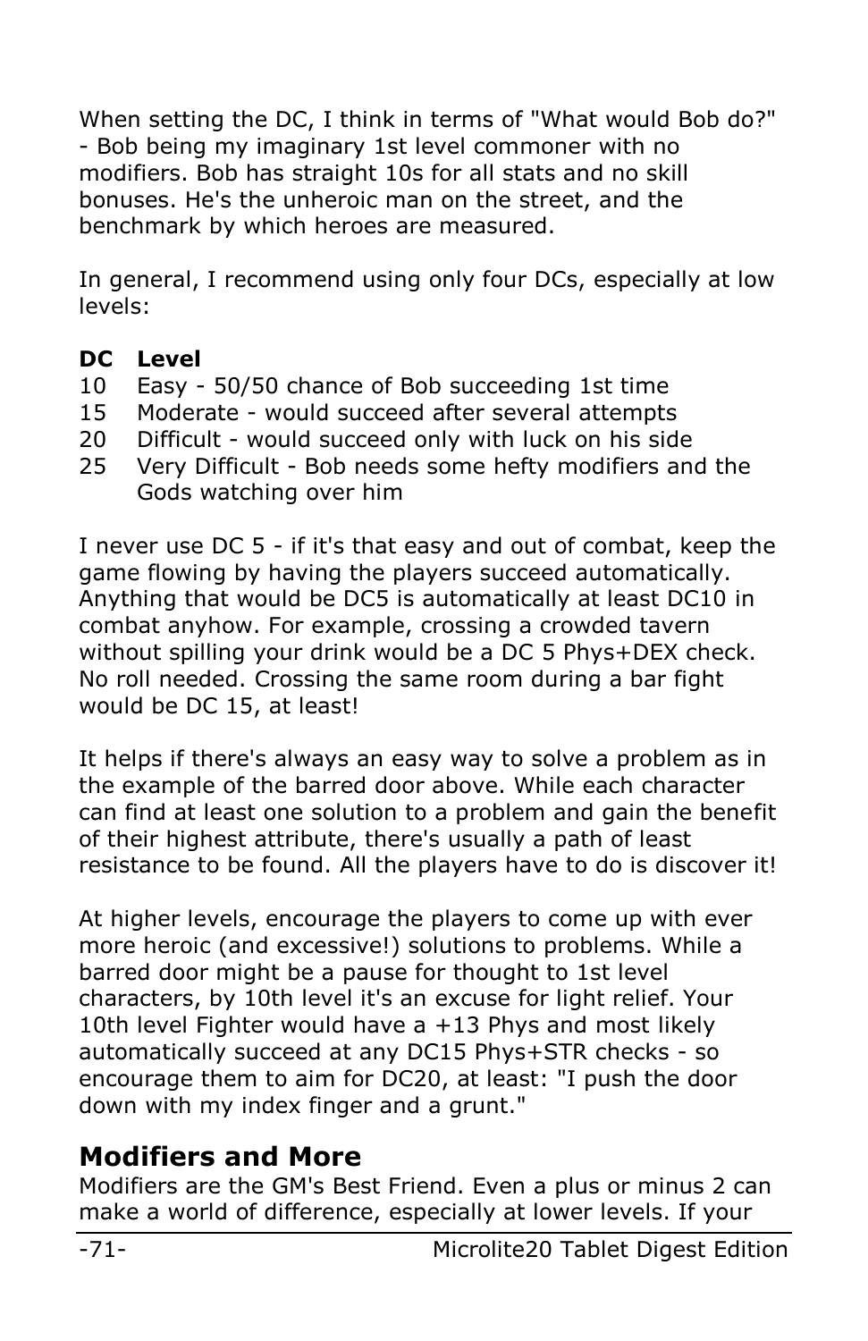When setting the DC, I think in terms of "What would Bob do?" - Bob being my imaginary 1st level commoner with no modifiers. Bob has straight 10s for all stats and no skill bonuses. He's the unheroic man on the street, and the benchmark by which heroes are measured.

In general, I recommend using only four DCs, especially at low levels:

| DC | Level |
|---|---|
| 10 | Easy - 50/50 chance of Bob succeeding 1st time |
| 15 | Moderate - would succeed after several attempts |
| 20 | Difficult - would succeed only with luck on his side |
| 25 | Very Difficult - Bob needs some hefty modifiers and the Gods watching over him |

I never use DC 5 - if it's that easy and out of combat, keep the game flowing by having the players succeed automatically. Anything that would be DC5 is automatically at least DC10 in combat anyhow. For example, crossing a crowded tavern without spilling your drink would be a DC 5 Phys+DEX check. No roll needed. Crossing the same room during a bar fight would be DC 15, at least!

It helps if there's always an easy way to solve a problem as in the example of the barred door above. While each character can find at least one solution to a problem and gain the benefit of their highest attribute, there's usually a path of least resistance to be found. All the players have to do is discover it!

At higher levels, encourage the players to come up with ever more heroic (and excessive!) solutions to problems. While a barred door might be a pause for thought to 1st level characters, by 10th level it's an excuse for light relief. Your 10th level Fighter would have a +13 Phys and most likely automatically succeed at any DC15 Phys+STR checks - so encourage them to aim for DC20, at least: "I push the door down with my index finger and a grunt."

## Modifiers and More

Modifiers are the GM's Best Friend. Even a plus or minus 2 can make a world of difference, especially at lower levels. If your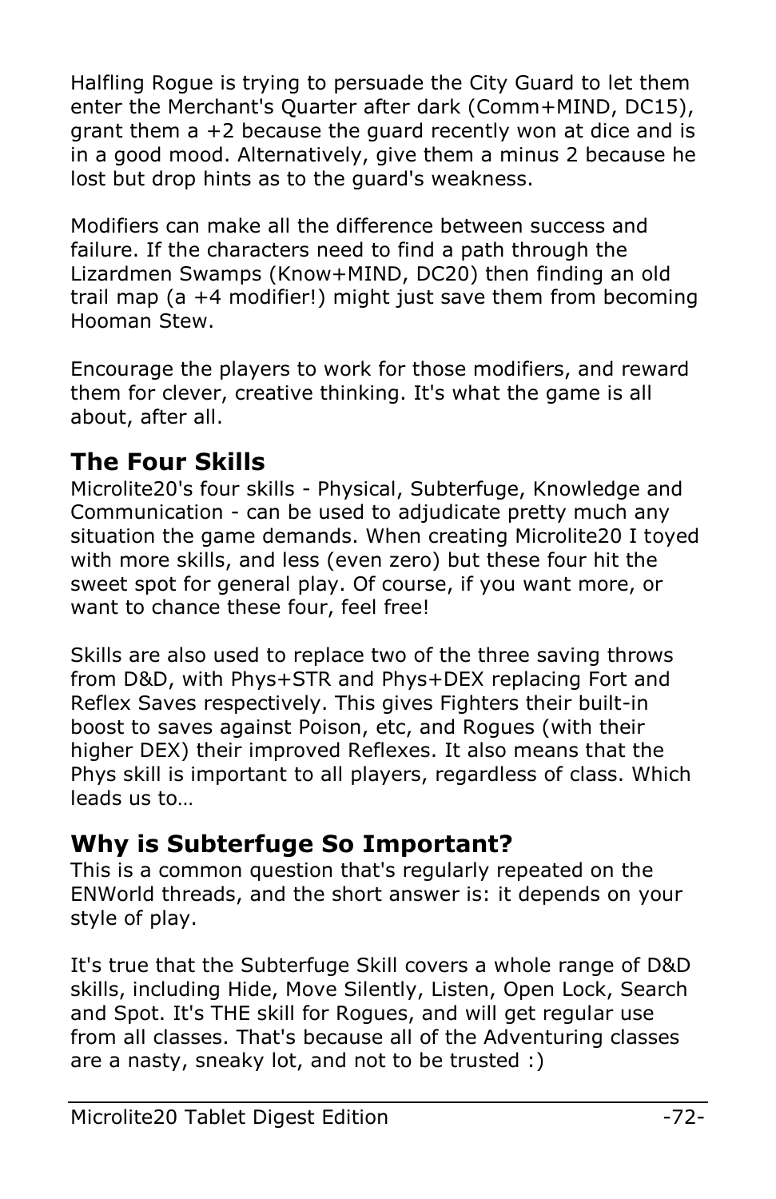Halfling Rogue is trying to persuade the City Guard to let them enter the Merchant's Quarter after dark (Comm+MIND, DC15), grant them a +2 because the guard recently won at dice and is in a good mood. Alternatively, give them a minus 2 because he lost but drop hints as to the guard's weakness.

Modifiers can make all the difference between success and failure. If the characters need to find a path through the Lizardmen Swamps (Know+MIND, DC20) then finding an old trail map (a +4 modifier!) might just save them from becoming Hooman Stew.

Encourage the players to work for those modifiers, and reward them for clever, creative thinking. It's what the game is all about, after all.

## The Four Skills

Microlite20's four skills - Physical, Subterfuge, Knowledge and Communication - can be used to adjudicate pretty much any situation the game demands. When creating Microlite20 I toyed with more skills, and less (even zero) but these four hit the sweet spot for general play. Of course, if you want more, or want to chance these four, feel free!

Skills are also used to replace two of the three saving throws from D&D, with Phys+STR and Phys+DEX replacing Fort and Reflex Saves respectively. This gives Fighters their built-in boost to saves against Poison, etc, and Rogues (with their higher DEX) their improved Reflexes. It also means that the Phys skill is important to all players, regardless of class. Which leads us to…

## Why is Subterfuge So Important?

This is a common question that's regularly repeated on the ENWorld threads, and the short answer is: it depends on your style of play.

It's true that the Subterfuge Skill covers a whole range of D&D skills, including Hide, Move Silently, Listen, Open Lock, Search and Spot. It's THE skill for Rogues, and will get regular use from all classes. That's because all of the Adventuring classes are a nasty, sneaky lot, and not to be trusted :)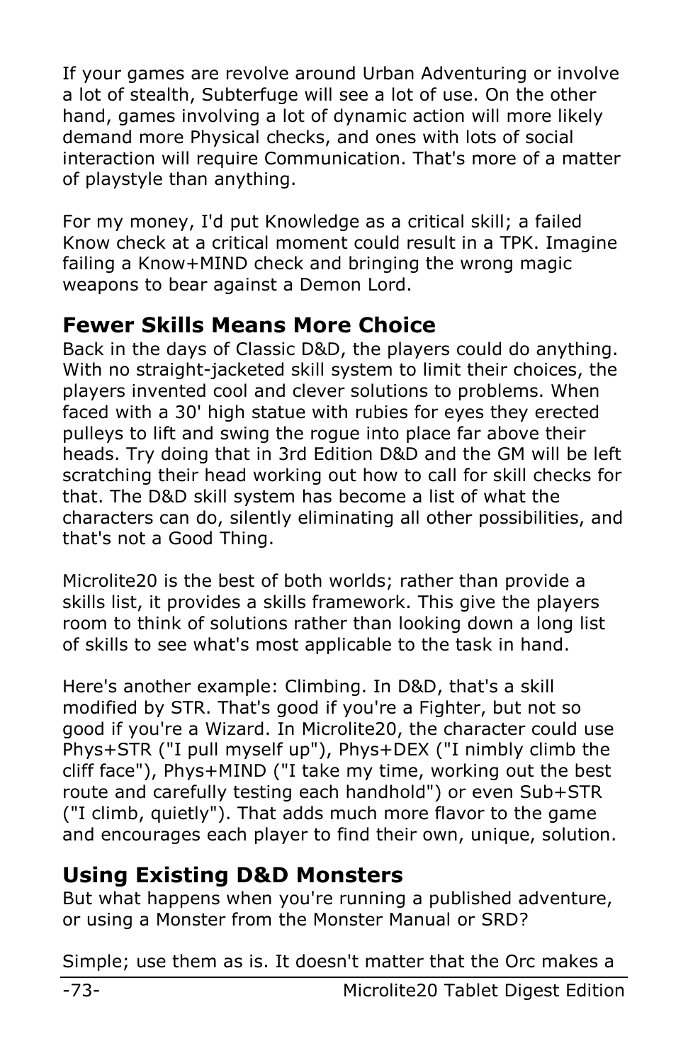If your games are revolve around Urban Adventuring or involve a lot of stealth, Subterfuge will see a lot of use. On the other hand, games involving a lot of dynamic action will more likely demand more Physical checks, and ones with lots of social interaction will require Communication. That's more of a matter of playstyle than anything.

For my money, I'd put Knowledge as a critical skill; a failed Know check at a critical moment could result in a TPK. Imagine failing a Know+MIND check and bringing the wrong magic weapons to bear against a Demon Lord.

## Fewer Skills Means More Choice

Back in the days of Classic D&D, the players could do anything. With no straight-jacketed skill system to limit their choices, the players invented cool and clever solutions to problems. When faced with a 30' high statue with rubies for eyes they erected pulleys to lift and swing the rogue into place far above their heads. Try doing that in 3rd Edition D&D and the GM will be left scratching their head working out how to call for skill checks for that. The D&D skill system has become a list of what the characters can do, silently eliminating all other possibilities, and that's not a Good Thing.

Microlite20 is the best of both worlds; rather than provide a skills list, it provides a skills framework. This give the players room to think of solutions rather than looking down a long list of skills to see what's most applicable to the task in hand.

Here's another example: Climbing. In D&D, that's a skill modified by STR. That's good if you're a Fighter, but not so good if you're a Wizard. In Microlite20, the character could use Phys+STR ("I pull myself up"), Phys+DEX ("I nimbly climb the cliff face"), Phys+MIND ("I take my time, working out the best route and carefully testing each handhold") or even Sub+STR ("I climb, quietly"). That adds much more flavor to the game and encourages each player to find their own, unique, solution.

## Using Existing D&D Monsters

But what happens when you're running a published adventure, or using a Monster from the Monster Manual or SRD?

Simple; use them as is. It doesn't matter that the Orc makes a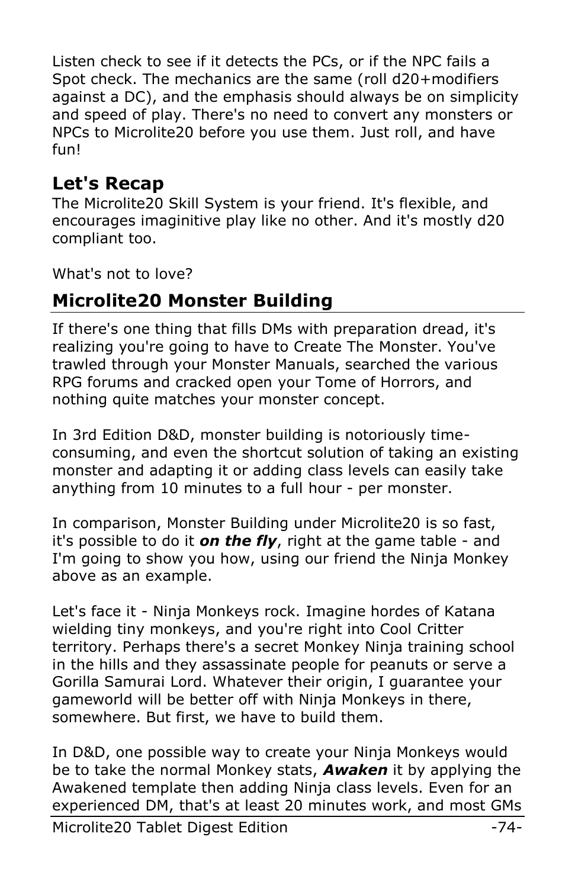Listen check to see if it detects the PCs, or if the NPC fails a Spot check. The mechanics are the same (roll d20+modifiers against a DC), and the emphasis should always be on simplicity and speed of play. There's no need to convert any monsters or NPCs to Microlite20 before you use them. Just roll, and have fun!

### Let's Recap

The Microlite20 Skill System is your friend. It's flexible, and encourages imaginitive play like no other. And it's mostly d20 compliant too.

What's not to love?

## Microlite20 Monster Building

If there's one thing that fills DMs with preparation dread, it's realizing you're going to have to Create The Monster. You've trawled through your Monster Manuals, searched the various RPG forums and cracked open your Tome of Horrors, and nothing quite matches your monster concept.

In 3rd Edition D&D, monster building is notoriously time-consuming, and even the shortcut solution of taking an existing monster and adapting it or adding class levels can easily take anything from 10 minutes to a full hour - per monster.

In comparison, Monster Building under Microlite20 is so fast, it's possible to do it ***on the fly***, right at the game table - and I'm going to show you how, using our friend the Ninja Monkey above as an example.

Let's face it - Ninja Monkeys rock. Imagine hordes of Katana wielding tiny monkeys, and you're right into Cool Critter territory. Perhaps there's a secret Monkey Ninja training school in the hills and they assassinate people for peanuts or serve a Gorilla Samurai Lord. Whatever their origin, I guarantee your gameworld will be better off with Ninja Monkeys in there, somewhere. But first, we have to build them.

In D&D, one possible way to create your Ninja Monkeys would be to take the normal Monkey stats, ***Awaken*** it by applying the Awakened template then adding Ninja class levels. Even for an experienced DM, that's at least 20 minutes work, and most GMs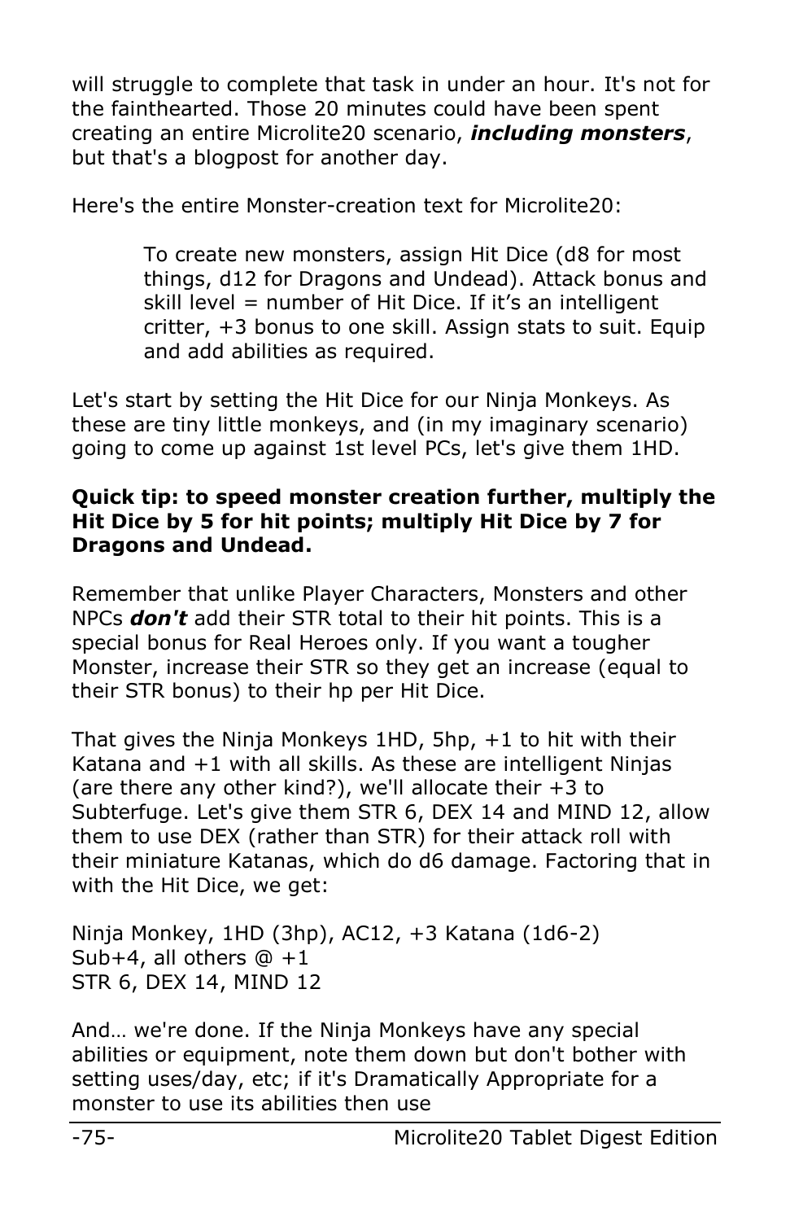will struggle to complete that task in under an hour. It's not for the fainthearted. Those 20 minutes could have been spent creating an entire Microlite20 scenario, ***including monsters***, but that's a blogpost for another day.

Here's the entire Monster-creation text for Microlite20:

> To create new monsters, assign Hit Dice (d8 for most things, d12 for Dragons and Undead). Attack bonus and skill level = number of Hit Dice. If it's an intelligent critter, +3 bonus to one skill. Assign stats to suit. Equip and add abilities as required.

Let's start by setting the Hit Dice for our Ninja Monkeys. As these are tiny little monkeys, and (in my imaginary scenario) going to come up against 1st level PCs, let's give them 1HD.

**Quick tip: to speed monster creation further, multiply the Hit Dice by 5 for hit points; multiply Hit Dice by 7 for Dragons and Undead.**

Remember that unlike Player Characters, Monsters and other NPCs ***don't*** add their STR total to their hit points. This is a special bonus for Real Heroes only. If you want a tougher Monster, increase their STR so they get an increase (equal to their STR bonus) to their hp per Hit Dice.

That gives the Ninja Monkeys 1HD, 5hp, +1 to hit with their Katana and +1 with all skills. As these are intelligent Ninjas (are there any other kind?), we'll allocate their +3 to Subterfuge. Let's give them STR 6, DEX 14 and MIND 12, allow them to use DEX (rather than STR) for their attack roll with their miniature Katanas, which do d6 damage. Factoring that in with the Hit Dice, we get:

Ninja Monkey, 1HD (3hp), AC12, +3 Katana (1d6-2)
Sub+4, all others @ +1
STR 6, DEX 14, MIND 12

And… we're done. If the Ninja Monkeys have any special abilities or equipment, note them down but don't bother with setting uses/day, etc; if it's Dramatically Appropriate for a monster to use its abilities then use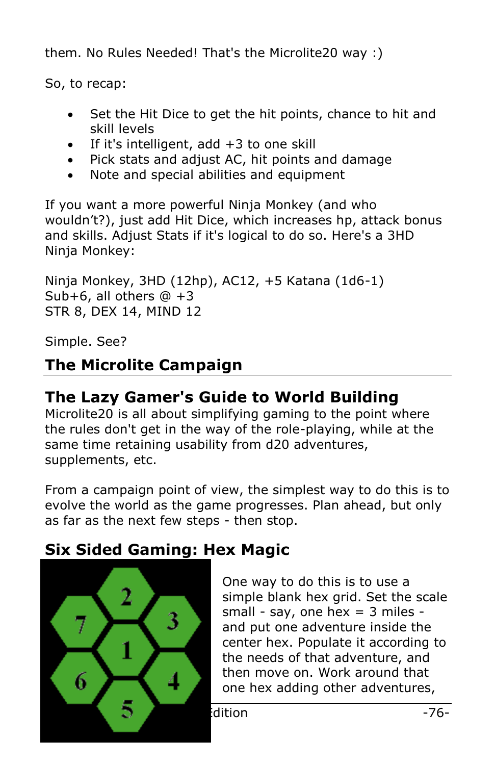them. No Rules Needed! That's the Microlite20 way :)

So, to recap:

- Set the Hit Dice to get the hit points, chance to hit and skill levels
- If it's intelligent, add +3 to one skill
- Pick stats and adjust AC, hit points and damage
- Note and special abilities and equipment

If you want a more powerful Ninja Monkey (and who wouldn't?), just add Hit Dice, which increases hp, attack bonus and skills. Adjust Stats if it's logical to do so. Here's a 3HD Ninja Monkey:

Ninja Monkey, 3HD (12hp), AC12, +5 Katana (1d6-1)
Sub+6, all others @ +3
STR 8, DEX 14, MIND 12

Simple. See?

## The Microlite Campaign

### The Lazy Gamer's Guide to World Building

Microlite20 is all about simplifying gaming to the point where the rules don't get in the way of the role-playing, while at the same time retaining usability from d20 adventures, supplements, etc.

From a campaign point of view, the simplest way to do this is to evolve the world as the game progresses. Plan ahead, but only as far as the next few steps - then stop.

### Six Sided Gaming: Hex Magic

One way to do this is to use a simple blank hex grid. Set the scale small - say, one hex = 3 miles - and put one adventure inside the center hex. Populate it according to the needs of that adventure, and then move on. Work around that one hex adding other adventures,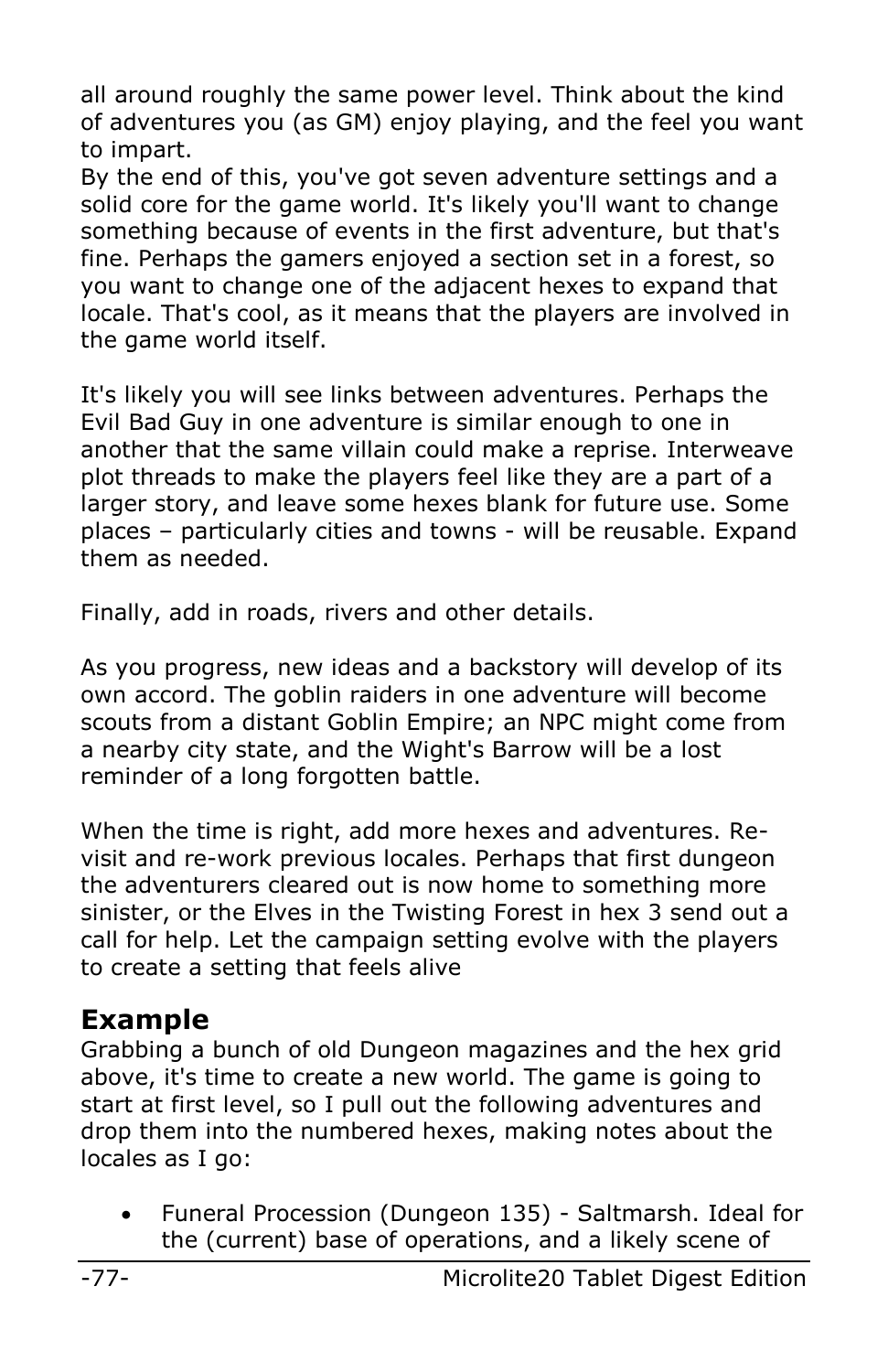all around roughly the same power level. Think about the kind of adventures you (as GM) enjoy playing, and the feel you want to impart.
By the end of this, you've got seven adventure settings and a solid core for the game world. It's likely you'll want to change something because of events in the first adventure, but that's fine. Perhaps the gamers enjoyed a section set in a forest, so you want to change one of the adjacent hexes to expand that locale. That's cool, as it means that the players are involved in the game world itself.

It's likely you will see links between adventures. Perhaps the Evil Bad Guy in one adventure is similar enough to one in another that the same villain could make a reprise. Interweave plot threads to make the players feel like they are a part of a larger story, and leave some hexes blank for future use. Some places – particularly cities and towns - will be reusable. Expand them as needed.

Finally, add in roads, rivers and other details.

As you progress, new ideas and a backstory will develop of its own accord. The goblin raiders in one adventure will become scouts from a distant Goblin Empire; an NPC might come from a nearby city state, and the Wight's Barrow will be a lost reminder of a long forgotten battle.

When the time is right, add more hexes and adventures. Re-visit and re-work previous locales. Perhaps that first dungeon the adventurers cleared out is now home to something more sinister, or the Elves in the Twisting Forest in hex 3 send out a call for help. Let the campaign setting evolve with the players to create a setting that feels alive

## Example

Grabbing a bunch of old Dungeon magazines and the hex grid above, it's time to create a new world. The game is going to start at first level, so I pull out the following adventures and drop them into the numbered hexes, making notes about the locales as I go:

- Funeral Procession (Dungeon 135) - Saltmarsh. Ideal for the (current) base of operations, and a likely scene of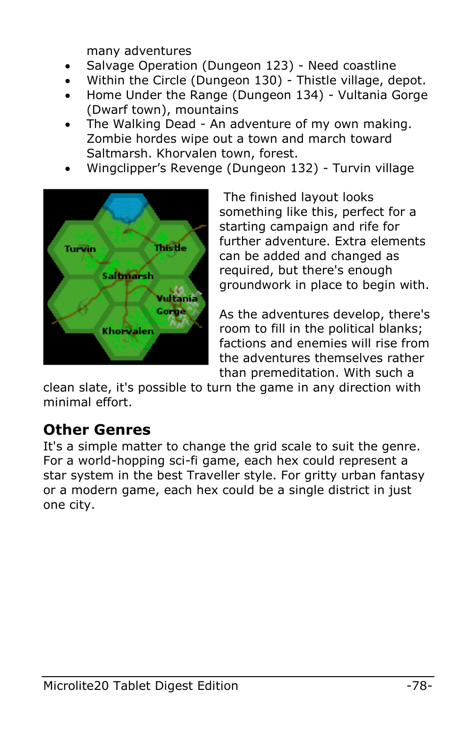many adventures

- Salvage Operation (Dungeon 123) - Need coastline
- Within the Circle (Dungeon 130) - Thistle village, depot.
- Home Under the Range (Dungeon 134) - Vultania Gorge (Dwarf town), mountains
- The Walking Dead - An adventure of my own making. Zombie hordes wipe out a town and march toward Saltmarsh. Khorvalen town, forest.
- Wingclipper's Revenge (Dungeon 132) - Turvin village

The finished layout looks something like this, perfect for a starting campaign and rife for further adventure. Extra elements can be added and changed as required, but there's enough groundwork in place to begin with.

As the adventures develop, there's room to fill in the political blanks; factions and enemies will rise from the adventures themselves rather than premeditation. With such a clean slate, it's possible to turn the game in any direction with minimal effort.

## Other Genres

It's a simple matter to change the grid scale to suit the genre. For a world-hopping sci-fi game, each hex could represent a star system in the best Traveller style. For gritty urban fantasy or a modern game, each hex could be a single district in just one city.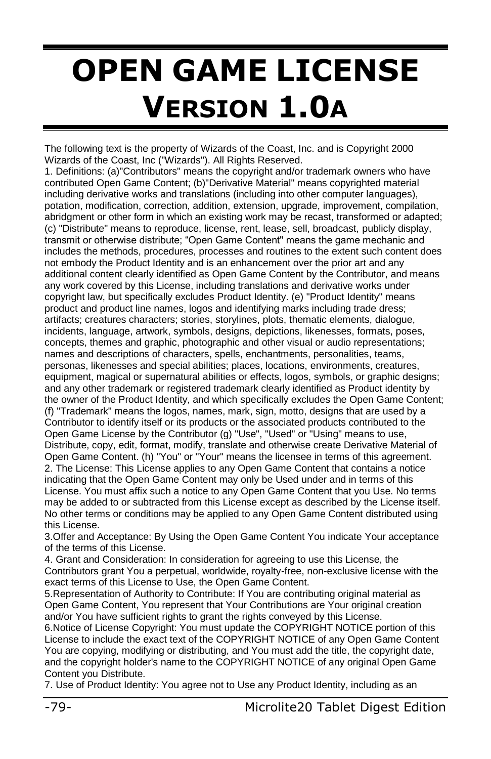# OPEN GAME LICENSE VERSION 1.0A

The following text is the property of Wizards of the Coast, Inc. and is Copyright 2000 Wizards of the Coast, Inc ("Wizards"). All Rights Reserved.

1. Definitions: (a)"Contributors" means the copyright and/or trademark owners who have contributed Open Game Content; (b)"Derivative Material" means copyrighted material including derivative works and translations (including into other computer languages), potation, modification, correction, addition, extension, upgrade, improvement, compilation, abridgment or other form in which an existing work may be recast, transformed or adapted; (c) "Distribute" means to reproduce, license, rent, lease, sell, broadcast, publicly display, transmit or otherwise distribute; "Open Game Content" means the game mechanic and includes the methods, procedures, processes and routines to the extent such content does not embody the Product Identity and is an enhancement over the prior art and any additional content clearly identified as Open Game Content by the Contributor, and means any work covered by this License, including translations and derivative works under copyright law, but specifically excludes Product Identity. (e) "Product Identity" means product and product line names, logos and identifying marks including trade dress; artifacts; creatures characters; stories, storylines, plots, thematic elements, dialogue, incidents, language, artwork, symbols, designs, depictions, likenesses, formats, poses, concepts, themes and graphic, photographic and other visual or audio representations; names and descriptions of characters, spells, enchantments, personalities, teams, personas, likenesses and special abilities; places, locations, environments, creatures, equipment, magical or supernatural abilities or effects, logos, symbols, or graphic designs; and any other trademark or registered trademark clearly identified as Product identity by the owner of the Product Identity, and which specifically excludes the Open Game Content; (f) "Trademark" means the logos, names, mark, sign, motto, designs that are used by a Contributor to identify itself or its products or the associated products contributed to the Open Game License by the Contributor (g) "Use", "Used" or "Using" means to use, Distribute, copy, edit, format, modify, translate and otherwise create Derivative Material of Open Game Content. (h) "You" or "Your" means the licensee in terms of this agreement.
2. The License: This License applies to any Open Game Content that contains a notice indicating that the Open Game Content may only be Used under and in terms of this License. You must affix such a notice to any Open Game Content that you Use. No terms may be added to or subtracted from this License except as described by the License itself. No other terms or conditions may be applied to any Open Game Content distributed using this License.
3.Offer and Acceptance: By Using the Open Game Content You indicate Your acceptance of the terms of this License.
4. Grant and Consideration: In consideration for agreeing to use this License, the Contributors grant You a perpetual, worldwide, royalty-free, non-exclusive license with the exact terms of this License to Use, the Open Game Content.
5.Representation of Authority to Contribute: If You are contributing original material as Open Game Content, You represent that Your Contributions are Your original creation and/or You have sufficient rights to grant the rights conveyed by this License.
6.Notice of License Copyright: You must update the COPYRIGHT NOTICE portion of this License to include the exact text of the COPYRIGHT NOTICE of any Open Game Content You are copying, modifying or distributing, and You must add the title, the copyright date, and the copyright holder's name to the COPYRIGHT NOTICE of any original Open Game Content you Distribute.
7. Use of Product Identity: You agree not to Use any Product Identity, including as an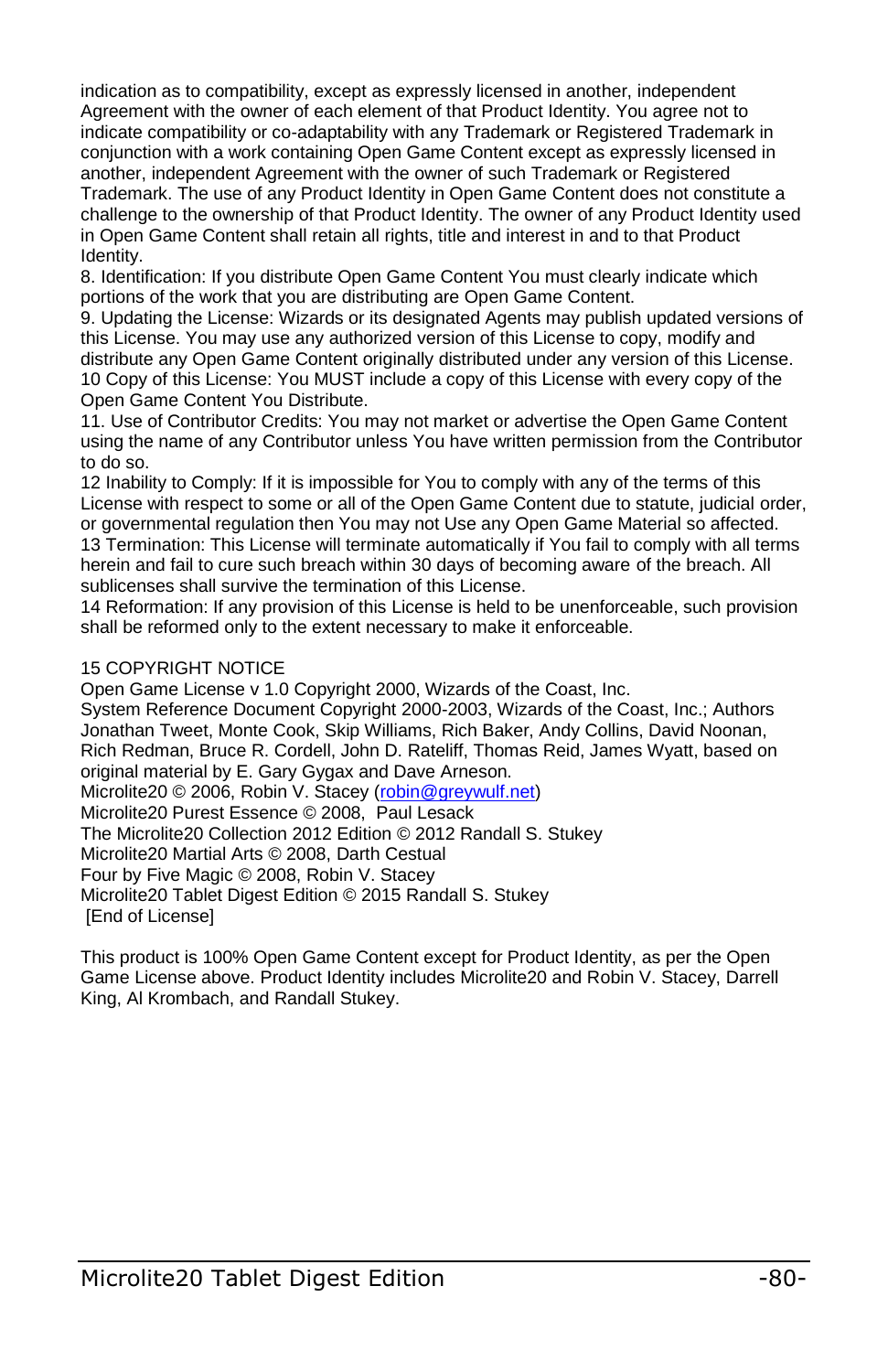indication as to compatibility, except as expressly licensed in another, independent Agreement with the owner of each element of that Product Identity. You agree not to indicate compatibility or co-adaptability with any Trademark or Registered Trademark in conjunction with a work containing Open Game Content except as expressly licensed in another, independent Agreement with the owner of such Trademark or Registered Trademark. The use of any Product Identity in Open Game Content does not constitute a challenge to the ownership of that Product Identity. The owner of any Product Identity used in Open Game Content shall retain all rights, title and interest in and to that Product Identity.

8. Identification: If you distribute Open Game Content You must clearly indicate which portions of the work that you are distributing are Open Game Content.

9. Updating the License: Wizards or its designated Agents may publish updated versions of this License. You may use any authorized version of this License to copy, modify and distribute any Open Game Content originally distributed under any version of this License.

10 Copy of this License: You MUST include a copy of this License with every copy of the Open Game Content You Distribute.

11. Use of Contributor Credits: You may not market or advertise the Open Game Content using the name of any Contributor unless You have written permission from the Contributor to do so.

12 Inability to Comply: If it is impossible for You to comply with any of the terms of this License with respect to some or all of the Open Game Content due to statute, judicial order, or governmental regulation then You may not Use any Open Game Material so affected.

13 Termination: This License will terminate automatically if You fail to comply with all terms herein and fail to cure such breach within 30 days of becoming aware of the breach. All sublicenses shall survive the termination of this License.

14 Reformation: If any provision of this License is held to be unenforceable, such provision shall be reformed only to the extent necessary to make it enforceable.

15 COPYRIGHT NOTICE

Open Game License v 1.0 Copyright 2000, Wizards of the Coast, Inc.

System Reference Document Copyright 2000-2003, Wizards of the Coast, Inc.; Authors Jonathan Tweet, Monte Cook, Skip Williams, Rich Baker, Andy Collins, David Noonan, Rich Redman, Bruce R. Cordell, John D. Rateliff, Thomas Reid, James Wyatt, based on original material by E. Gary Gygax and Dave Arneson.

Microlite20 © 2006, Robin V. Stacey (robin@greywulf.net)

Microlite20 Purest Essence © 2008, Paul Lesack

The Microlite20 Collection 2012 Edition © 2012 Randall S. Stukey

Microlite20 Martial Arts © 2008, Darth Cestual

Four by Five Magic © 2008, Robin V. Stacey

Microlite20 Tablet Digest Edition © 2015 Randall S. Stukey

[End of License]

This product is 100% Open Game Content except for Product Identity, as per the Open Game License above. Product Identity includes Microlite20 and Robin V. Stacey, Darrell King, Al Krombach, and Randall Stukey.